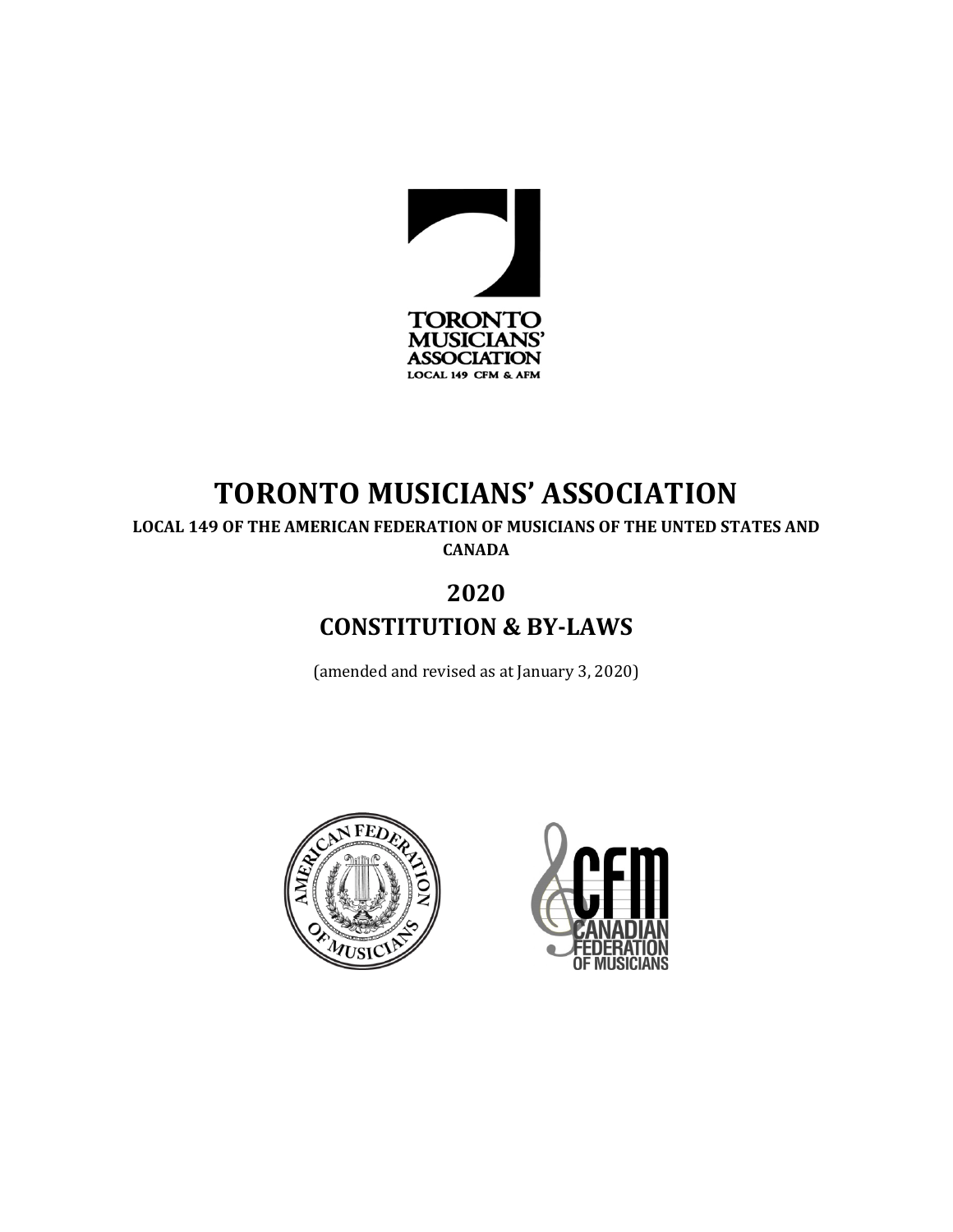# TORONTO MUSICIANS' ASSOCIATION

**LOCAL 149 OF THE AMERICAN FEDERATION OF MUSICIANS OF THE UNTED STATES AND CANADA**

## 2020

## CONSTITUTION & BY-LAWS

(amended and revised as at January 3, 2020)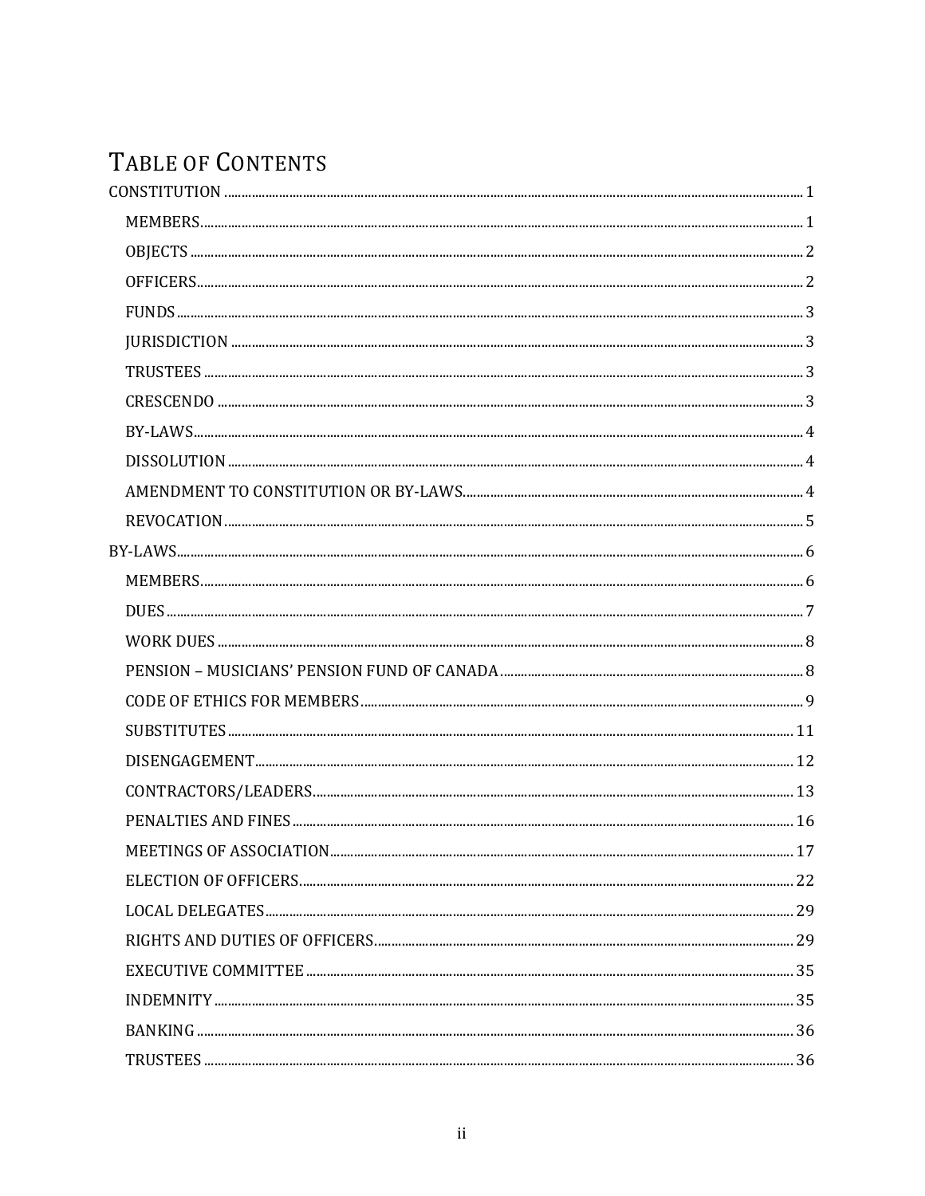# TABLE OF CONTENTS

- CONSTITUTION ..... 1
  - MEMBERS ..... 1
  - OBJECTS ..... 2
  - OFFICERS ..... 2
  - FUNDS ..... 3
  - JURISDICTION ..... 3
  - TRUSTEES ..... 3
  - CRESCENDO ..... 3
  - BY-LAWS ..... 4
  - DISSOLUTION ..... 4
  - AMENDMENT TO CONSTITUTION OR BY-LAWS ..... 4
  - REVOCATION ..... 5
- BY-LAWS ..... 6
  - MEMBERS ..... 6
  - DUES ..... 7
  - WORK DUES ..... 8
  - PENSION – MUSICIANS' PENSION FUND OF CANADA ..... 8
  - CODE OF ETHICS FOR MEMBERS ..... 9
  - SUBSTITUTES ..... 11
  - DISENGAGEMENT ..... 12
  - CONTRACTORS/LEADERS ..... 13
  - PENALTIES AND FINES ..... 16
  - MEETINGS OF ASSOCIATION ..... 17
  - ELECTION OF OFFICERS ..... 22
  - LOCAL DELEGATES ..... 29
  - RIGHTS AND DUTIES OF OFFICERS ..... 29
  - EXECUTIVE COMMITTEE ..... 35
  - INDEMNITY ..... 35
  - BANKING ..... 36
  - TRUSTEES ..... 36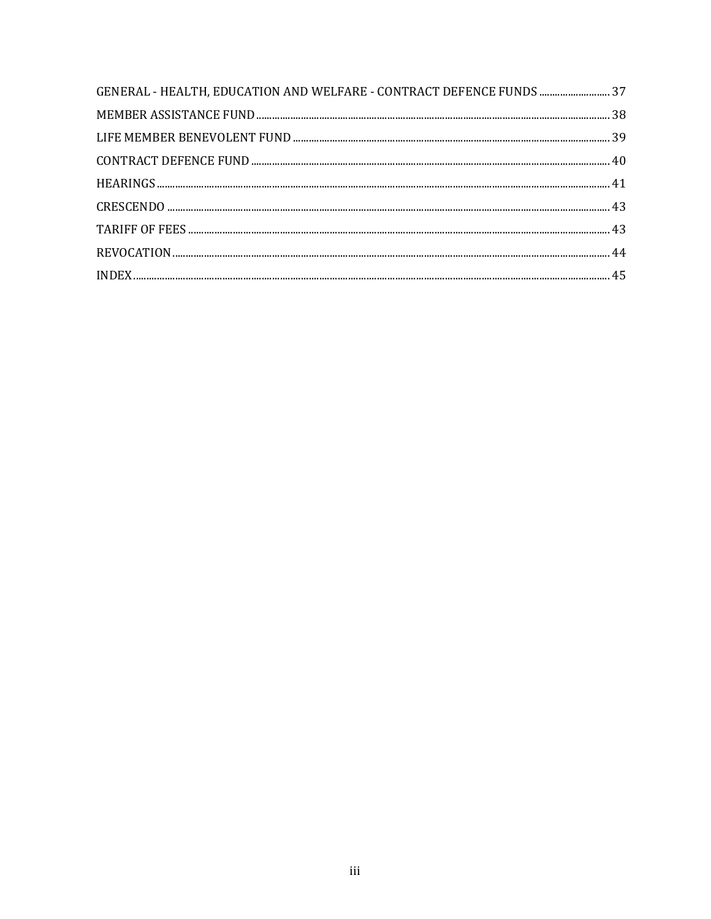GENERAL - HEALTH, EDUCATION AND WELFARE - CONTRACT DEFENCE FUNDS ........................... 37

MEMBER ASSISTANCE FUND ........................................................................................................ 38

LIFE MEMBER BENEVOLENT FUND ........................................................................................... 39

CONTRACT DEFENCE FUND ........................................................................................................ 40

HEARINGS ......................................................................................................................................... 41

CRESCENDO ...................................................................................................................................... 43

TARIFF OF FEES ............................................................................................................................... 43

REVOCATION .................................................................................................................................... 44

INDEX .................................................................................................................................................. 45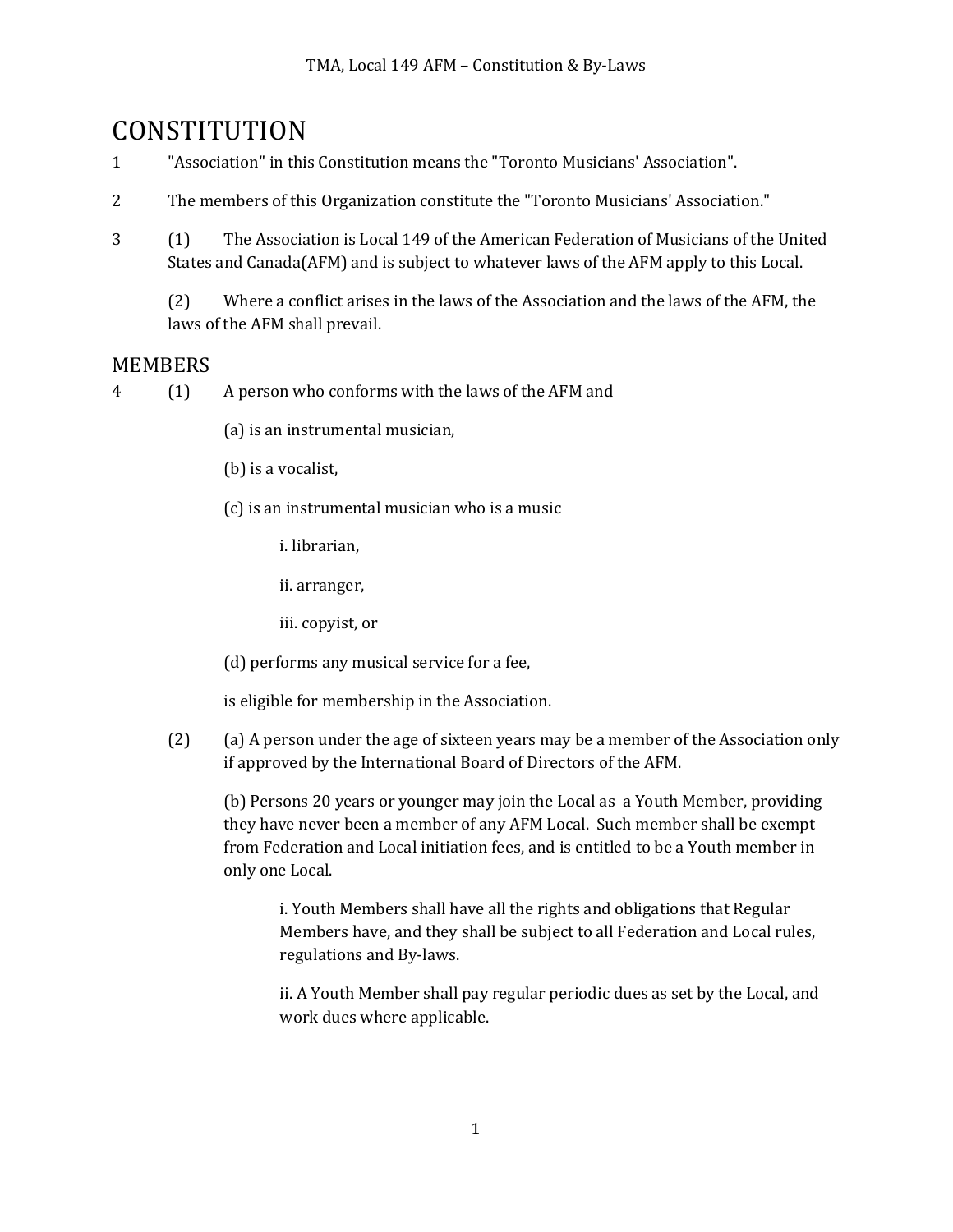# CONSTITUTION

1 "Association" in this Constitution means the "Toronto Musicians' Association".

2 The members of this Organization constitute the "Toronto Musicians' Association."

3 (1) The Association is Local 149 of the American Federation of Musicians of the United States and Canada(AFM) and is subject to whatever laws of the AFM apply to this Local.

(2) Where a conflict arises in the laws of the Association and the laws of the AFM, the laws of the AFM shall prevail.

# MEMBERS

4 (1) A person who conforms with the laws of the AFM and

(a) is an instrumental musician,

(b) is a vocalist,

(c) is an instrumental musician who is a music

i. librarian,

ii. arranger,

iii. copyist, or

(d) performs any musical service for a fee,

is eligible for membership in the Association.

(2) (a) A person under the age of sixteen years may be a member of the Association only if approved by the International Board of Directors of the AFM.

(b) Persons 20 years or younger may join the Local as a Youth Member, providing they have never been a member of any AFM Local. Such member shall be exempt from Federation and Local initiation fees, and is entitled to be a Youth member in only one Local.

i. Youth Members shall have all the rights and obligations that Regular Members have, and they shall be subject to all Federation and Local rules, regulations and By-laws.

ii. A Youth Member shall pay regular periodic dues as set by the Local, and work dues where applicable.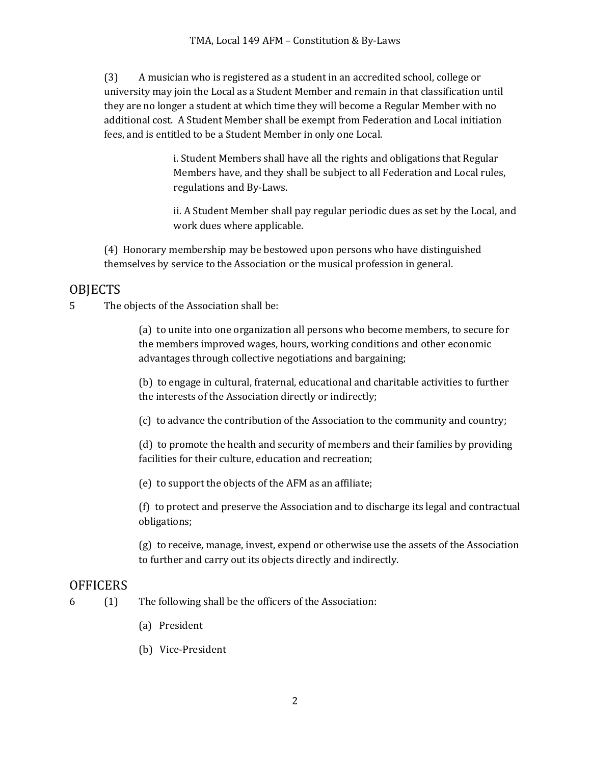(3) A musician who is registered as a student in an accredited school, college or university may join the Local as a Student Member and remain in that classification until they are no longer a student at which time they will become a Regular Member with no additional cost. A Student Member shall be exempt from Federation and Local initiation fees, and is entitled to be a Student Member in only one Local.

i. Student Members shall have all the rights and obligations that Regular Members have, and they shall be subject to all Federation and Local rules, regulations and By-Laws.

ii. A Student Member shall pay regular periodic dues as set by the Local, and work dues where applicable.

(4) Honorary membership may be bestowed upon persons who have distinguished themselves by service to the Association or the musical profession in general.

## OBJECTS

5 The objects of the Association shall be:

(a) to unite into one organization all persons who become members, to secure for the members improved wages, hours, working conditions and other economic advantages through collective negotiations and bargaining;

(b) to engage in cultural, fraternal, educational and charitable activities to further the interests of the Association directly or indirectly;

(c) to advance the contribution of the Association to the community and country;

(d) to promote the health and security of members and their families by providing facilities for their culture, education and recreation;

(e) to support the objects of the AFM as an affiliate;

(f) to protect and preserve the Association and to discharge its legal and contractual obligations;

(g) to receive, manage, invest, expend or otherwise use the assets of the Association to further and carry out its objects directly and indirectly.

## OFFICERS

6 (1) The following shall be the officers of the Association:

(a) President

(b) Vice-President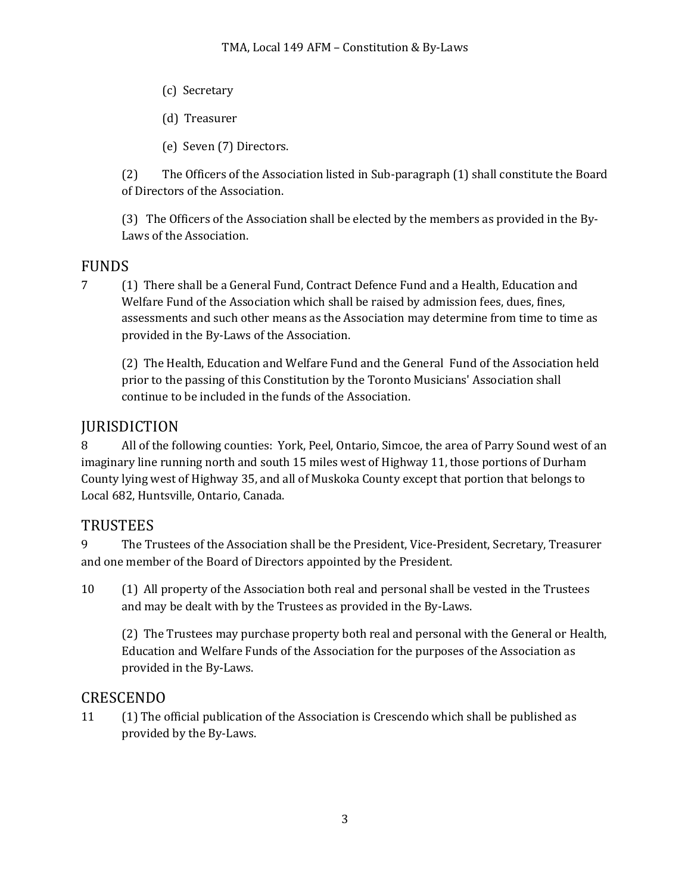(c) Secretary

(d) Treasurer

(e) Seven (7) Directors.

(2) The Officers of the Association listed in Sub-paragraph (1) shall constitute the Board of Directors of the Association.

(3) The Officers of the Association shall be elected by the members as provided in the By-Laws of the Association.

## FUNDS

7 (1) There shall be a General Fund, Contract Defence Fund and a Health, Education and Welfare Fund of the Association which shall be raised by admission fees, dues, fines, assessments and such other means as the Association may determine from time to time as provided in the By-Laws of the Association.

(2) The Health, Education and Welfare Fund and the General Fund of the Association held prior to the passing of this Constitution by the Toronto Musicians' Association shall continue to be included in the funds of the Association.

## JURISDICTION

8 All of the following counties: York, Peel, Ontario, Simcoe, the area of Parry Sound west of an imaginary line running north and south 15 miles west of Highway 11, those portions of Durham County lying west of Highway 35, and all of Muskoka County except that portion that belongs to Local 682, Huntsville, Ontario, Canada.

## TRUSTEES

9 The Trustees of the Association shall be the President, Vice-President, Secretary, Treasurer and one member of the Board of Directors appointed by the President.

10 (1) All property of the Association both real and personal shall be vested in the Trustees and may be dealt with by the Trustees as provided in the By-Laws.

(2) The Trustees may purchase property both real and personal with the General or Health, Education and Welfare Funds of the Association for the purposes of the Association as provided in the By-Laws.

## CRESCENDO

11 (1) The official publication of the Association is Crescendo which shall be published as provided by the By-Laws.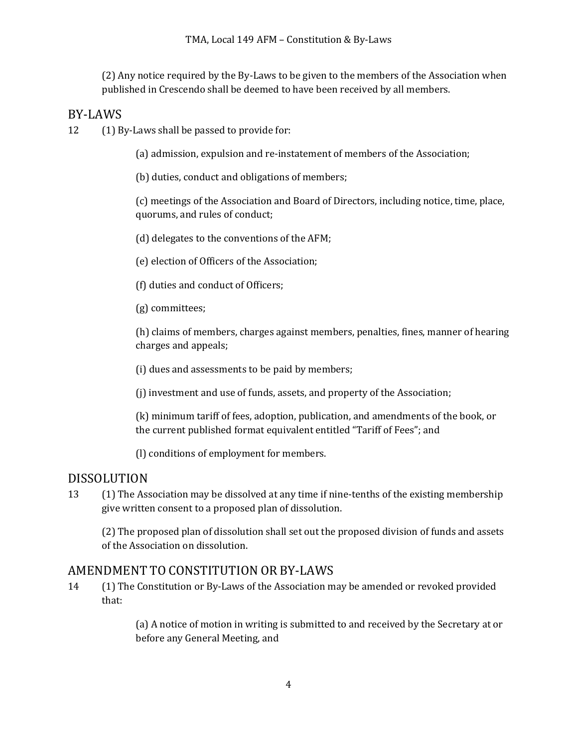(2) Any notice required by the By-Laws to be given to the members of the Association when published in Crescendo shall be deemed to have been received by all members.

## BY-LAWS

12 (1) By-Laws shall be passed to provide for:

(a) admission, expulsion and re-instatement of members of the Association;

(b) duties, conduct and obligations of members;

(c) meetings of the Association and Board of Directors, including notice, time, place, quorums, and rules of conduct;

(d) delegates to the conventions of the AFM;

(e) election of Officers of the Association;

(f) duties and conduct of Officers;

(g) committees;

(h) claims of members, charges against members, penalties, fines, manner of hearing charges and appeals;

(i) dues and assessments to be paid by members;

(j) investment and use of funds, assets, and property of the Association;

(k) minimum tariff of fees, adoption, publication, and amendments of the book, or the current published format equivalent entitled "Tariff of Fees"; and

(l) conditions of employment for members.

## DISSOLUTION

13 (1) The Association may be dissolved at any time if nine-tenths of the existing membership give written consent to a proposed plan of dissolution.

(2) The proposed plan of dissolution shall set out the proposed division of funds and assets of the Association on dissolution.

## AMENDMENT TO CONSTITUTION OR BY-LAWS

14 (1) The Constitution or By-Laws of the Association may be amended or revoked provided that:

(a) A notice of motion in writing is submitted to and received by the Secretary at or before any General Meeting, and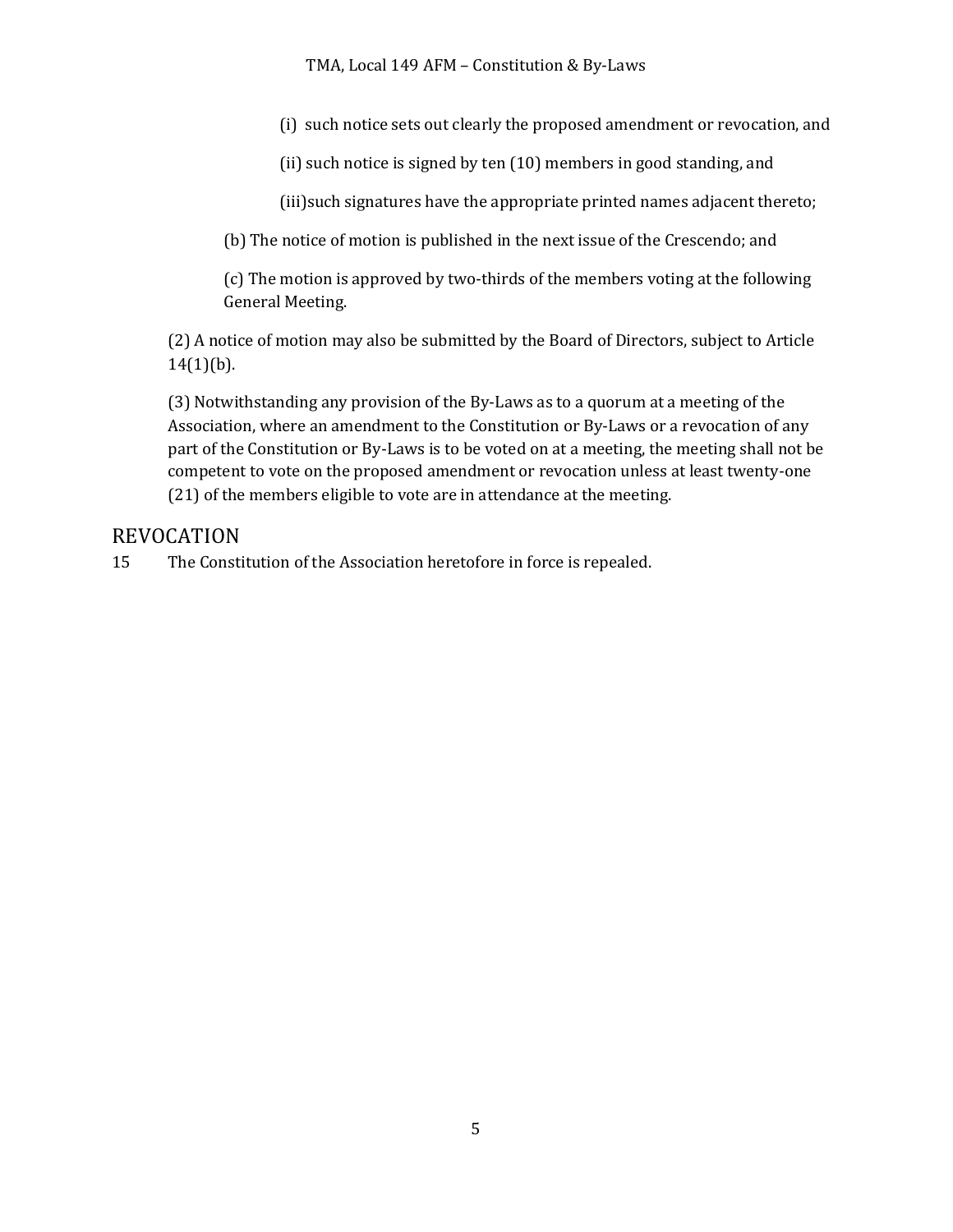(i) such notice sets out clearly the proposed amendment or revocation, and

(ii) such notice is signed by ten (10) members in good standing, and

(iii)such signatures have the appropriate printed names adjacent thereto;

(b) The notice of motion is published in the next issue of the Crescendo; and

(c) The motion is approved by two-thirds of the members voting at the following General Meeting.

(2) A notice of motion may also be submitted by the Board of Directors, subject to Article 14(1)(b).

(3) Notwithstanding any provision of the By-Laws as to a quorum at a meeting of the Association, where an amendment to the Constitution or By-Laws or a revocation of any part of the Constitution or By-Laws is to be voted on at a meeting, the meeting shall not be competent to vote on the proposed amendment or revocation unless at least twenty-one (21) of the members eligible to vote are in attendance at the meeting.

## REVOCATION

15 The Constitution of the Association heretofore in force is repealed.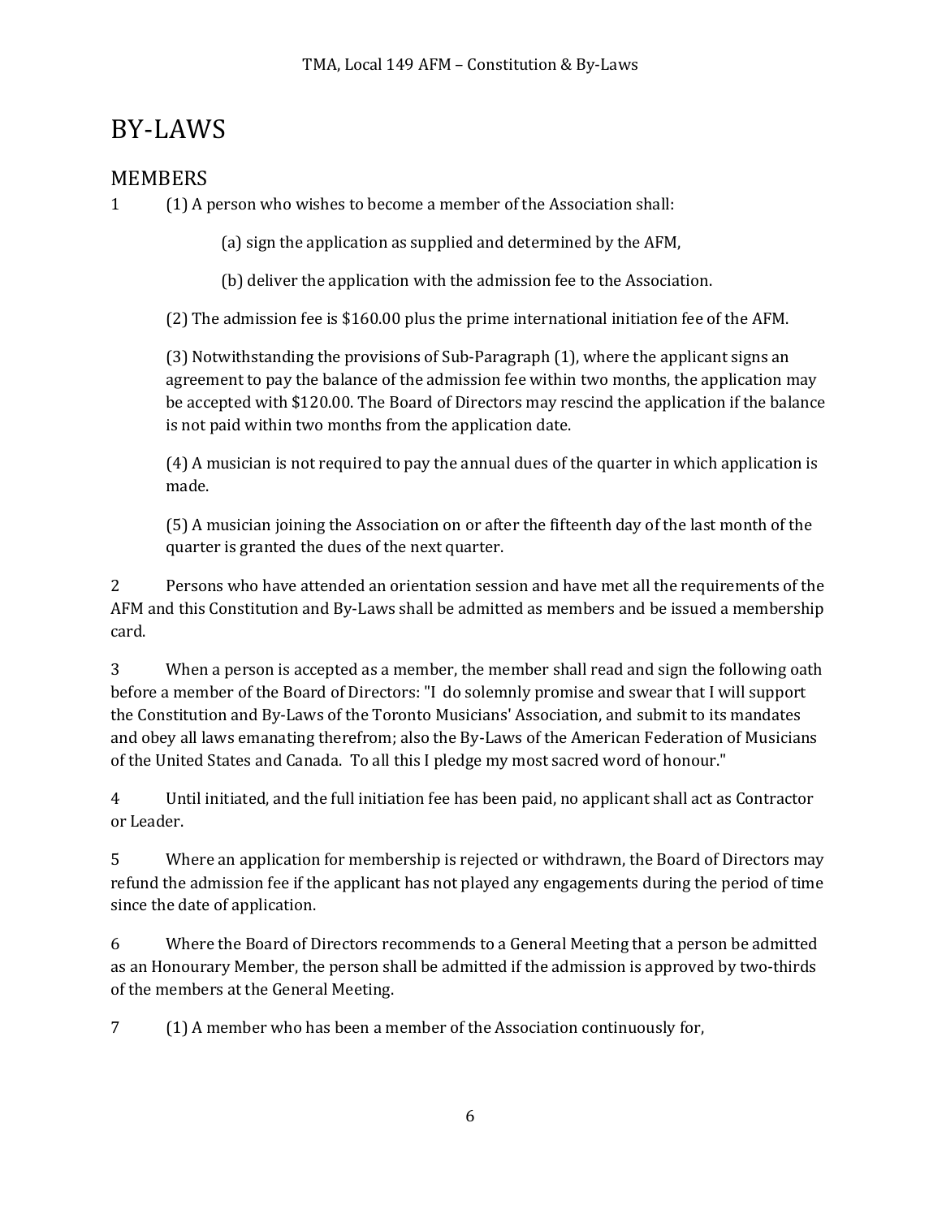# BY-LAWS

## MEMBERS

1 (1) A person who wishes to become a member of the Association shall:

(a) sign the application as supplied and determined by the AFM,

(b) deliver the application with the admission fee to the Association.

(2) The admission fee is $160.00 plus the prime international initiation fee of the AFM.

(3) Notwithstanding the provisions of Sub-Paragraph (1), where the applicant signs an agreement to pay the balance of the admission fee within two months, the application may be accepted with $120.00. The Board of Directors may rescind the application if the balance is not paid within two months from the application date.

(4) A musician is not required to pay the annual dues of the quarter in which application is made.

(5) A musician joining the Association on or after the fifteenth day of the last month of the quarter is granted the dues of the next quarter.

2 Persons who have attended an orientation session and have met all the requirements of the AFM and this Constitution and By-Laws shall be admitted as members and be issued a membership card.

3 When a person is accepted as a member, the member shall read and sign the following oath before a member of the Board of Directors: "I do solemnly promise and swear that I will support the Constitution and By-Laws of the Toronto Musicians' Association, and submit to its mandates and obey all laws emanating therefrom; also the By-Laws of the American Federation of Musicians of the United States and Canada. To all this I pledge my most sacred word of honour."

4 Until initiated, and the full initiation fee has been paid, no applicant shall act as Contractor or Leader.

5 Where an application for membership is rejected or withdrawn, the Board of Directors may refund the admission fee if the applicant has not played any engagements during the period of time since the date of application.

6 Where the Board of Directors recommends to a General Meeting that a person be admitted as an Honourary Member, the person shall be admitted if the admission is approved by two-thirds of the members at the General Meeting.

7 (1) A member who has been a member of the Association continuously for,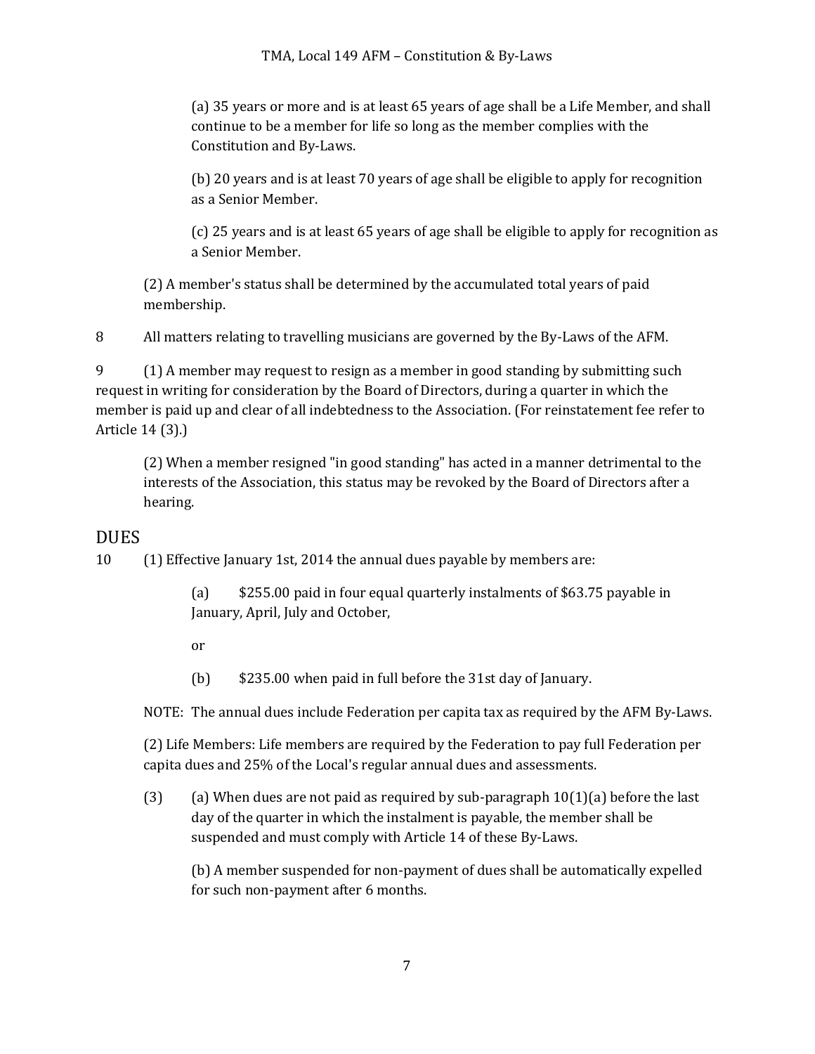(a) 35 years or more and is at least 65 years of age shall be a Life Member, and shall continue to be a member for life so long as the member complies with the Constitution and By-Laws.

(b) 20 years and is at least 70 years of age shall be eligible to apply for recognition as a Senior Member.

(c) 25 years and is at least 65 years of age shall be eligible to apply for recognition as a Senior Member.

(2) A member's status shall be determined by the accumulated total years of paid membership.

8 All matters relating to travelling musicians are governed by the By-Laws of the AFM.

9 (1) A member may request to resign as a member in good standing by submitting such request in writing for consideration by the Board of Directors, during a quarter in which the member is paid up and clear of all indebtedness to the Association. (For reinstatement fee refer to Article 14 (3).)

(2) When a member resigned "in good standing" has acted in a manner detrimental to the interests of the Association, this status may be revoked by the Board of Directors after a hearing.

## DUES

10 (1) Effective January 1st, 2014 the annual dues payable by members are:

(a) $255.00 paid in four equal quarterly instalments of $63.75 payable in January, April, July and October,

or

(b) $235.00 when paid in full before the 31st day of January.

NOTE: The annual dues include Federation per capita tax as required by the AFM By-Laws.

(2) Life Members: Life members are required by the Federation to pay full Federation per capita dues and 25% of the Local's regular annual dues and assessments.

(3) (a) When dues are not paid as required by sub-paragraph 10(1)(a) before the last day of the quarter in which the instalment is payable, the member shall be suspended and must comply with Article 14 of these By-Laws.

(b) A member suspended for non-payment of dues shall be automatically expelled for such non-payment after 6 months.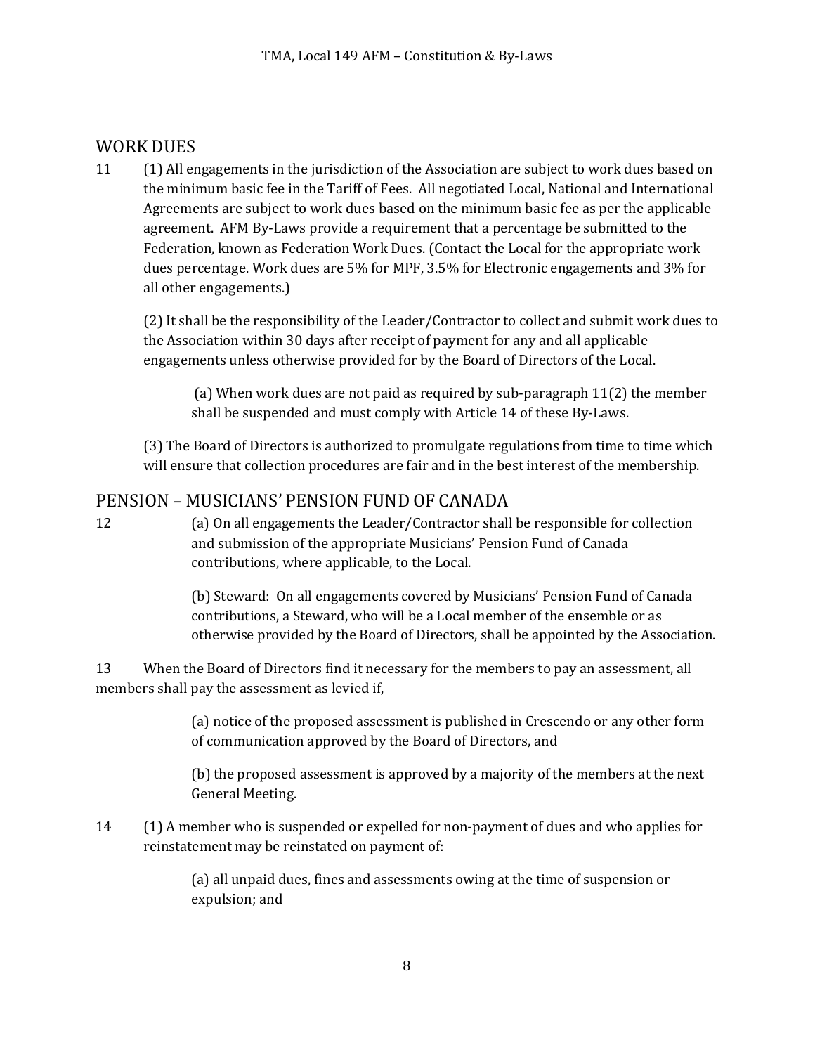## WORK DUES

11 (1) All engagements in the jurisdiction of the Association are subject to work dues based on the minimum basic fee in the Tariff of Fees. All negotiated Local, National and International Agreements are subject to work dues based on the minimum basic fee as per the applicable agreement. AFM By-Laws provide a requirement that a percentage be submitted to the Federation, known as Federation Work Dues. (Contact the Local for the appropriate work dues percentage. Work dues are 5% for MPF, 3.5% for Electronic engagements and 3% for all other engagements.)

(2) It shall be the responsibility of the Leader/Contractor to collect and submit work dues to the Association within 30 days after receipt of payment for any and all applicable engagements unless otherwise provided for by the Board of Directors of the Local.

(a) When work dues are not paid as required by sub-paragraph 11(2) the member shall be suspended and must comply with Article 14 of these By-Laws.

(3) The Board of Directors is authorized to promulgate regulations from time to time which will ensure that collection procedures are fair and in the best interest of the membership.

## PENSION – MUSICIANS' PENSION FUND OF CANADA

12 (a) On all engagements the Leader/Contractor shall be responsible for collection and submission of the appropriate Musicians' Pension Fund of Canada contributions, where applicable, to the Local.

(b) Steward: On all engagements covered by Musicians' Pension Fund of Canada contributions, a Steward, who will be a Local member of the ensemble or as otherwise provided by the Board of Directors, shall be appointed by the Association.

13 When the Board of Directors find it necessary for the members to pay an assessment, all members shall pay the assessment as levied if,

(a) notice of the proposed assessment is published in Crescendo or any other form of communication approved by the Board of Directors, and

(b) the proposed assessment is approved by a majority of the members at the next General Meeting.

14 (1) A member who is suspended or expelled for non-payment of dues and who applies for reinstatement may be reinstated on payment of:

(a) all unpaid dues, fines and assessments owing at the time of suspension or expulsion; and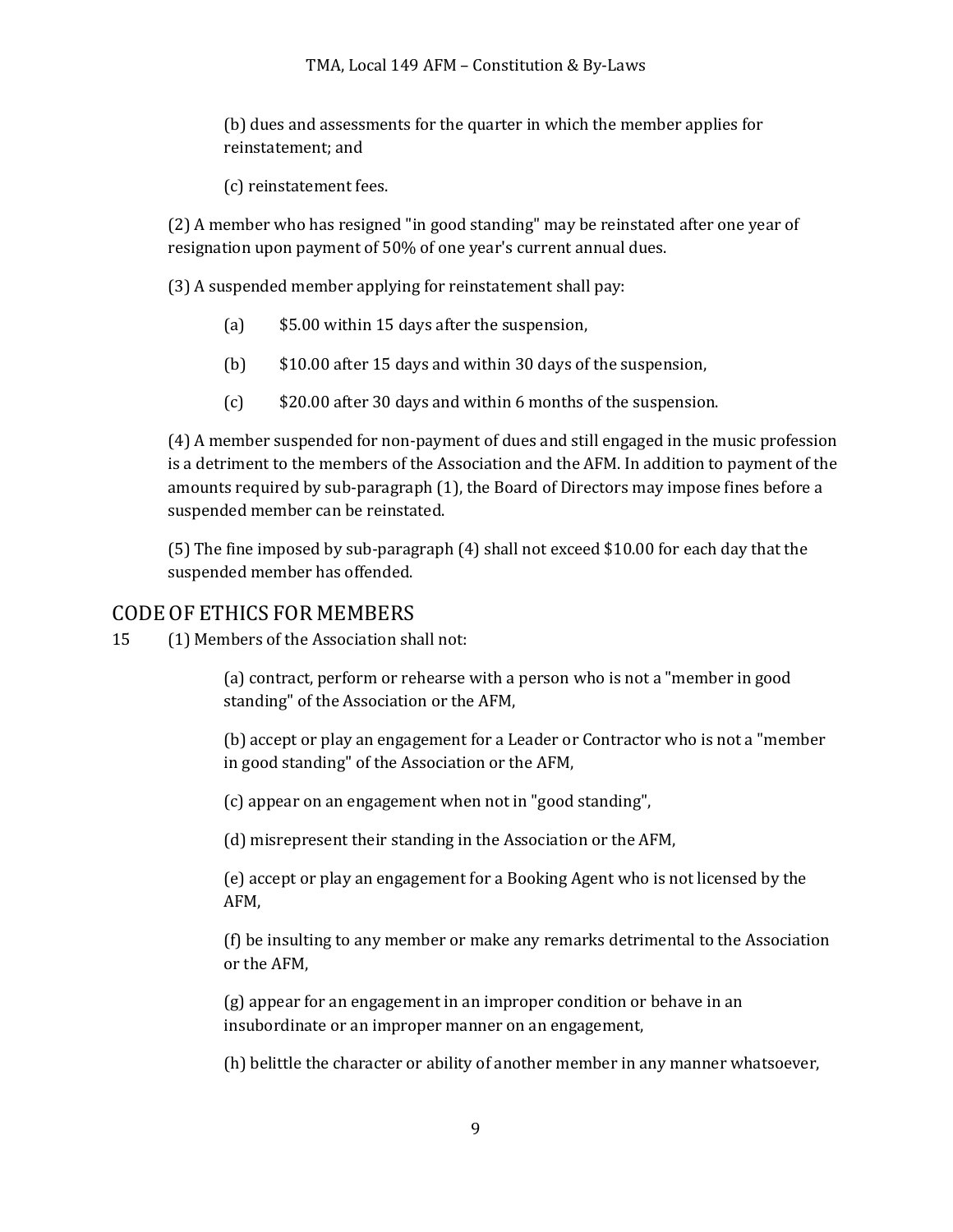(b) dues and assessments for the quarter in which the member applies for reinstatement; and

(c) reinstatement fees.

(2) A member who has resigned "in good standing" may be reinstated after one year of resignation upon payment of 50% of one year's current annual dues.

(3) A suspended member applying for reinstatement shall pay:

(a) $5.00 within 15 days after the suspension,

(b) $10.00 after 15 days and within 30 days of the suspension,

(c) $20.00 after 30 days and within 6 months of the suspension.

(4) A member suspended for non-payment of dues and still engaged in the music profession is a detriment to the members of the Association and the AFM. In addition to payment of the amounts required by sub-paragraph (1), the Board of Directors may impose fines before a suspended member can be reinstated.

(5) The fine imposed by sub-paragraph (4) shall not exceed $10.00 for each day that the suspended member has offended.

## CODE OF ETHICS FOR MEMBERS

15 (1) Members of the Association shall not:

(a) contract, perform or rehearse with a person who is not a "member in good standing" of the Association or the AFM,

(b) accept or play an engagement for a Leader or Contractor who is not a "member in good standing" of the Association or the AFM,

(c) appear on an engagement when not in "good standing",

(d) misrepresent their standing in the Association or the AFM,

(e) accept or play an engagement for a Booking Agent who is not licensed by the AFM,

(f) be insulting to any member or make any remarks detrimental to the Association or the AFM,

(g) appear for an engagement in an improper condition or behave in an insubordinate or an improper manner on an engagement,

(h) belittle the character or ability of another member in any manner whatsoever,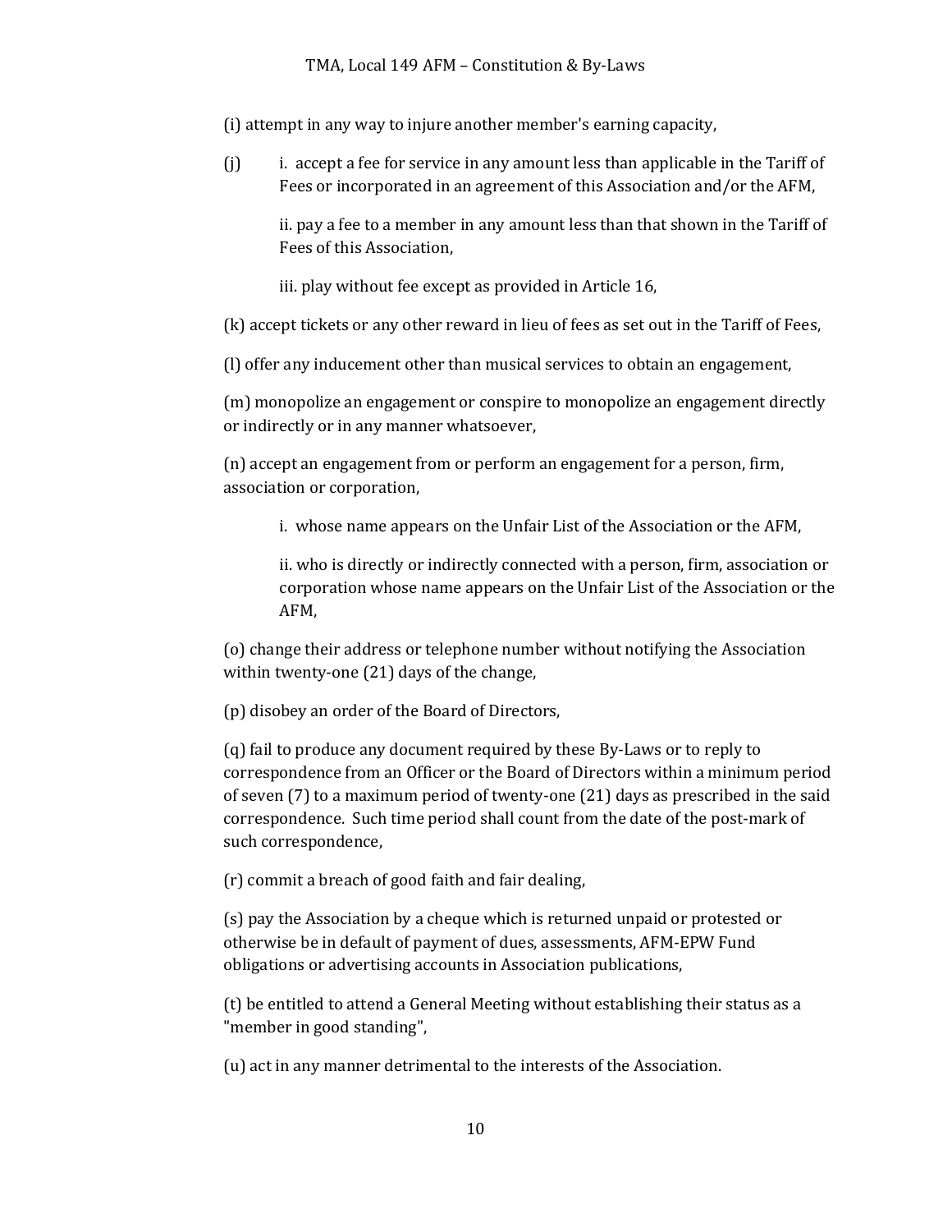(i) attempt in any way to injure another member's earning capacity,

(j) i. accept a fee for service in any amount less than applicable in the Tariff of Fees or incorporated in an agreement of this Association and/or the AFM,

ii. pay a fee to a member in any amount less than that shown in the Tariff of Fees of this Association,

iii. play without fee except as provided in Article 16,

(k) accept tickets or any other reward in lieu of fees as set out in the Tariff of Fees,

(l) offer any inducement other than musical services to obtain an engagement,

(m) monopolize an engagement or conspire to monopolize an engagement directly or indirectly or in any manner whatsoever,

(n) accept an engagement from or perform an engagement for a person, firm, association or corporation,

i. whose name appears on the Unfair List of the Association or the AFM,

ii. who is directly or indirectly connected with a person, firm, association or corporation whose name appears on the Unfair List of the Association or the AFM,

(o) change their address or telephone number without notifying the Association within twenty-one (21) days of the change,

(p) disobey an order of the Board of Directors,

(q) fail to produce any document required by these By-Laws or to reply to correspondence from an Officer or the Board of Directors within a minimum period of seven (7) to a maximum period of twenty-one (21) days as prescribed in the said correspondence. Such time period shall count from the date of the post-mark of such correspondence,

(r) commit a breach of good faith and fair dealing,

(s) pay the Association by a cheque which is returned unpaid or protested or otherwise be in default of payment of dues, assessments, AFM-EPW Fund obligations or advertising accounts in Association publications,

(t) be entitled to attend a General Meeting without establishing their status as a "member in good standing",

(u) act in any manner detrimental to the interests of the Association.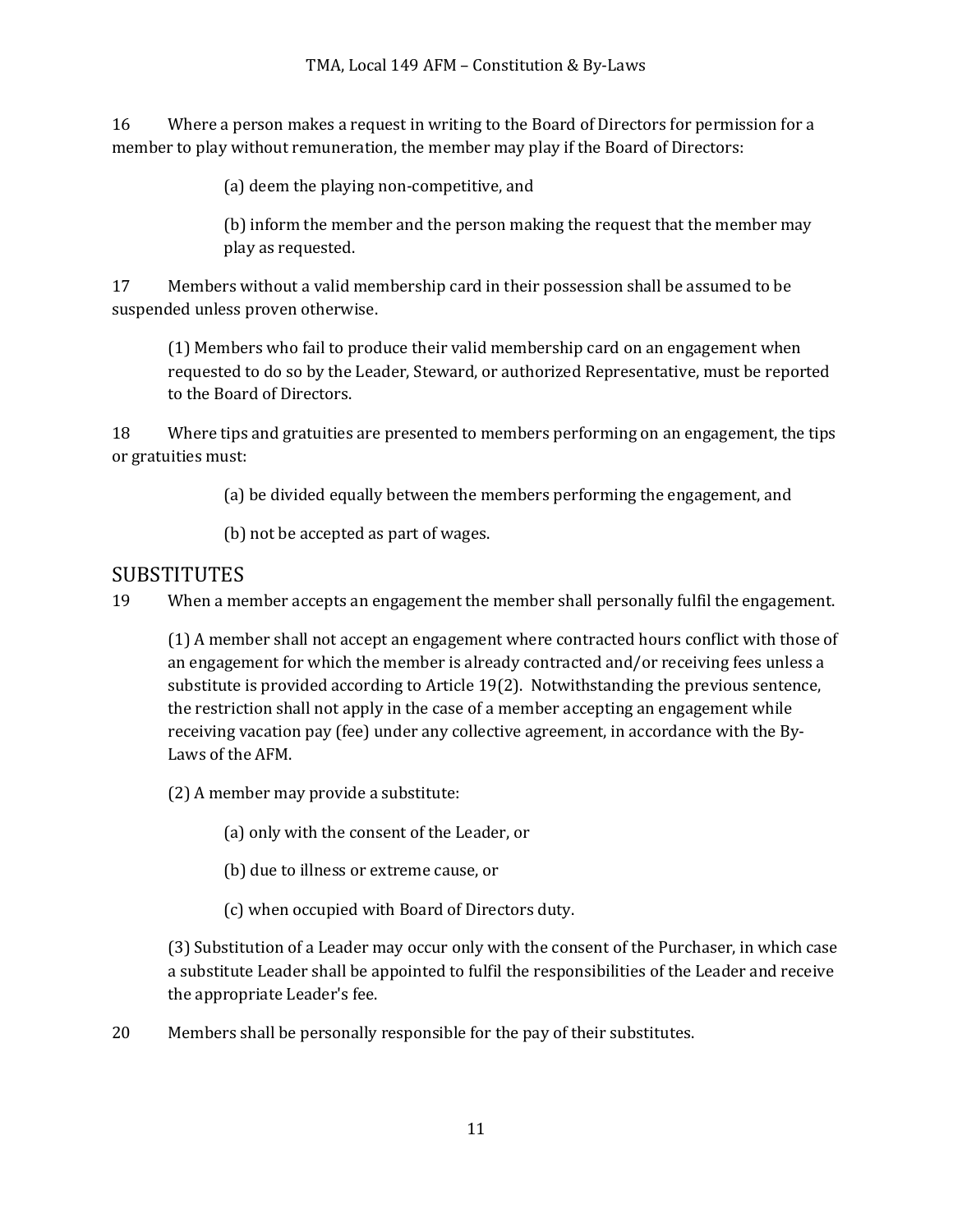16 Where a person makes a request in writing to the Board of Directors for permission for a member to play without remuneration, the member may play if the Board of Directors:

(a) deem the playing non-competitive, and

(b) inform the member and the person making the request that the member may play as requested.

17 Members without a valid membership card in their possession shall be assumed to be suspended unless proven otherwise.

(1) Members who fail to produce their valid membership card on an engagement when requested to do so by the Leader, Steward, or authorized Representative, must be reported to the Board of Directors.

18 Where tips and gratuities are presented to members performing on an engagement, the tips or gratuities must:

(a) be divided equally between the members performing the engagement, and

(b) not be accepted as part of wages.

## SUBSTITUTES

19 When a member accepts an engagement the member shall personally fulfil the engagement.

(1) A member shall not accept an engagement where contracted hours conflict with those of an engagement for which the member is already contracted and/or receiving fees unless a substitute is provided according to Article 19(2). Notwithstanding the previous sentence, the restriction shall not apply in the case of a member accepting an engagement while receiving vacation pay (fee) under any collective agreement, in accordance with the By-Laws of the AFM.

(2) A member may provide a substitute:

(a) only with the consent of the Leader, or

(b) due to illness or extreme cause, or

(c) when occupied with Board of Directors duty.

(3) Substitution of a Leader may occur only with the consent of the Purchaser, in which case a substitute Leader shall be appointed to fulfil the responsibilities of the Leader and receive the appropriate Leader's fee.

20 Members shall be personally responsible for the pay of their substitutes.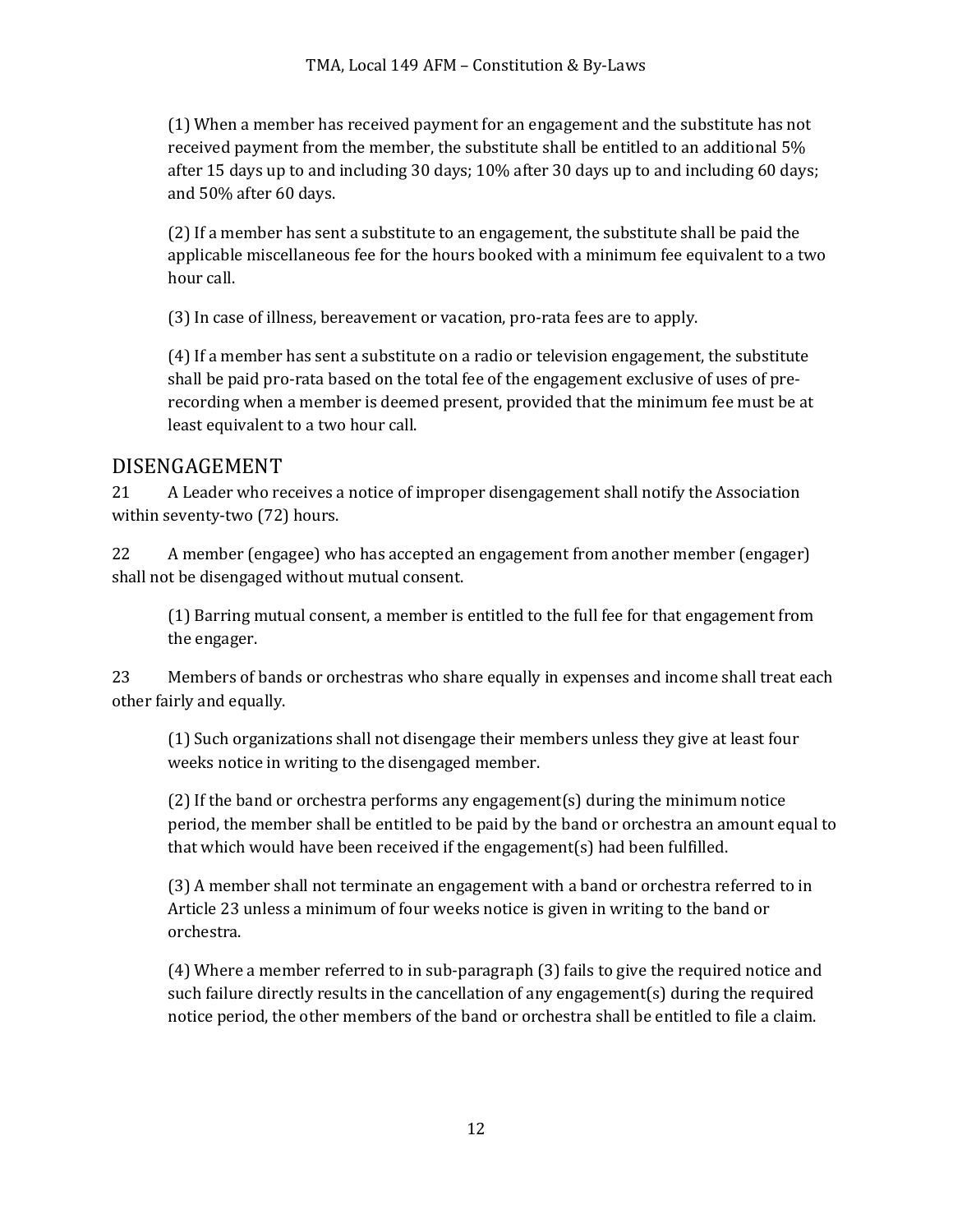(1) When a member has received payment for an engagement and the substitute has not received payment from the member, the substitute shall be entitled to an additional 5% after 15 days up to and including 30 days; 10% after 30 days up to and including 60 days; and 50% after 60 days.

(2) If a member has sent a substitute to an engagement, the substitute shall be paid the applicable miscellaneous fee for the hours booked with a minimum fee equivalent to a two hour call.

(3) In case of illness, bereavement or vacation, pro-rata fees are to apply.

(4) If a member has sent a substitute on a radio or television engagement, the substitute shall be paid pro-rata based on the total fee of the engagement exclusive of uses of pre-recording when a member is deemed present, provided that the minimum fee must be at least equivalent to a two hour call.

## DISENGAGEMENT

21 A Leader who receives a notice of improper disengagement shall notify the Association within seventy-two (72) hours.

22 A member (engagee) who has accepted an engagement from another member (engager) shall not be disengaged without mutual consent.

(1) Barring mutual consent, a member is entitled to the full fee for that engagement from the engager.

23 Members of bands or orchestras who share equally in expenses and income shall treat each other fairly and equally.

(1) Such organizations shall not disengage their members unless they give at least four weeks notice in writing to the disengaged member.

(2) If the band or orchestra performs any engagement(s) during the minimum notice period, the member shall be entitled to be paid by the band or orchestra an amount equal to that which would have been received if the engagement(s) had been fulfilled.

(3) A member shall not terminate an engagement with a band or orchestra referred to in Article 23 unless a minimum of four weeks notice is given in writing to the band or orchestra.

(4) Where a member referred to in sub-paragraph (3) fails to give the required notice and such failure directly results in the cancellation of any engagement(s) during the required notice period, the other members of the band or orchestra shall be entitled to file a claim.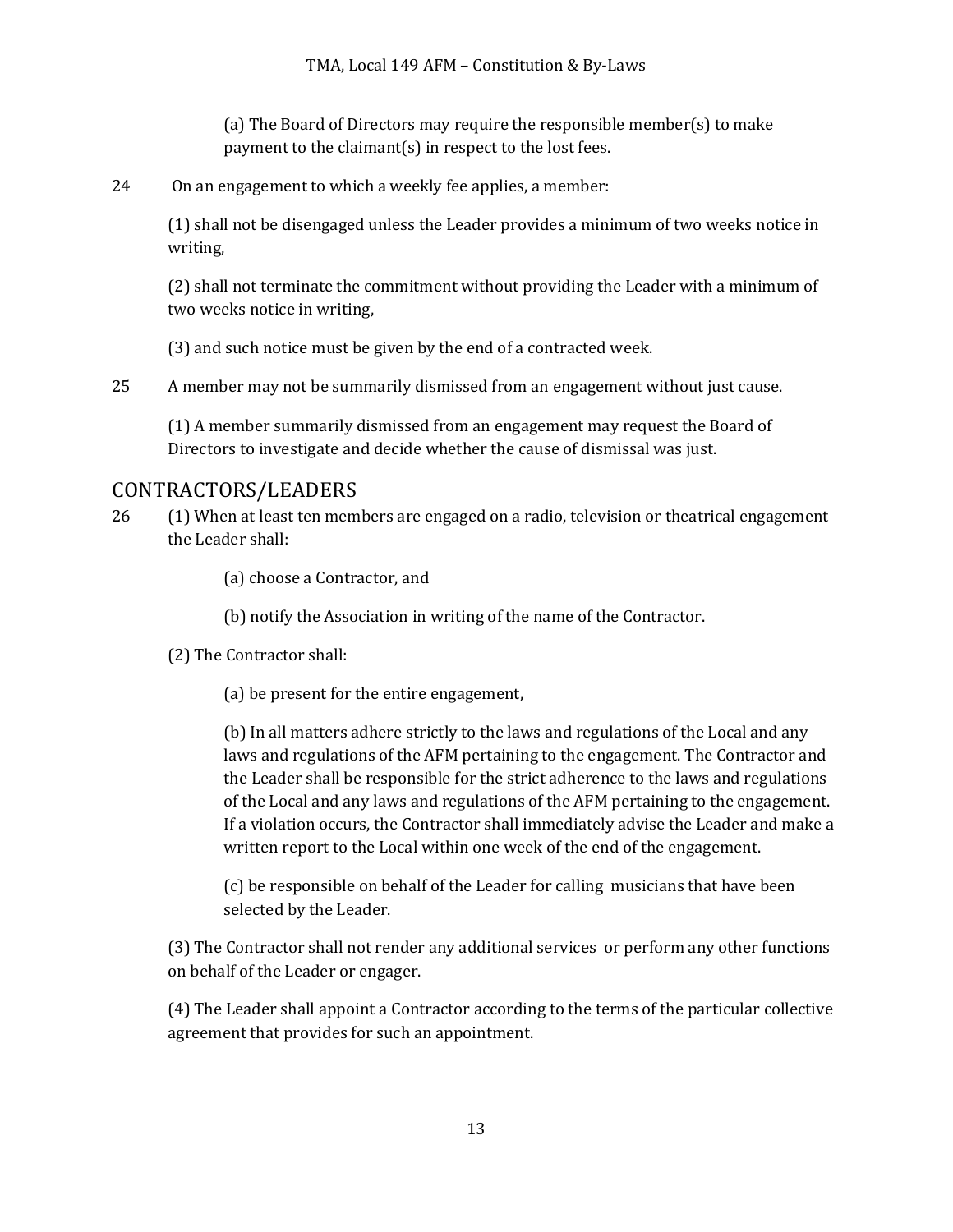(a) The Board of Directors may require the responsible member(s) to make payment to the claimant(s) in respect to the lost fees.

24 On an engagement to which a weekly fee applies, a member:

(1) shall not be disengaged unless the Leader provides a minimum of two weeks notice in writing,

(2) shall not terminate the commitment without providing the Leader with a minimum of two weeks notice in writing,

(3) and such notice must be given by the end of a contracted week.

25 A member may not be summarily dismissed from an engagement without just cause.

(1) A member summarily dismissed from an engagement may request the Board of Directors to investigate and decide whether the cause of dismissal was just.

## CONTRACTORS/LEADERS

26 (1) When at least ten members are engaged on a radio, television or theatrical engagement the Leader shall:

(a) choose a Contractor, and

(b) notify the Association in writing of the name of the Contractor.

(2) The Contractor shall:

(a) be present for the entire engagement,

(b) In all matters adhere strictly to the laws and regulations of the Local and any laws and regulations of the AFM pertaining to the engagement. The Contractor and the Leader shall be responsible for the strict adherence to the laws and regulations of the Local and any laws and regulations of the AFM pertaining to the engagement. If a violation occurs, the Contractor shall immediately advise the Leader and make a written report to the Local within one week of the end of the engagement.

(c) be responsible on behalf of the Leader for calling musicians that have been selected by the Leader.

(3) The Contractor shall not render any additional services or perform any other functions on behalf of the Leader or engager.

(4) The Leader shall appoint a Contractor according to the terms of the particular collective agreement that provides for such an appointment.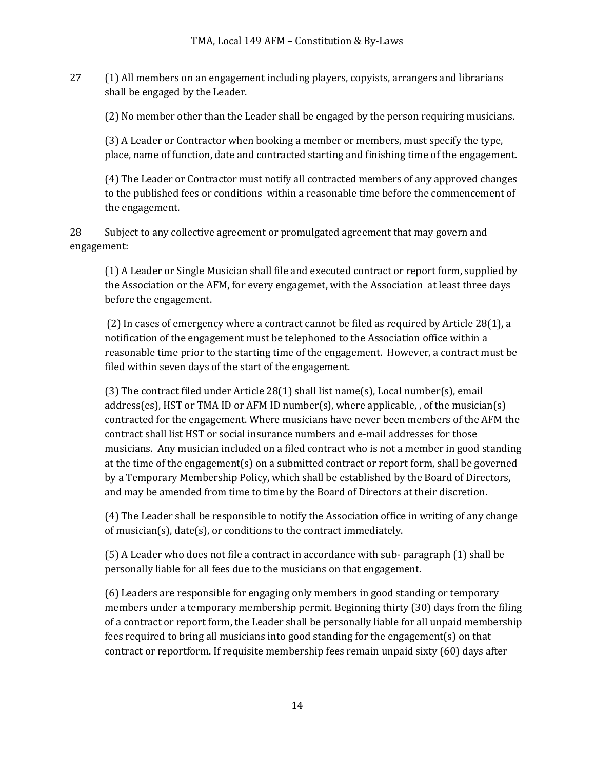27 (1) All members on an engagement including players, copyists, arrangers and librarians shall be engaged by the Leader.

(2) No member other than the Leader shall be engaged by the person requiring musicians.

(3) A Leader or Contractor when booking a member or members, must specify the type, place, name of function, date and contracted starting and finishing time of the engagement.

(4) The Leader or Contractor must notify all contracted members of any approved changes to the published fees or conditions within a reasonable time before the commencement of the engagement.

28 Subject to any collective agreement or promulgated agreement that may govern and engagement:

(1) A Leader or Single Musician shall file and executed contract or report form, supplied by the Association or the AFM, for every engagemet, with the Association at least three days before the engagement.

(2) In cases of emergency where a contract cannot be filed as required by Article 28(1), a notification of the engagement must be telephoned to the Association office within a reasonable time prior to the starting time of the engagement. However, a contract must be filed within seven days of the start of the engagement.

(3) The contract filed under Article 28(1) shall list name(s), Local number(s), email address(es), HST or TMA ID or AFM ID number(s), where applicable, , of the musician(s) contracted for the engagement. Where musicians have never been members of the AFM the contract shall list HST or social insurance numbers and e-mail addresses for those musicians. Any musician included on a filed contract who is not a member in good standing at the time of the engagement(s) on a submitted contract or report form, shall be governed by a Temporary Membership Policy, which shall be established by the Board of Directors, and may be amended from time to time by the Board of Directors at their discretion.

(4) The Leader shall be responsible to notify the Association office in writing of any change of musician(s), date(s), or conditions to the contract immediately.

(5) A Leader who does not file a contract in accordance with sub- paragraph (1) shall be personally liable for all fees due to the musicians on that engagement.

(6) Leaders are responsible for engaging only members in good standing or temporary members under a temporary membership permit. Beginning thirty (30) days from the filing of a contract or report form, the Leader shall be personally liable for all unpaid membership fees required to bring all musicians into good standing for the engagement(s) on that contract or reportform. If requisite membership fees remain unpaid sixty (60) days after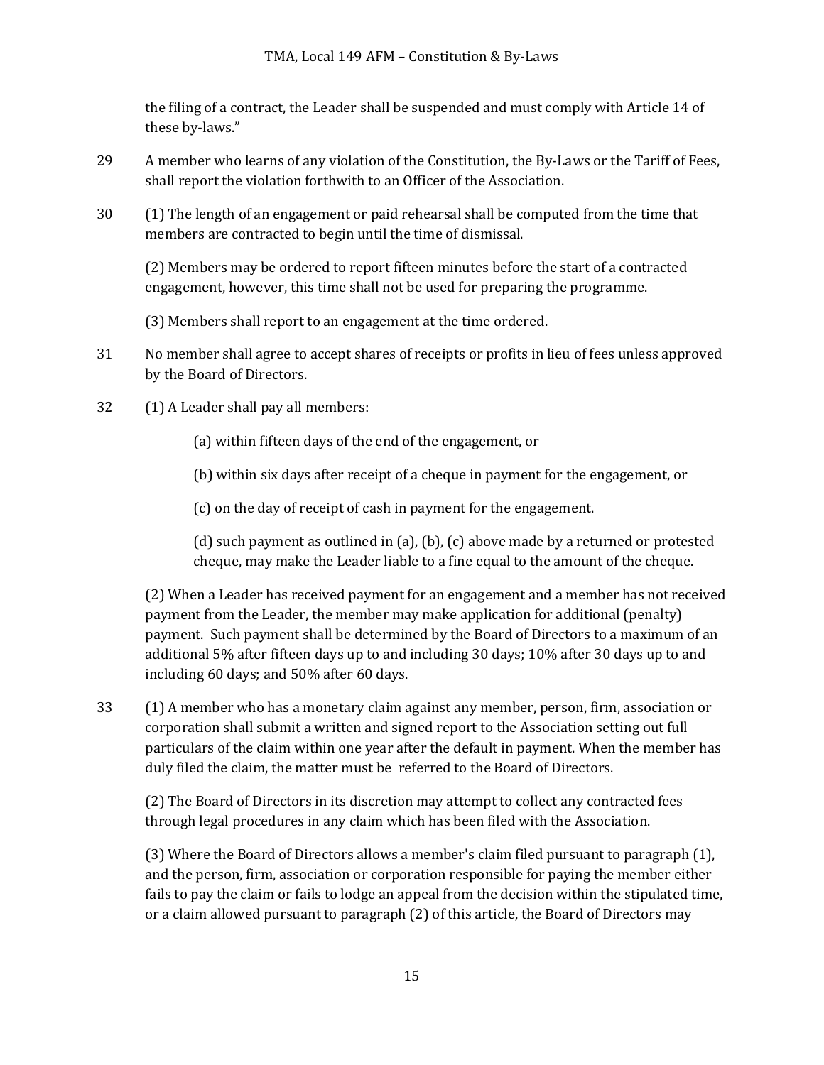the filing of a contract, the Leader shall be suspended and must comply with Article 14 of these by-laws."

29 A member who learns of any violation of the Constitution, the By-Laws or the Tariff of Fees, shall report the violation forthwith to an Officer of the Association.

30 (1) The length of an engagement or paid rehearsal shall be computed from the time that members are contracted to begin until the time of dismissal.

(2) Members may be ordered to report fifteen minutes before the start of a contracted engagement, however, this time shall not be used for preparing the programme.

(3) Members shall report to an engagement at the time ordered.

31 No member shall agree to accept shares of receipts or profits in lieu of fees unless approved by the Board of Directors.

32 (1) A Leader shall pay all members:

(a) within fifteen days of the end of the engagement, or

(b) within six days after receipt of a cheque in payment for the engagement, or

(c) on the day of receipt of cash in payment for the engagement.

(d) such payment as outlined in (a), (b), (c) above made by a returned or protested cheque, may make the Leader liable to a fine equal to the amount of the cheque.

(2) When a Leader has received payment for an engagement and a member has not received payment from the Leader, the member may make application for additional (penalty) payment. Such payment shall be determined by the Board of Directors to a maximum of an additional 5% after fifteen days up to and including 30 days; 10% after 30 days up to and including 60 days; and 50% after 60 days.

33 (1) A member who has a monetary claim against any member, person, firm, association or corporation shall submit a written and signed report to the Association setting out full particulars of the claim within one year after the default in payment. When the member has duly filed the claim, the matter must be referred to the Board of Directors.

(2) The Board of Directors in its discretion may attempt to collect any contracted fees through legal procedures in any claim which has been filed with the Association.

(3) Where the Board of Directors allows a member's claim filed pursuant to paragraph (1), and the person, firm, association or corporation responsible for paying the member either fails to pay the claim or fails to lodge an appeal from the decision within the stipulated time, or a claim allowed pursuant to paragraph (2) of this article, the Board of Directors may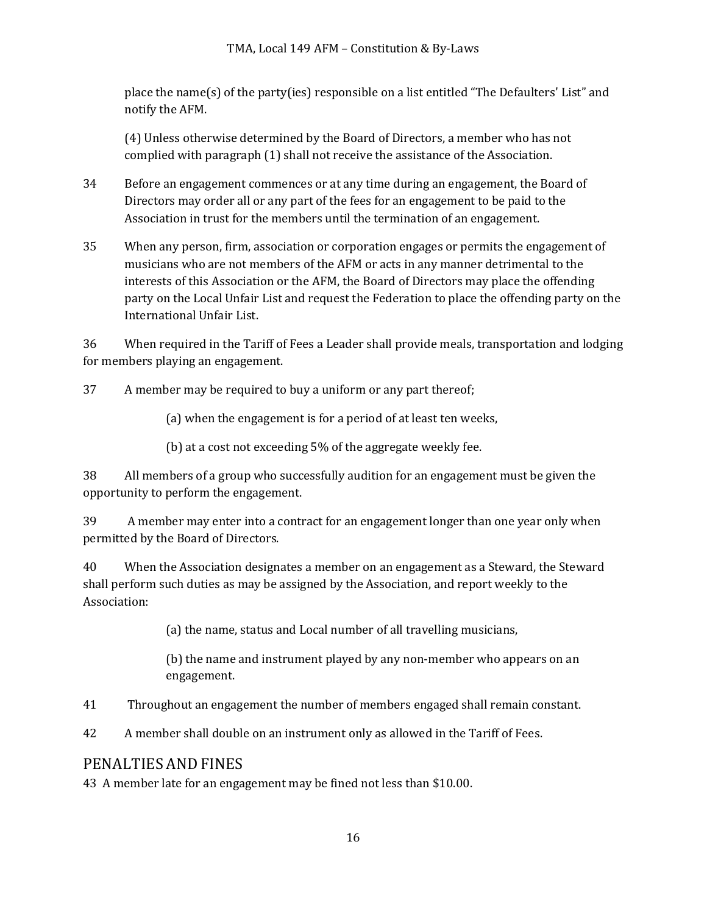place the name(s) of the party(ies) responsible on a list entitled "The Defaulters' List" and notify the AFM.

(4) Unless otherwise determined by the Board of Directors, a member who has not complied with paragraph (1) shall not receive the assistance of the Association.

34 Before an engagement commences or at any time during an engagement, the Board of Directors may order all or any part of the fees for an engagement to be paid to the Association in trust for the members until the termination of an engagement.

35 When any person, firm, association or corporation engages or permits the engagement of musicians who are not members of the AFM or acts in any manner detrimental to the interests of this Association or the AFM, the Board of Directors may place the offending party on the Local Unfair List and request the Federation to place the offending party on the International Unfair List.

36 When required in the Tariff of Fees a Leader shall provide meals, transportation and lodging for members playing an engagement.

37 A member may be required to buy a uniform or any part thereof;

(a) when the engagement is for a period of at least ten weeks,

(b) at a cost not exceeding 5% of the aggregate weekly fee.

38 All members of a group who successfully audition for an engagement must be given the opportunity to perform the engagement.

39 A member may enter into a contract for an engagement longer than one year only when permitted by the Board of Directors.

40 When the Association designates a member on an engagement as a Steward, the Steward shall perform such duties as may be assigned by the Association, and report weekly to the Association:

(a) the name, status and Local number of all travelling musicians,

(b) the name and instrument played by any non-member who appears on an engagement.

41 Throughout an engagement the number of members engaged shall remain constant.

42 A member shall double on an instrument only as allowed in the Tariff of Fees.

## PENALTIES AND FINES

43 A member late for an engagement may be fined not less than $10.00.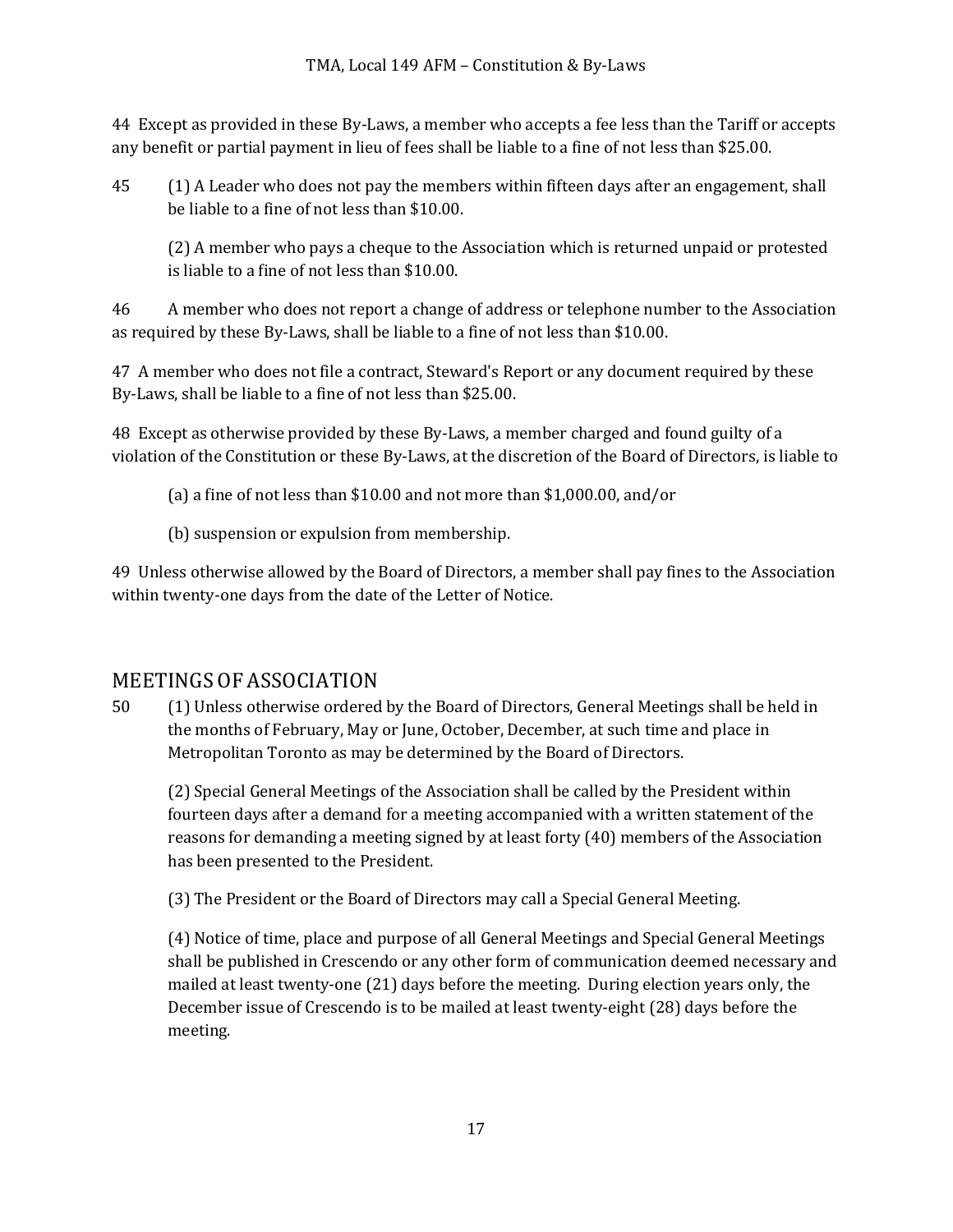44 Except as provided in these By-Laws, a member who accepts a fee less than the Tariff or accepts any benefit or partial payment in lieu of fees shall be liable to a fine of not less than $25.00.

45 (1) A Leader who does not pay the members within fifteen days after an engagement, shall be liable to a fine of not less than $10.00.

(2) A member who pays a cheque to the Association which is returned unpaid or protested is liable to a fine of not less than $10.00.

46 A member who does not report a change of address or telephone number to the Association as required by these By-Laws, shall be liable to a fine of not less than $10.00.

47 A member who does not file a contract, Steward's Report or any document required by these By-Laws, shall be liable to a fine of not less than $25.00.

48 Except as otherwise provided by these By-Laws, a member charged and found guilty of a violation of the Constitution or these By-Laws, at the discretion of the Board of Directors, is liable to

(a) a fine of not less than $10.00 and not more than $1,000.00, and/or

(b) suspension or expulsion from membership.

49 Unless otherwise allowed by the Board of Directors, a member shall pay fines to the Association within twenty-one days from the date of the Letter of Notice.

## MEETINGS OF ASSOCIATION

50 (1) Unless otherwise ordered by the Board of Directors, General Meetings shall be held in the months of February, May or June, October, December, at such time and place in Metropolitan Toronto as may be determined by the Board of Directors.

(2) Special General Meetings of the Association shall be called by the President within fourteen days after a demand for a meeting accompanied with a written statement of the reasons for demanding a meeting signed by at least forty (40) members of the Association has been presented to the President.

(3) The President or the Board of Directors may call a Special General Meeting.

(4) Notice of time, place and purpose of all General Meetings and Special General Meetings shall be published in Crescendo or any other form of communication deemed necessary and mailed at least twenty-one (21) days before the meeting. During election years only, the December issue of Crescendo is to be mailed at least twenty-eight (28) days before the meeting.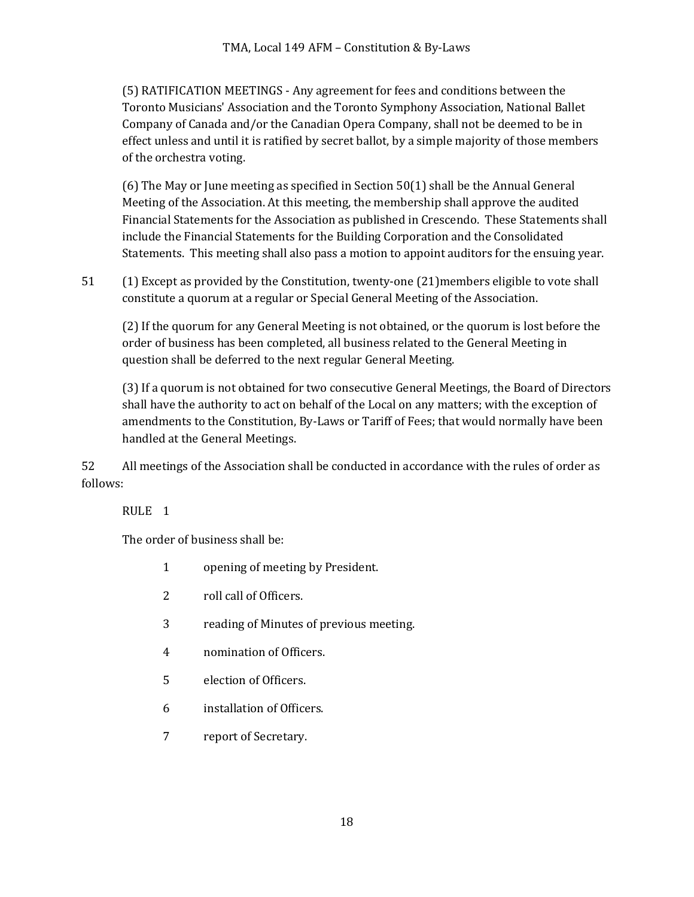(5) RATIFICATION MEETINGS - Any agreement for fees and conditions between the Toronto Musicians' Association and the Toronto Symphony Association, National Ballet Company of Canada and/or the Canadian Opera Company, shall not be deemed to be in effect unless and until it is ratified by secret ballot, by a simple majority of those members of the orchestra voting.

(6) The May or June meeting as specified in Section 50(1) shall be the Annual General Meeting of the Association. At this meeting, the membership shall approve the audited Financial Statements for the Association as published in Crescendo. These Statements shall include the Financial Statements for the Building Corporation and the Consolidated Statements. This meeting shall also pass a motion to appoint auditors for the ensuing year.

51 (1) Except as provided by the Constitution, twenty-one (21)members eligible to vote shall constitute a quorum at a regular or Special General Meeting of the Association.

(2) If the quorum for any General Meeting is not obtained, or the quorum is lost before the order of business has been completed, all business related to the General Meeting in question shall be deferred to the next regular General Meeting.

(3) If a quorum is not obtained for two consecutive General Meetings, the Board of Directors shall have the authority to act on behalf of the Local on any matters; with the exception of amendments to the Constitution, By-Laws or Tariff of Fees; that would normally have been handled at the General Meetings.

52 All meetings of the Association shall be conducted in accordance with the rules of order as follows:

RULE 1

The order of business shall be:

1 opening of meeting by President.

2 roll call of Officers.

3 reading of Minutes of previous meeting.

4 nomination of Officers.

5 election of Officers.

6 installation of Officers.

7 report of Secretary.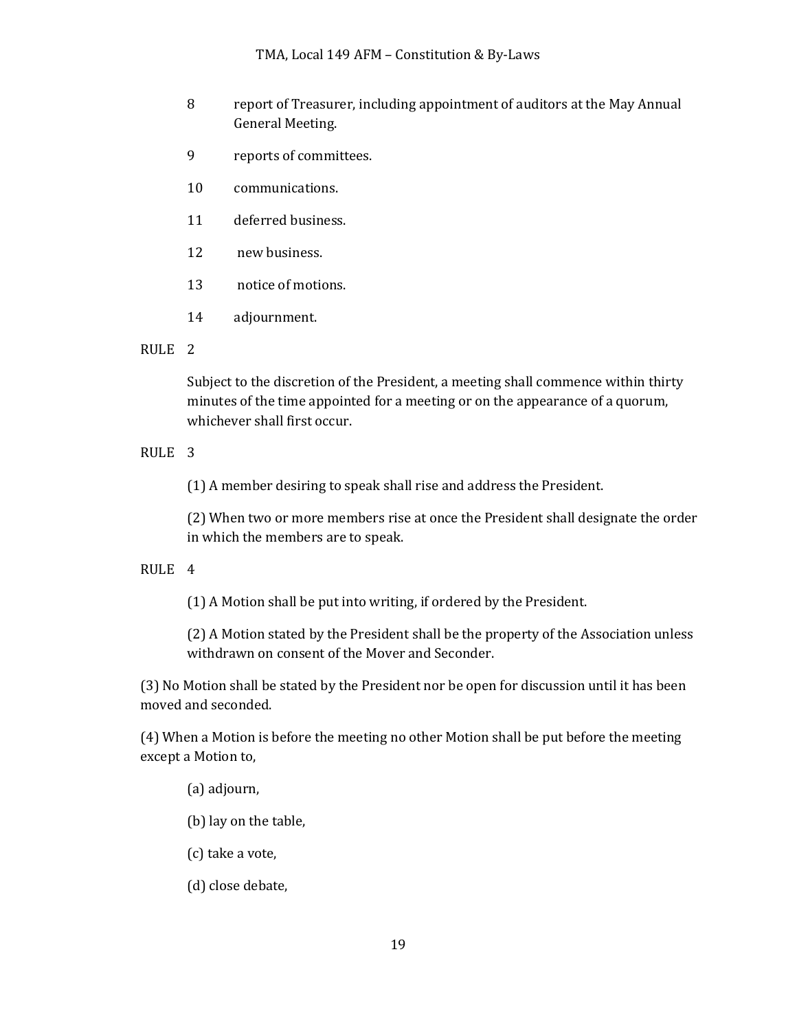8 report of Treasurer, including appointment of auditors at the May Annual General Meeting.

9 reports of committees.

10 communications.

11 deferred business.

12 new business.

13 notice of motions.

14 adjournment.

RULE 2

Subject to the discretion of the President, a meeting shall commence within thirty minutes of the time appointed for a meeting or on the appearance of a quorum, whichever shall first occur.

RULE 3

(1) A member desiring to speak shall rise and address the President.

(2) When two or more members rise at once the President shall designate the order in which the members are to speak.

RULE 4

(1) A Motion shall be put into writing, if ordered by the President.

(2) A Motion stated by the President shall be the property of the Association unless withdrawn on consent of the Mover and Seconder.

(3) No Motion shall be stated by the President nor be open for discussion until it has been moved and seconded.

(4) When a Motion is before the meeting no other Motion shall be put before the meeting except a Motion to,

(a) adjourn,

(b) lay on the table,

(c) take a vote,

(d) close debate,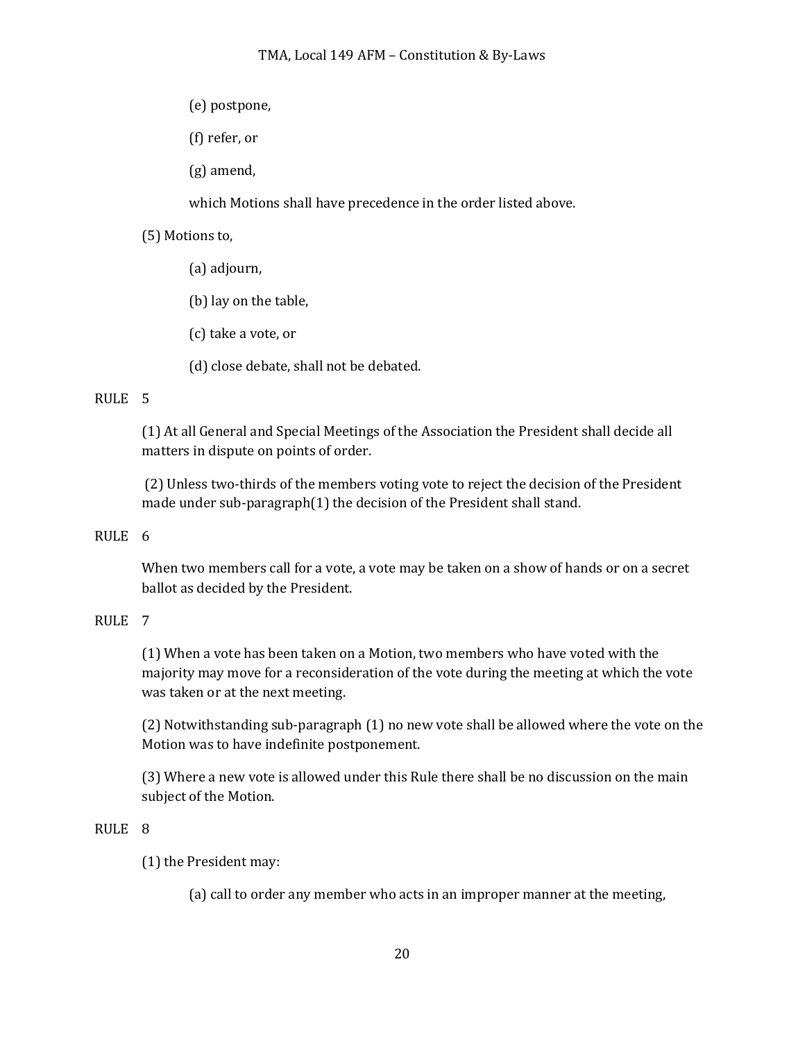(e) postpone,

(f) refer, or

(g) amend,

which Motions shall have precedence in the order listed above.

(5) Motions to,

(a) adjourn,

(b) lay on the table,

(c) take a vote, or

(d) close debate, shall not be debated.

RULE 5

(1) At all General and Special Meetings of the Association the President shall decide all matters in dispute on points of order.

(2) Unless two-thirds of the members voting vote to reject the decision of the President made under sub-paragraph(1) the decision of the President shall stand.

RULE 6

When two members call for a vote, a vote may be taken on a show of hands or on a secret ballot as decided by the President.

RULE 7

(1) When a vote has been taken on a Motion, two members who have voted with the majority may move for a reconsideration of the vote during the meeting at which the vote was taken or at the next meeting.

(2) Notwithstanding sub-paragraph (1) no new vote shall be allowed where the vote on the Motion was to have indefinite postponement.

(3) Where a new vote is allowed under this Rule there shall be no discussion on the main subject of the Motion.

RULE 8

(1) the President may:

(a) call to order any member who acts in an improper manner at the meeting,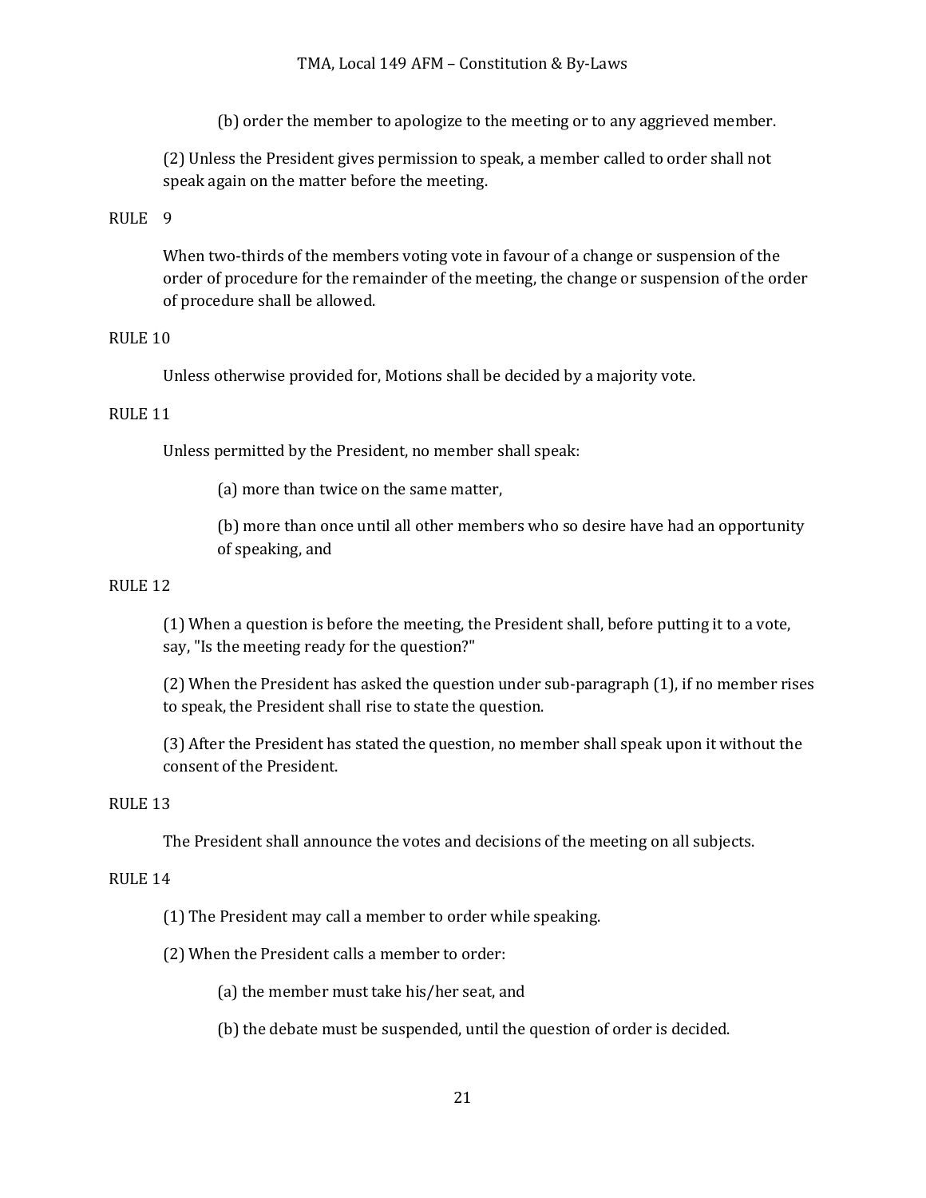(b) order the member to apologize to the meeting or to any aggrieved member.

(2) Unless the President gives permission to speak, a member called to order shall not speak again on the matter before the meeting.

RULE 9

When two-thirds of the members voting vote in favour of a change or suspension of the order of procedure for the remainder of the meeting, the change or suspension of the order of procedure shall be allowed.

RULE 10

Unless otherwise provided for, Motions shall be decided by a majority vote.

RULE 11

Unless permitted by the President, no member shall speak:

(a) more than twice on the same matter,

(b) more than once until all other members who so desire have had an opportunity of speaking, and

RULE 12

(1) When a question is before the meeting, the President shall, before putting it to a vote, say, "Is the meeting ready for the question?"

(2) When the President has asked the question under sub-paragraph (1), if no member rises to speak, the President shall rise to state the question.

(3) After the President has stated the question, no member shall speak upon it without the consent of the President.

RULE 13

The President shall announce the votes and decisions of the meeting on all subjects.

RULE 14

(1) The President may call a member to order while speaking.

(2) When the President calls a member to order:

(a) the member must take his/her seat, and

(b) the debate must be suspended, until the question of order is decided.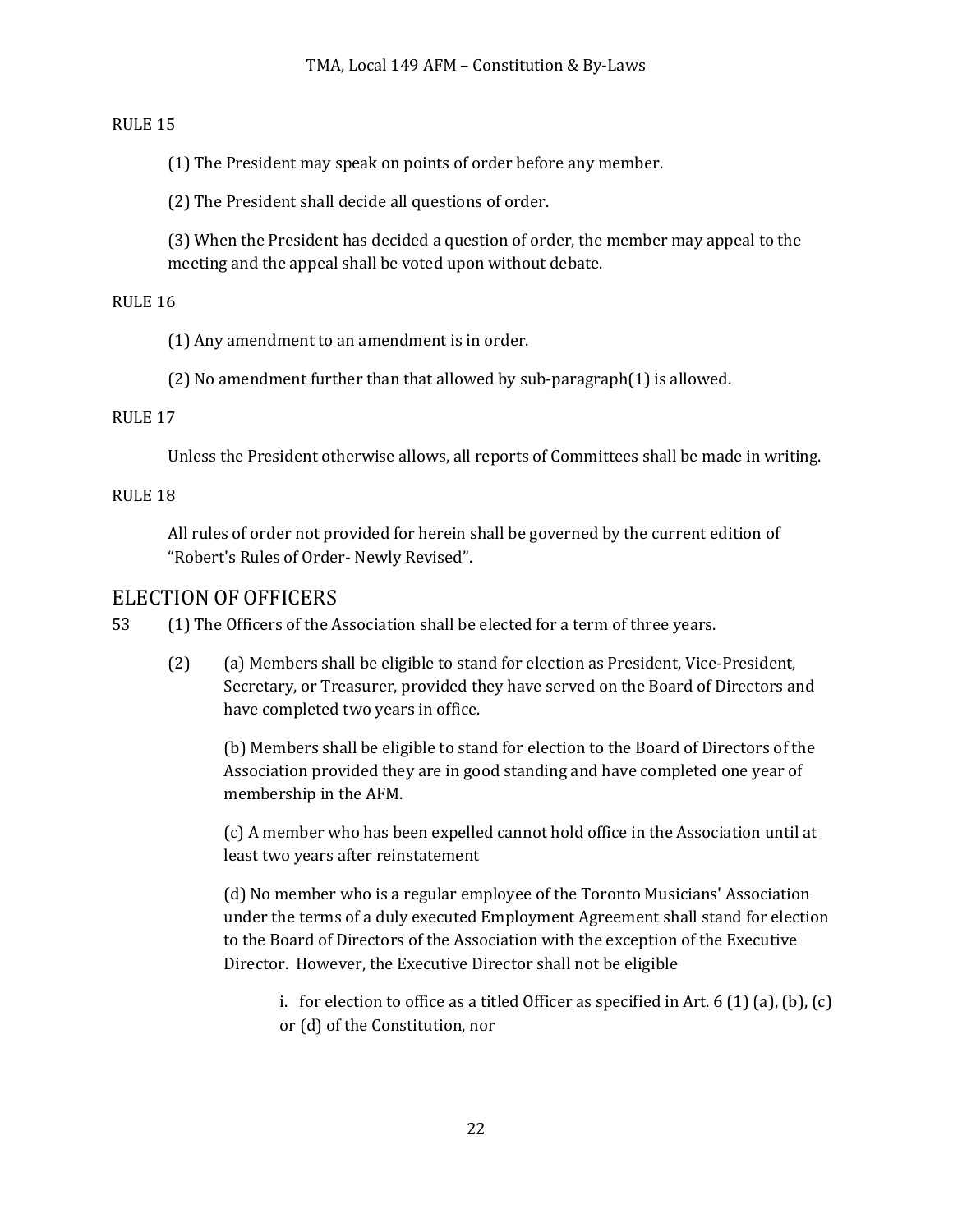RULE 15

(1) The President may speak on points of order before any member.

(2) The President shall decide all questions of order.

(3) When the President has decided a question of order, the member may appeal to the meeting and the appeal shall be voted upon without debate.

RULE 16

(1) Any amendment to an amendment is in order.

(2) No amendment further than that allowed by sub-paragraph(1) is allowed.

RULE 17

Unless the President otherwise allows, all reports of Committees shall be made in writing.

RULE 18

All rules of order not provided for herein shall be governed by the current edition of "Robert's Rules of Order- Newly Revised".

## ELECTION OF OFFICERS

53 (1) The Officers of the Association shall be elected for a term of three years.

(2) (a) Members shall be eligible to stand for election as President, Vice-President, Secretary, or Treasurer, provided they have served on the Board of Directors and have completed two years in office.

(b) Members shall be eligible to stand for election to the Board of Directors of the Association provided they are in good standing and have completed one year of membership in the AFM.

(c) A member who has been expelled cannot hold office in the Association until at least two years after reinstatement

(d) No member who is a regular employee of the Toronto Musicians' Association under the terms of a duly executed Employment Agreement shall stand for election to the Board of Directors of the Association with the exception of the Executive Director. However, the Executive Director shall not be eligible

i. for election to office as a titled Officer as specified in Art. 6 (1) (a), (b), (c) or (d) of the Constitution, nor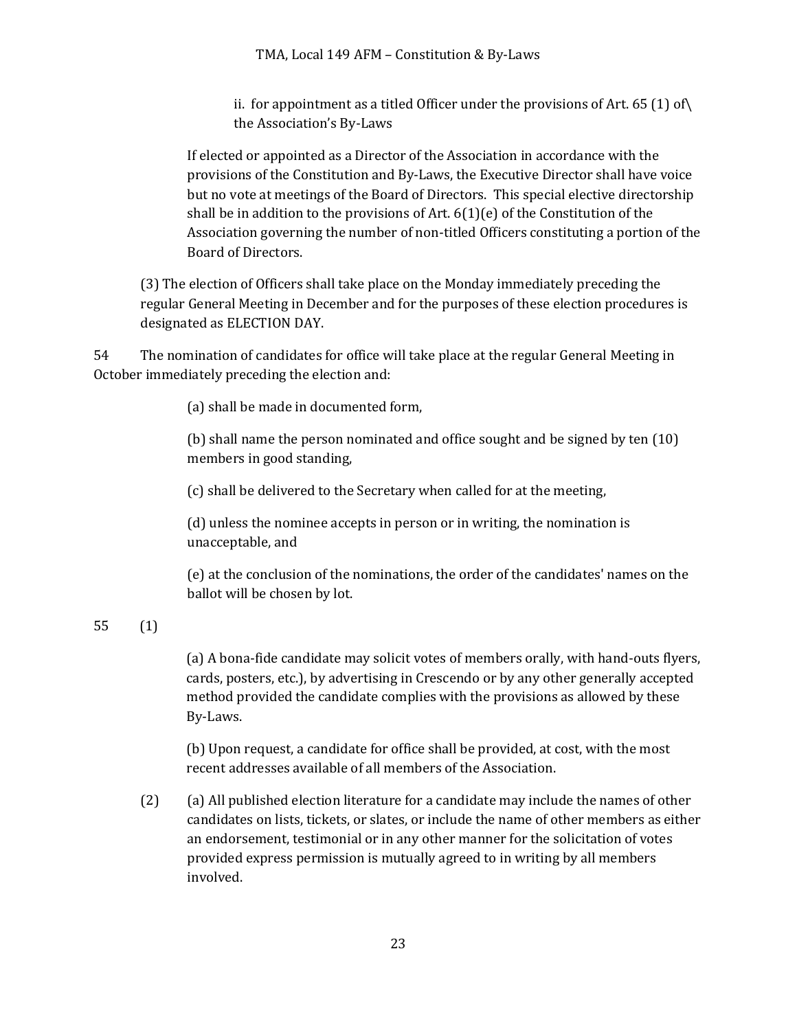ii. for appointment as a titled Officer under the provisions of Art. 65 (1) of\ the Association's By-Laws

If elected or appointed as a Director of the Association in accordance with the provisions of the Constitution and By-Laws, the Executive Director shall have voice but no vote at meetings of the Board of Directors. This special elective directorship shall be in addition to the provisions of Art. 6(1)(e) of the Constitution of the Association governing the number of non-titled Officers constituting a portion of the Board of Directors.

(3) The election of Officers shall take place on the Monday immediately preceding the regular General Meeting in December and for the purposes of these election procedures is designated as ELECTION DAY.

54 The nomination of candidates for office will take place at the regular General Meeting in October immediately preceding the election and:

(a) shall be made in documented form,

(b) shall name the person nominated and office sought and be signed by ten (10) members in good standing,

(c) shall be delivered to the Secretary when called for at the meeting,

(d) unless the nominee accepts in person or in writing, the nomination is unacceptable, and

(e) at the conclusion of the nominations, the order of the candidates' names on the ballot will be chosen by lot.

55 (1)

(a) A bona-fide candidate may solicit votes of members orally, with hand-outs flyers, cards, posters, etc.), by advertising in Crescendo or by any other generally accepted method provided the candidate complies with the provisions as allowed by these By-Laws.

(b) Upon request, a candidate for office shall be provided, at cost, with the most recent addresses available of all members of the Association.

(2) (a) All published election literature for a candidate may include the names of other candidates on lists, tickets, or slates, or include the name of other members as either an endorsement, testimonial or in any other manner for the solicitation of votes provided express permission is mutually agreed to in writing by all members involved.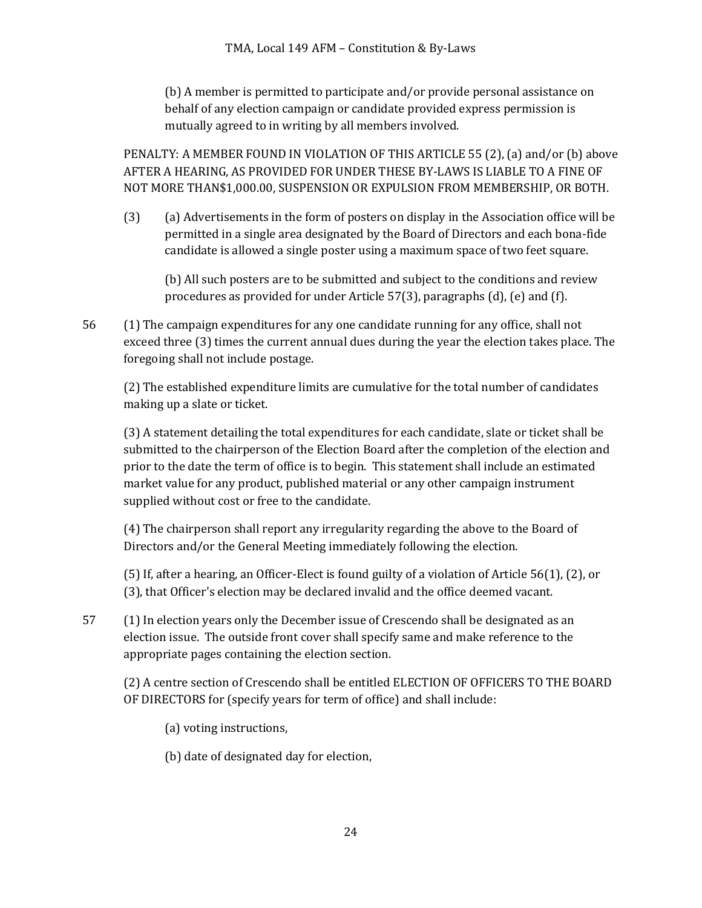(b) A member is permitted to participate and/or provide personal assistance on behalf of any election campaign or candidate provided express permission is mutually agreed to in writing by all members involved.

PENALTY: A MEMBER FOUND IN VIOLATION OF THIS ARTICLE 55 (2), (a) and/or (b) above AFTER A HEARING, AS PROVIDED FOR UNDER THESE BY-LAWS IS LIABLE TO A FINE OF NOT MORE THAN$1,000.00, SUSPENSION OR EXPULSION FROM MEMBERSHIP, OR BOTH.

(3) (a) Advertisements in the form of posters on display in the Association office will be permitted in a single area designated by the Board of Directors and each bona-fide candidate is allowed a single poster using a maximum space of two feet square.

(b) All such posters are to be submitted and subject to the conditions and review procedures as provided for under Article 57(3), paragraphs (d), (e) and (f).

56 (1) The campaign expenditures for any one candidate running for any office, shall not exceed three (3) times the current annual dues during the year the election takes place. The foregoing shall not include postage.

(2) The established expenditure limits are cumulative for the total number of candidates making up a slate or ticket.

(3) A statement detailing the total expenditures for each candidate, slate or ticket shall be submitted to the chairperson of the Election Board after the completion of the election and prior to the date the term of office is to begin. This statement shall include an estimated market value for any product, published material or any other campaign instrument supplied without cost or free to the candidate.

(4) The chairperson shall report any irregularity regarding the above to the Board of Directors and/or the General Meeting immediately following the election.

(5) If, after a hearing, an Officer-Elect is found guilty of a violation of Article 56(1), (2), or (3), that Officer's election may be declared invalid and the office deemed vacant.

57 (1) In election years only the December issue of Crescendo shall be designated as an election issue. The outside front cover shall specify same and make reference to the appropriate pages containing the election section.

(2) A centre section of Crescendo shall be entitled ELECTION OF OFFICERS TO THE BOARD OF DIRECTORS for (specify years for term of office) and shall include:

(a) voting instructions,

(b) date of designated day for election,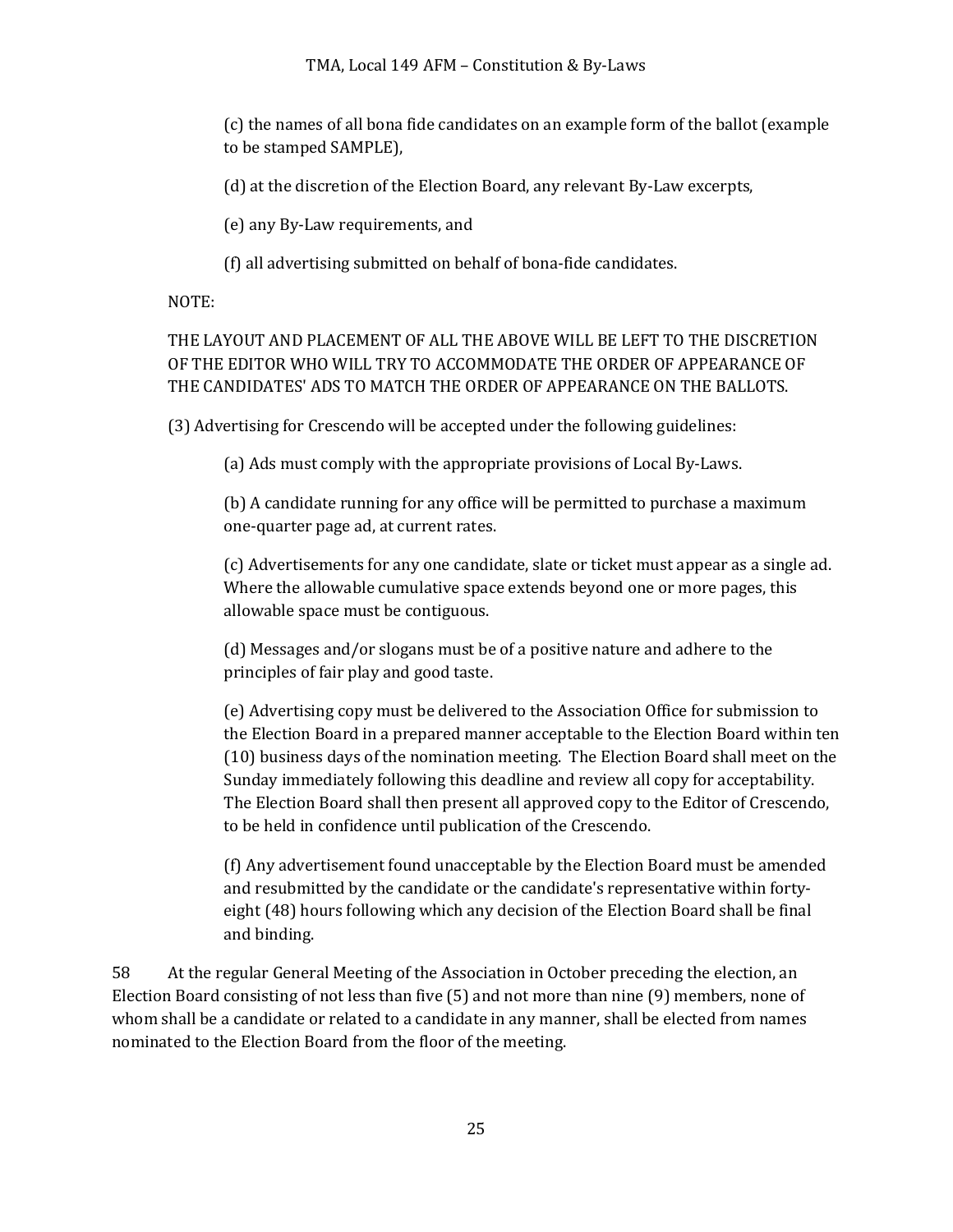(c) the names of all bona fide candidates on an example form of the ballot (example to be stamped SAMPLE),

(d) at the discretion of the Election Board, any relevant By-Law excerpts,

(e) any By-Law requirements, and

(f) all advertising submitted on behalf of bona-fide candidates.

NOTE:

THE LAYOUT AND PLACEMENT OF ALL THE ABOVE WILL BE LEFT TO THE DISCRETION OF THE EDITOR WHO WILL TRY TO ACCOMMODATE THE ORDER OF APPEARANCE OF THE CANDIDATES' ADS TO MATCH THE ORDER OF APPEARANCE ON THE BALLOTS.

(3) Advertising for Crescendo will be accepted under the following guidelines:

(a) Ads must comply with the appropriate provisions of Local By-Laws.

(b) A candidate running for any office will be permitted to purchase a maximum one-quarter page ad, at current rates.

(c) Advertisements for any one candidate, slate or ticket must appear as a single ad. Where the allowable cumulative space extends beyond one or more pages, this allowable space must be contiguous.

(d) Messages and/or slogans must be of a positive nature and adhere to the principles of fair play and good taste.

(e) Advertising copy must be delivered to the Association Office for submission to the Election Board in a prepared manner acceptable to the Election Board within ten (10) business days of the nomination meeting. The Election Board shall meet on the Sunday immediately following this deadline and review all copy for acceptability. The Election Board shall then present all approved copy to the Editor of Crescendo, to be held in confidence until publication of the Crescendo.

(f) Any advertisement found unacceptable by the Election Board must be amended and resubmitted by the candidate or the candidate's representative within forty-eight (48) hours following which any decision of the Election Board shall be final and binding.

58 At the regular General Meeting of the Association in October preceding the election, an Election Board consisting of not less than five (5) and not more than nine (9) members, none of whom shall be a candidate or related to a candidate in any manner, shall be elected from names nominated to the Election Board from the floor of the meeting.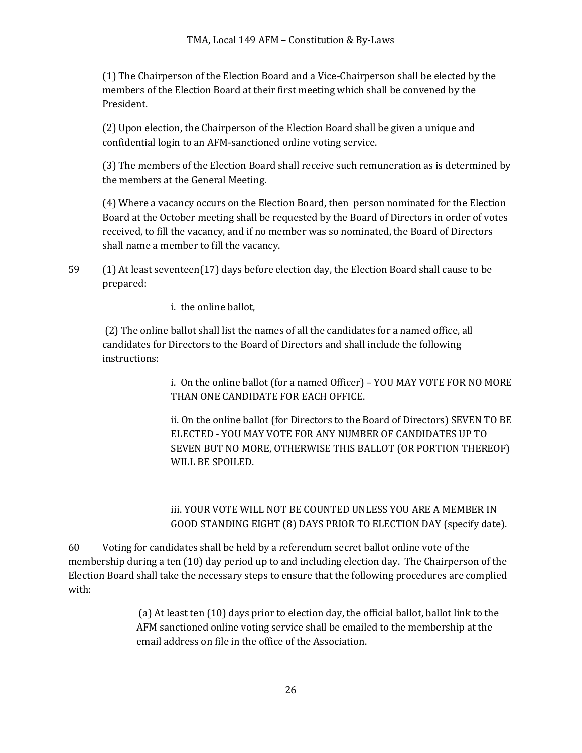(1) The Chairperson of the Election Board and a Vice-Chairperson shall be elected by the members of the Election Board at their first meeting which shall be convened by the President.

(2) Upon election, the Chairperson of the Election Board shall be given a unique and confidential login to an AFM-sanctioned online voting service.

(3) The members of the Election Board shall receive such remuneration as is determined by the members at the General Meeting.

(4) Where a vacancy occurs on the Election Board, then  person nominated for the Election Board at the October meeting shall be requested by the Board of Directors in order of votes received, to fill the vacancy, and if no member was so nominated, the Board of Directors shall name a member to fill the vacancy.

59 (1) At least seventeen(17) days before election day, the Election Board shall cause to be prepared:

i. the online ballot,

(2) The online ballot shall list the names of all the candidates for a named office, all candidates for Directors to the Board of Directors and shall include the following instructions:

i. On the online ballot (for a named Officer) – YOU MAY VOTE FOR NO MORE THAN ONE CANDIDATE FOR EACH OFFICE.

ii. On the online ballot (for Directors to the Board of Directors) SEVEN TO BE ELECTED - YOU MAY VOTE FOR ANY NUMBER OF CANDIDATES UP TO SEVEN BUT NO MORE, OTHERWISE THIS BALLOT (OR PORTION THEREOF) WILL BE SPOILED.

iii. YOUR VOTE WILL NOT BE COUNTED UNLESS YOU ARE A MEMBER IN GOOD STANDING EIGHT (8) DAYS PRIOR TO ELECTION DAY (specify date).

60 Voting for candidates shall be held by a referendum secret ballot online vote of the membership during a ten (10) day period up to and including election day. The Chairperson of the Election Board shall take the necessary steps to ensure that the following procedures are complied with:

(a) At least ten (10) days prior to election day, the official ballot, ballot link to the AFM sanctioned online voting service shall be emailed to the membership at the email address on file in the office of the Association.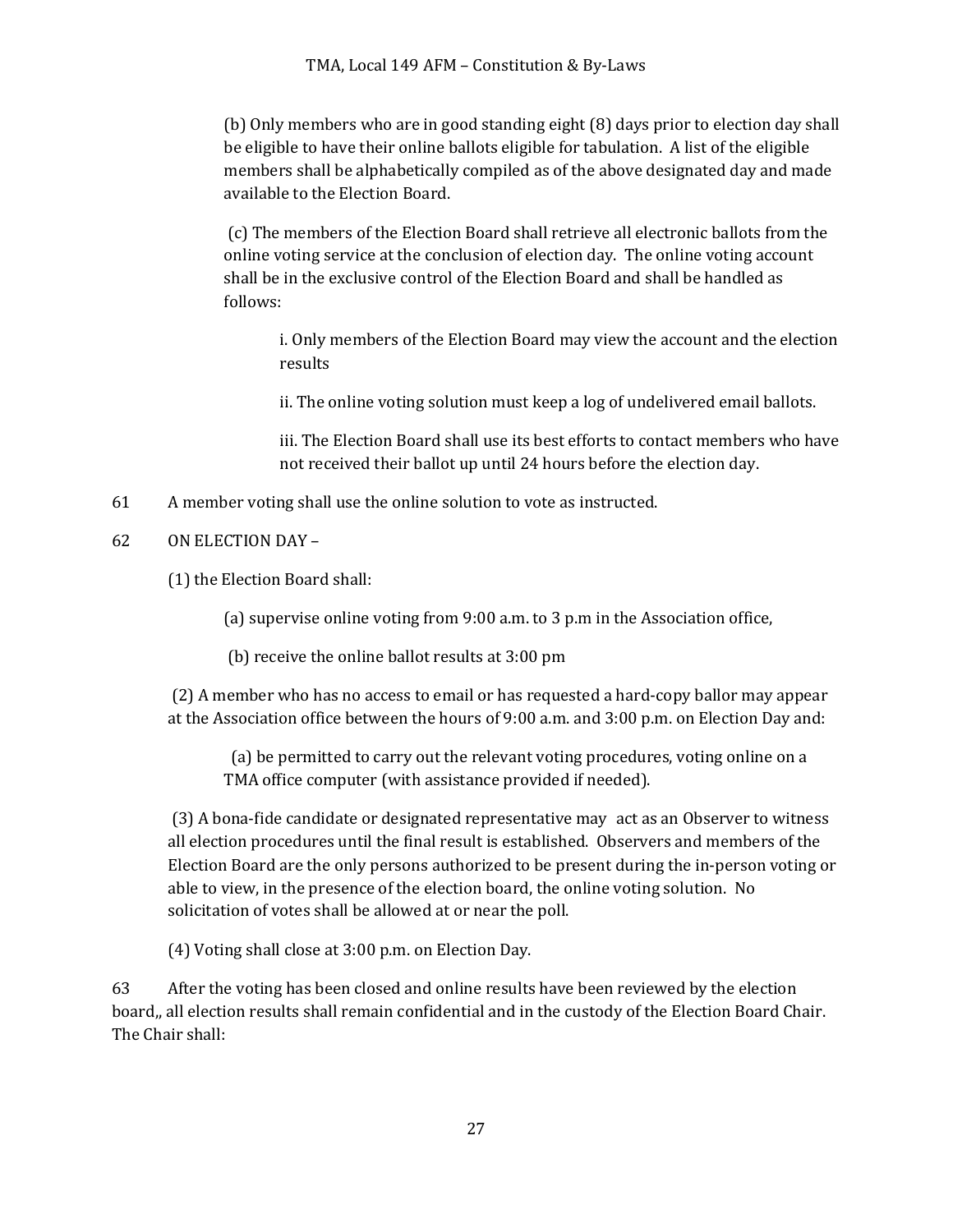(b) Only members who are in good standing eight (8) days prior to election day shall be eligible to have their online ballots eligible for tabulation. A list of the eligible members shall be alphabetically compiled as of the above designated day and made available to the Election Board.

(c) The members of the Election Board shall retrieve all electronic ballots from the online voting service at the conclusion of election day. The online voting account shall be in the exclusive control of the Election Board and shall be handled as follows:

i. Only members of the Election Board may view the account and the election results

ii. The online voting solution must keep a log of undelivered email ballots.

iii. The Election Board shall use its best efforts to contact members who have not received their ballot up until 24 hours before the election day.

61 A member voting shall use the online solution to vote as instructed.

62 ON ELECTION DAY –

(1) the Election Board shall:

(a) supervise online voting from 9:00 a.m. to 3 p.m in the Association office,

(b) receive the online ballot results at 3:00 pm

(2) A member who has no access to email or has requested a hard-copy ballor may appear at the Association office between the hours of 9:00 a.m. and 3:00 p.m. on Election Day and:

(a) be permitted to carry out the relevant voting procedures, voting online on a TMA office computer (with assistance provided if needed).

(3) A bona-fide candidate or designated representative may act as an Observer to witness all election procedures until the final result is established. Observers and members of the Election Board are the only persons authorized to be present during the in-person voting or able to view, in the presence of the election board, the online voting solution. No solicitation of votes shall be allowed at or near the poll.

(4) Voting shall close at 3:00 p.m. on Election Day.

63 After the voting has been closed and online results have been reviewed by the election board,, all election results shall remain confidential and in the custody of the Election Board Chair. The Chair shall: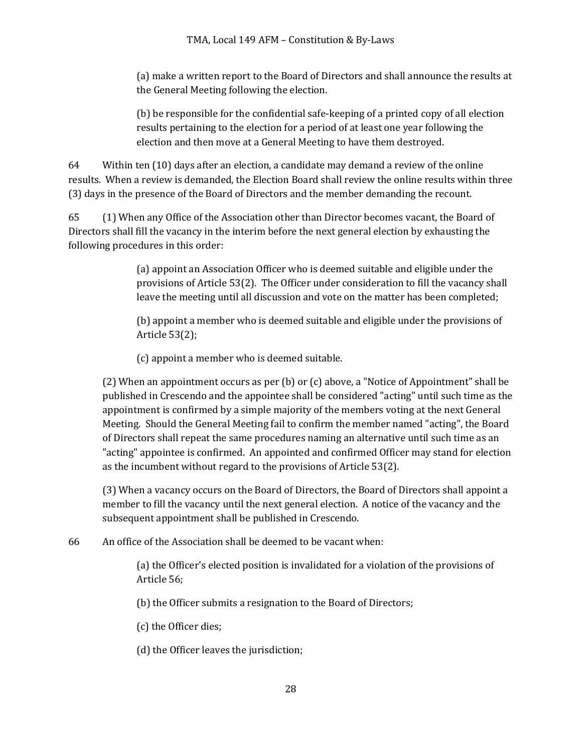(a) make a written report to the Board of Directors and shall announce the results at the General Meeting following the election.

(b) be responsible for the confidential safe-keeping of a printed copy of all election results pertaining to the election for a period of at least one year following the election and then move at a General Meeting to have them destroyed.

64 Within ten (10) days after an election, a candidate may demand a review of the online results. When a review is demanded, the Election Board shall review the online results within three (3) days in the presence of the Board of Directors and the member demanding the recount.

65 (1) When any Office of the Association other than Director becomes vacant, the Board of Directors shall fill the vacancy in the interim before the next general election by exhausting the following procedures in this order:

(a) appoint an Association Officer who is deemed suitable and eligible under the provisions of Article 53(2). The Officer under consideration to fill the vacancy shall leave the meeting until all discussion and vote on the matter has been completed;

(b) appoint a member who is deemed suitable and eligible under the provisions of Article 53(2);

(c) appoint a member who is deemed suitable.

(2) When an appointment occurs as per (b) or (c) above, a "Notice of Appointment" shall be published in Crescendo and the appointee shall be considered "acting" until such time as the appointment is confirmed by a simple majority of the members voting at the next General Meeting. Should the General Meeting fail to confirm the member named "acting", the Board of Directors shall repeat the same procedures naming an alternative until such time as an "acting" appointee is confirmed. An appointed and confirmed Officer may stand for election as the incumbent without regard to the provisions of Article 53(2).

(3) When a vacancy occurs on the Board of Directors, the Board of Directors shall appoint a member to fill the vacancy until the next general election. A notice of the vacancy and the subsequent appointment shall be published in Crescendo.

66 An office of the Association shall be deemed to be vacant when:

(a) the Officer's elected position is invalidated for a violation of the provisions of Article 56;

(b) the Officer submits a resignation to the Board of Directors;

(c) the Officer dies;

(d) the Officer leaves the jurisdiction;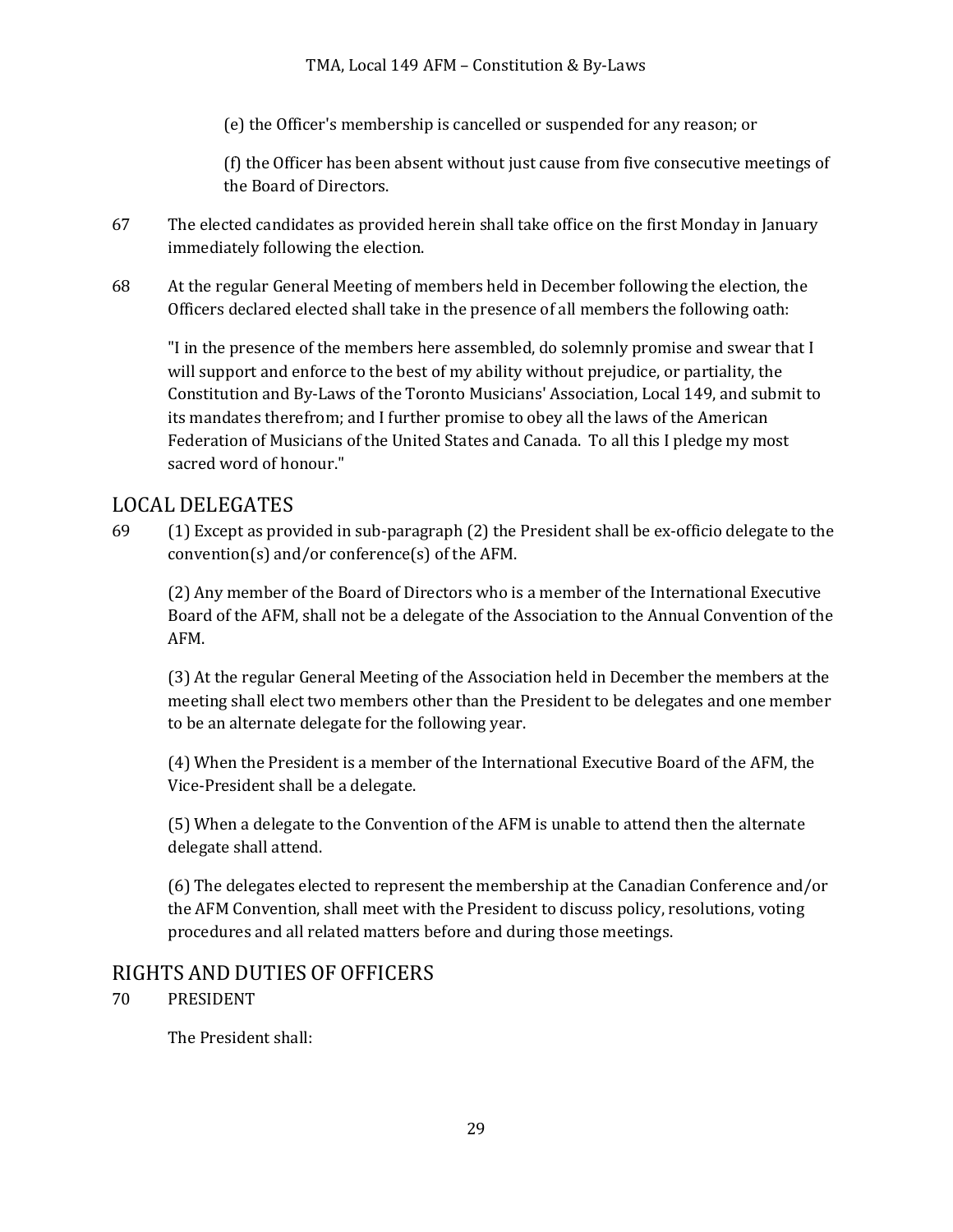(e) the Officer's membership is cancelled or suspended for any reason; or

(f) the Officer has been absent without just cause from five consecutive meetings of the Board of Directors.

67 The elected candidates as provided herein shall take office on the first Monday in January immediately following the election.

68 At the regular General Meeting of members held in December following the election, the Officers declared elected shall take in the presence of all members the following oath:

"I in the presence of the members here assembled, do solemnly promise and swear that I will support and enforce to the best of my ability without prejudice, or partiality, the Constitution and By-Laws of the Toronto Musicians' Association, Local 149, and submit to its mandates therefrom; and I further promise to obey all the laws of the American Federation of Musicians of the United States and Canada. To all this I pledge my most sacred word of honour."

## LOCAL DELEGATES

69 (1) Except as provided in sub-paragraph (2) the President shall be ex-officio delegate to the convention(s) and/or conference(s) of the AFM.

(2) Any member of the Board of Directors who is a member of the International Executive Board of the AFM, shall not be a delegate of the Association to the Annual Convention of the AFM.

(3) At the regular General Meeting of the Association held in December the members at the meeting shall elect two members other than the President to be delegates and one member to be an alternate delegate for the following year.

(4) When the President is a member of the International Executive Board of the AFM, the Vice-President shall be a delegate.

(5) When a delegate to the Convention of the AFM is unable to attend then the alternate delegate shall attend.

(6) The delegates elected to represent the membership at the Canadian Conference and/or the AFM Convention, shall meet with the President to discuss policy, resolutions, voting procedures and all related matters before and during those meetings.

## RIGHTS AND DUTIES OF OFFICERS

70 PRESIDENT

The President shall: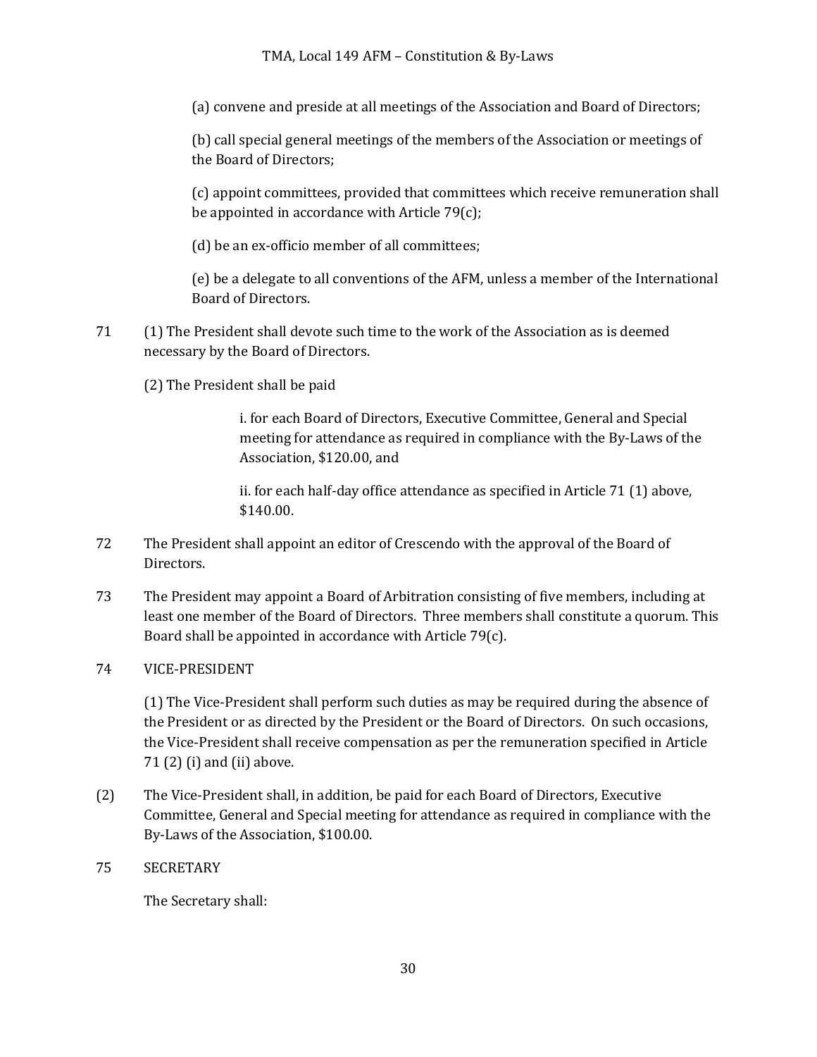(a) convene and preside at all meetings of the Association and Board of Directors;

(b) call special general meetings of the members of the Association or meetings of the Board of Directors;

(c) appoint committees, provided that committees which receive remuneration shall be appointed in accordance with Article 79(c);

(d) be an ex-officio member of all committees;

(e) be a delegate to all conventions of the AFM, unless a member of the International Board of Directors.

71 (1) The President shall devote such time to the work of the Association as is deemed necessary by the Board of Directors.

(2) The President shall be paid

i. for each Board of Directors, Executive Committee, General and Special meeting for attendance as required in compliance with the By-Laws of the Association, $120.00, and

ii. for each half-day office attendance as specified in Article 71 (1) above, $140.00.

72 The President shall appoint an editor of Crescendo with the approval of the Board of Directors.

73 The President may appoint a Board of Arbitration consisting of five members, including at least one member of the Board of Directors. Three members shall constitute a quorum. This Board shall be appointed in accordance with Article 79(c).

74 VICE-PRESIDENT

(1) The Vice-President shall perform such duties as may be required during the absence of the President or as directed by the President or the Board of Directors. On such occasions, the Vice-President shall receive compensation as per the remuneration specified in Article 71 (2) (i) and (ii) above.

(2) The Vice-President shall, in addition, be paid for each Board of Directors, Executive Committee, General and Special meeting for attendance as required in compliance with the By-Laws of the Association, $100.00.

75 SECRETARY

The Secretary shall: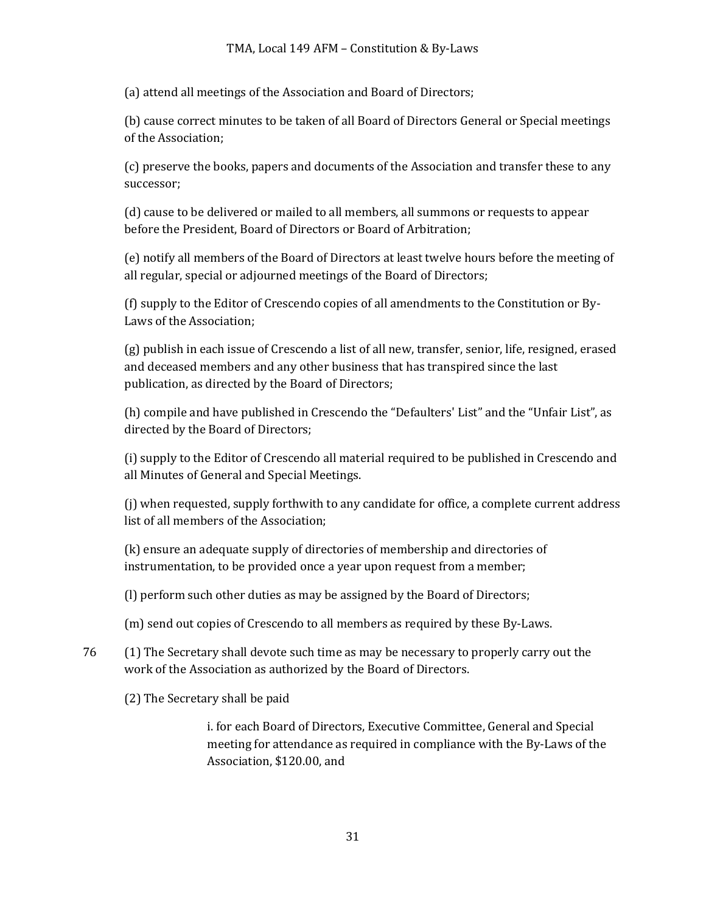(a) attend all meetings of the Association and Board of Directors;

(b) cause correct minutes to be taken of all Board of Directors General or Special meetings of the Association;

(c) preserve the books, papers and documents of the Association and transfer these to any successor;

(d) cause to be delivered or mailed to all members, all summons or requests to appear before the President, Board of Directors or Board of Arbitration;

(e) notify all members of the Board of Directors at least twelve hours before the meeting of all regular, special or adjourned meetings of the Board of Directors;

(f) supply to the Editor of Crescendo copies of all amendments to the Constitution or By-Laws of the Association;

(g) publish in each issue of Crescendo a list of all new, transfer, senior, life, resigned, erased and deceased members and any other business that has transpired since the last publication, as directed by the Board of Directors;

(h) compile and have published in Crescendo the "Defaulters' List" and the "Unfair List", as directed by the Board of Directors;

(i) supply to the Editor of Crescendo all material required to be published in Crescendo and all Minutes of General and Special Meetings.

(j) when requested, supply forthwith to any candidate for office, a complete current address list of all members of the Association;

(k) ensure an adequate supply of directories of membership and directories of instrumentation, to be provided once a year upon request from a member;

(l) perform such other duties as may be assigned by the Board of Directors;

(m) send out copies of Crescendo to all members as required by these By-Laws.

76 (1) The Secretary shall devote such time as may be necessary to properly carry out the work of the Association as authorized by the Board of Directors.

(2) The Secretary shall be paid

i. for each Board of Directors, Executive Committee, General and Special meeting for attendance as required in compliance with the By-Laws of the Association, $120.00, and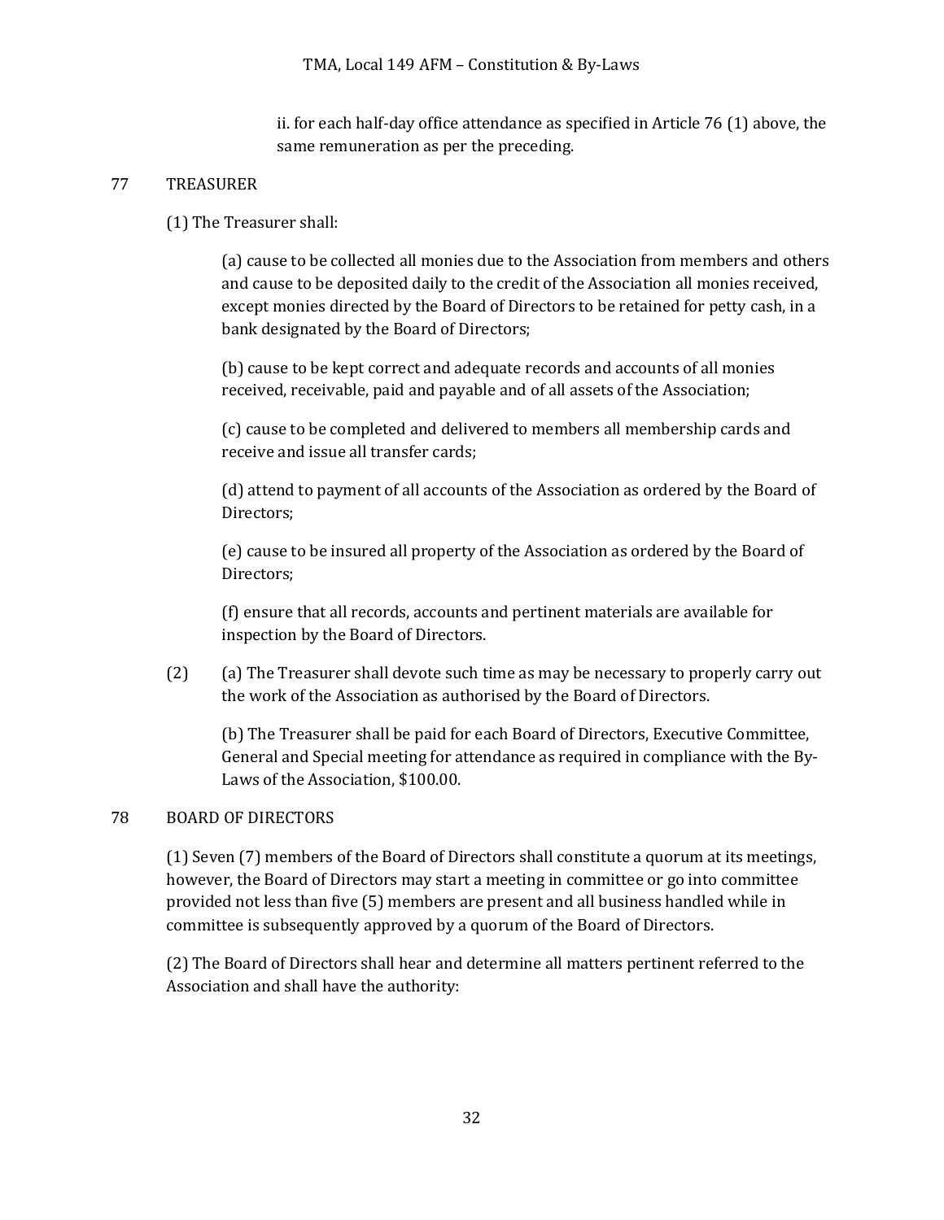ii. for each half-day office attendance as specified in Article 76 (1) above, the same remuneration as per the preceding.

## 77 TREASURER

(1) The Treasurer shall:

(a) cause to be collected all monies due to the Association from members and others and cause to be deposited daily to the credit of the Association all monies received, except monies directed by the Board of Directors to be retained for petty cash, in a bank designated by the Board of Directors;

(b) cause to be kept correct and adequate records and accounts of all monies received, receivable, paid and payable and of all assets of the Association;

(c) cause to be completed and delivered to members all membership cards and receive and issue all transfer cards;

(d) attend to payment of all accounts of the Association as ordered by the Board of Directors;

(e) cause to be insured all property of the Association as ordered by the Board of Directors;

(f) ensure that all records, accounts and pertinent materials are available for inspection by the Board of Directors.

(2) (a) The Treasurer shall devote such time as may be necessary to properly carry out the work of the Association as authorised by the Board of Directors.

(b) The Treasurer shall be paid for each Board of Directors, Executive Committee, General and Special meeting for attendance as required in compliance with the By-Laws of the Association, $100.00.

## 78 BOARD OF DIRECTORS

(1) Seven (7) members of the Board of Directors shall constitute a quorum at its meetings, however, the Board of Directors may start a meeting in committee or go into committee provided not less than five (5) members are present and all business handled while in committee is subsequently approved by a quorum of the Board of Directors.

(2) The Board of Directors shall hear and determine all matters pertinent referred to the Association and shall have the authority: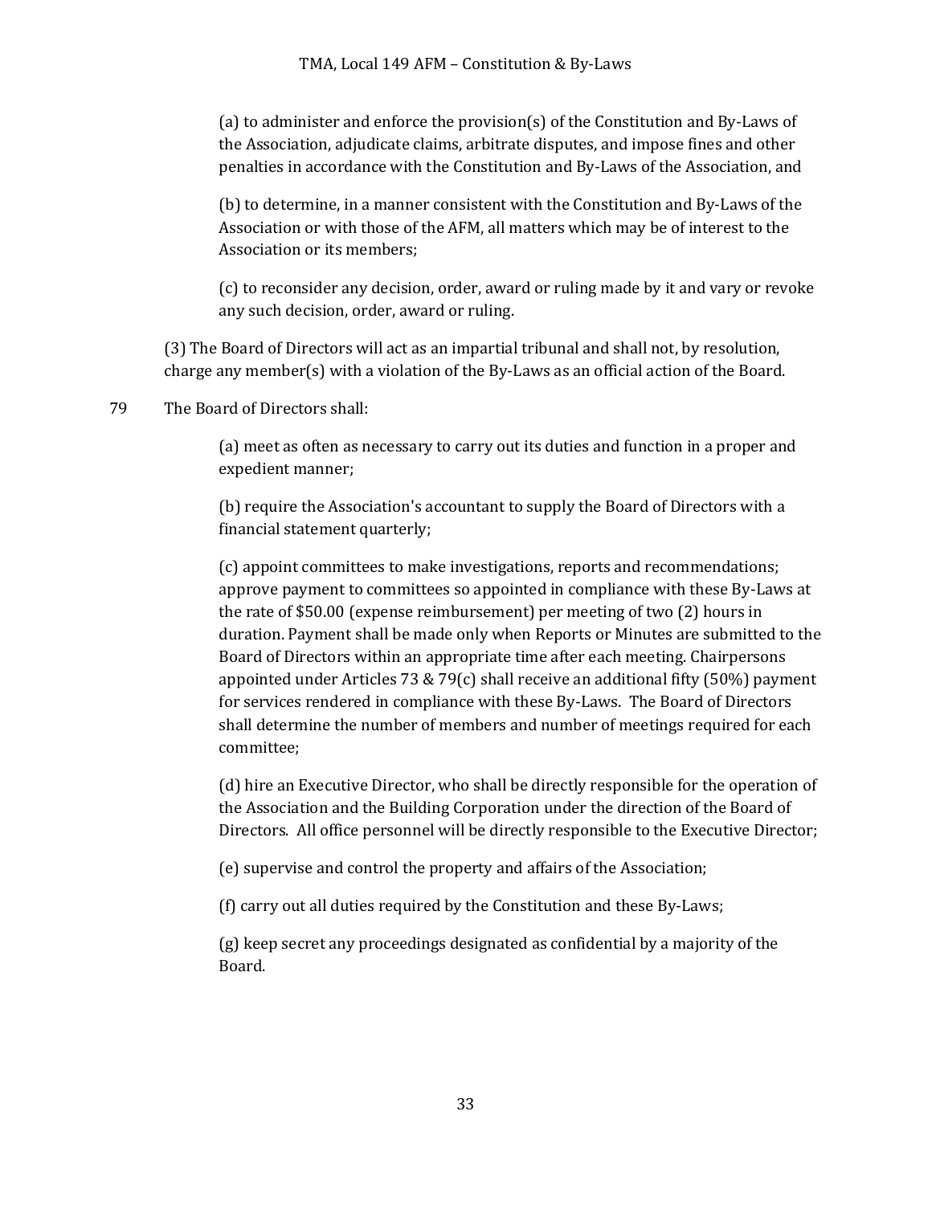(a) to administer and enforce the provision(s) of the Constitution and By-Laws of the Association, adjudicate claims, arbitrate disputes, and impose fines and other penalties in accordance with the Constitution and By-Laws of the Association, and

(b) to determine, in a manner consistent with the Constitution and By-Laws of the Association or with those of the AFM, all matters which may be of interest to the Association or its members;

(c) to reconsider any decision, order, award or ruling made by it and vary or revoke any such decision, order, award or ruling.

(3) The Board of Directors will act as an impartial tribunal and shall not, by resolution, charge any member(s) with a violation of the By-Laws as an official action of the Board.

79 The Board of Directors shall:

(a) meet as often as necessary to carry out its duties and function in a proper and expedient manner;

(b) require the Association's accountant to supply the Board of Directors with a financial statement quarterly;

(c) appoint committees to make investigations, reports and recommendations; approve payment to committees so appointed in compliance with these By-Laws at the rate of $50.00 (expense reimbursement) per meeting of two (2) hours in duration. Payment shall be made only when Reports or Minutes are submitted to the Board of Directors within an appropriate time after each meeting. Chairpersons appointed under Articles 73 & 79(c) shall receive an additional fifty (50%) payment for services rendered in compliance with these By-Laws. The Board of Directors shall determine the number of members and number of meetings required for each committee;

(d) hire an Executive Director, who shall be directly responsible for the operation of the Association and the Building Corporation under the direction of the Board of Directors. All office personnel will be directly responsible to the Executive Director;

(e) supervise and control the property and affairs of the Association;

(f) carry out all duties required by the Constitution and these By-Laws;

(g) keep secret any proceedings designated as confidential by a majority of the Board.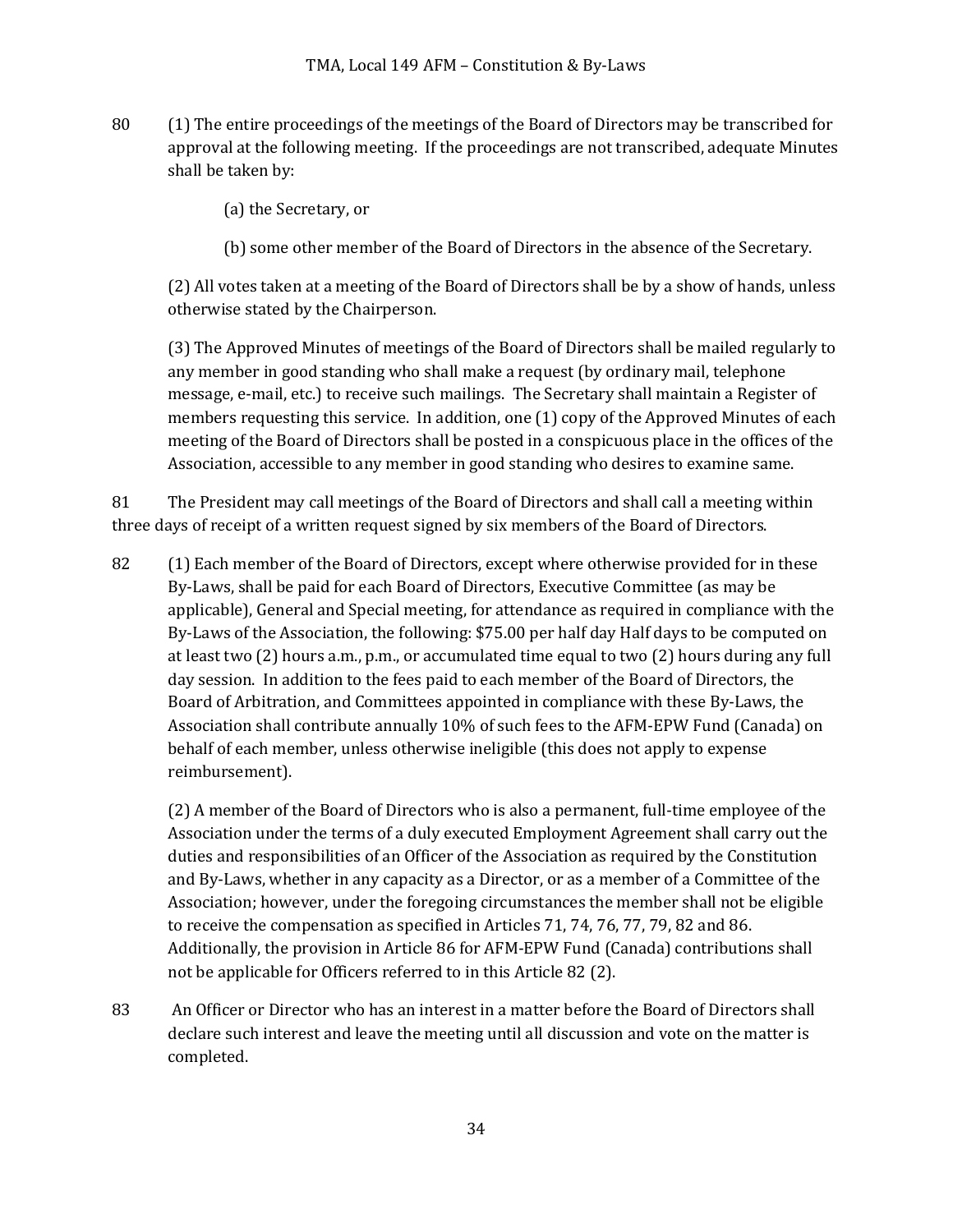80 (1) The entire proceedings of the meetings of the Board of Directors may be transcribed for approval at the following meeting. If the proceedings are not transcribed, adequate Minutes shall be taken by:

(a) the Secretary, or

(b) some other member of the Board of Directors in the absence of the Secretary.

(2) All votes taken at a meeting of the Board of Directors shall be by a show of hands, unless otherwise stated by the Chairperson.

(3) The Approved Minutes of meetings of the Board of Directors shall be mailed regularly to any member in good standing who shall make a request (by ordinary mail, telephone message, e-mail, etc.) to receive such mailings. The Secretary shall maintain a Register of members requesting this service. In addition, one (1) copy of the Approved Minutes of each meeting of the Board of Directors shall be posted in a conspicuous place in the offices of the Association, accessible to any member in good standing who desires to examine same.

81 The President may call meetings of the Board of Directors and shall call a meeting within three days of receipt of a written request signed by six members of the Board of Directors.

82 (1) Each member of the Board of Directors, except where otherwise provided for in these By-Laws, shall be paid for each Board of Directors, Executive Committee (as may be applicable), General and Special meeting, for attendance as required in compliance with the By-Laws of the Association, the following: $75.00 per half day Half days to be computed on at least two (2) hours a.m., p.m., or accumulated time equal to two (2) hours during any full day session. In addition to the fees paid to each member of the Board of Directors, the Board of Arbitration, and Committees appointed in compliance with these By-Laws, the Association shall contribute annually 10% of such fees to the AFM-EPW Fund (Canada) on behalf of each member, unless otherwise ineligible (this does not apply to expense reimbursement).

(2) A member of the Board of Directors who is also a permanent, full-time employee of the Association under the terms of a duly executed Employment Agreement shall carry out the duties and responsibilities of an Officer of the Association as required by the Constitution and By-Laws, whether in any capacity as a Director, or as a member of a Committee of the Association; however, under the foregoing circumstances the member shall not be eligible to receive the compensation as specified in Articles 71, 74, 76, 77, 79, 82 and 86. Additionally, the provision in Article 86 for AFM-EPW Fund (Canada) contributions shall not be applicable for Officers referred to in this Article 82 (2).

83 An Officer or Director who has an interest in a matter before the Board of Directors shall declare such interest and leave the meeting until all discussion and vote on the matter is completed.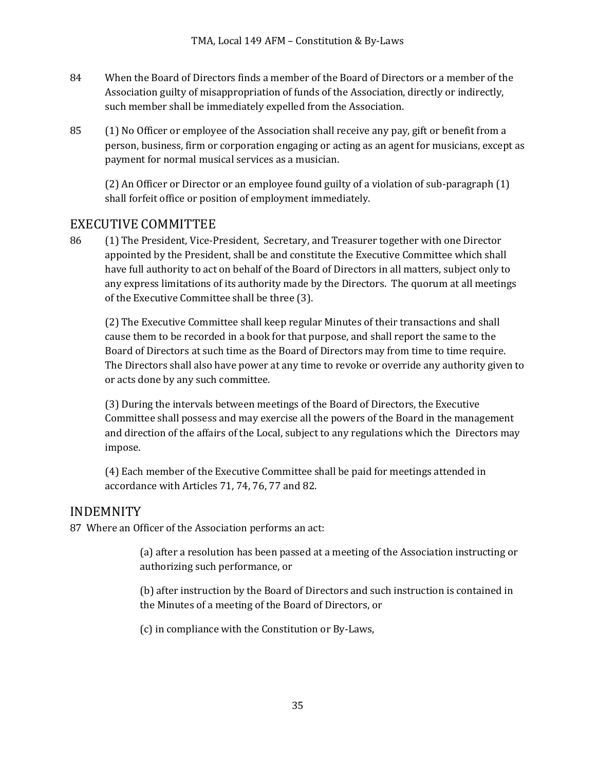84 When the Board of Directors finds a member of the Board of Directors or a member of the Association guilty of misappropriation of funds of the Association, directly or indirectly, such member shall be immediately expelled from the Association.

85 (1) No Officer or employee of the Association shall receive any pay, gift or benefit from a person, business, firm or corporation engaging or acting as an agent for musicians, except as payment for normal musical services as a musician.

(2) An Officer or Director or an employee found guilty of a violation of sub-paragraph (1) shall forfeit office or position of employment immediately.

## EXECUTIVE COMMITTEE

86 (1) The President, Vice-President, Secretary, and Treasurer together with one Director appointed by the President, shall be and constitute the Executive Committee which shall have full authority to act on behalf of the Board of Directors in all matters, subject only to any express limitations of its authority made by the Directors. The quorum at all meetings of the Executive Committee shall be three (3).

(2) The Executive Committee shall keep regular Minutes of their transactions and shall cause them to be recorded in a book for that purpose, and shall report the same to the Board of Directors at such time as the Board of Directors may from time to time require. The Directors shall also have power at any time to revoke or override any authority given to or acts done by any such committee.

(3) During the intervals between meetings of the Board of Directors, the Executive Committee shall possess and may exercise all the powers of the Board in the management and direction of the affairs of the Local, subject to any regulations which the Directors may impose.

(4) Each member of the Executive Committee shall be paid for meetings attended in accordance with Articles 71, 74, 76, 77 and 82.

## INDEMNITY

87 Where an Officer of the Association performs an act:

(a) after a resolution has been passed at a meeting of the Association instructing or authorizing such performance, or

(b) after instruction by the Board of Directors and such instruction is contained in the Minutes of a meeting of the Board of Directors, or

(c) in compliance with the Constitution or By-Laws,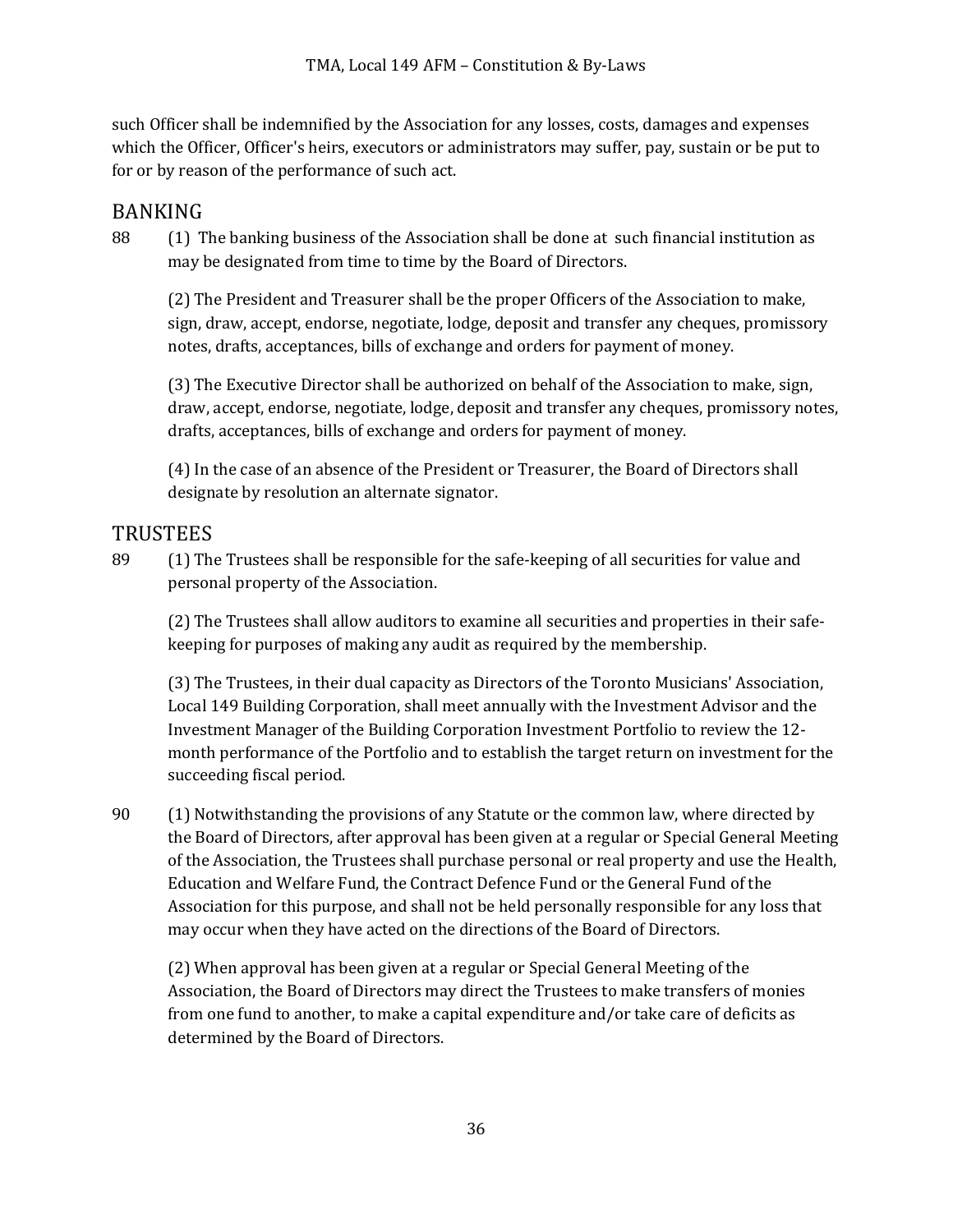such Officer shall be indemnified by the Association for any losses, costs, damages and expenses which the Officer, Officer's heirs, executors or administrators may suffer, pay, sustain or be put to for or by reason of the performance of such act.

## BANKING

88 (1) The banking business of the Association shall be done at such financial institution as may be designated from time to time by the Board of Directors.

(2) The President and Treasurer shall be the proper Officers of the Association to make, sign, draw, accept, endorse, negotiate, lodge, deposit and transfer any cheques, promissory notes, drafts, acceptances, bills of exchange and orders for payment of money.

(3) The Executive Director shall be authorized on behalf of the Association to make, sign, draw, accept, endorse, negotiate, lodge, deposit and transfer any cheques, promissory notes, drafts, acceptances, bills of exchange and orders for payment of money.

(4) In the case of an absence of the President or Treasurer, the Board of Directors shall designate by resolution an alternate signator.

## TRUSTEES

89 (1) The Trustees shall be responsible for the safe-keeping of all securities for value and personal property of the Association.

(2) The Trustees shall allow auditors to examine all securities and properties in their safe-keeping for purposes of making any audit as required by the membership.

(3) The Trustees, in their dual capacity as Directors of the Toronto Musicians' Association, Local 149 Building Corporation, shall meet annually with the Investment Advisor and the Investment Manager of the Building Corporation Investment Portfolio to review the 12-month performance of the Portfolio and to establish the target return on investment for the succeeding fiscal period.

90 (1) Notwithstanding the provisions of any Statute or the common law, where directed by the Board of Directors, after approval has been given at a regular or Special General Meeting of the Association, the Trustees shall purchase personal or real property and use the Health, Education and Welfare Fund, the Contract Defence Fund or the General Fund of the Association for this purpose, and shall not be held personally responsible for any loss that may occur when they have acted on the directions of the Board of Directors.

(2) When approval has been given at a regular or Special General Meeting of the Association, the Board of Directors may direct the Trustees to make transfers of monies from one fund to another, to make a capital expenditure and/or take care of deficits as determined by the Board of Directors.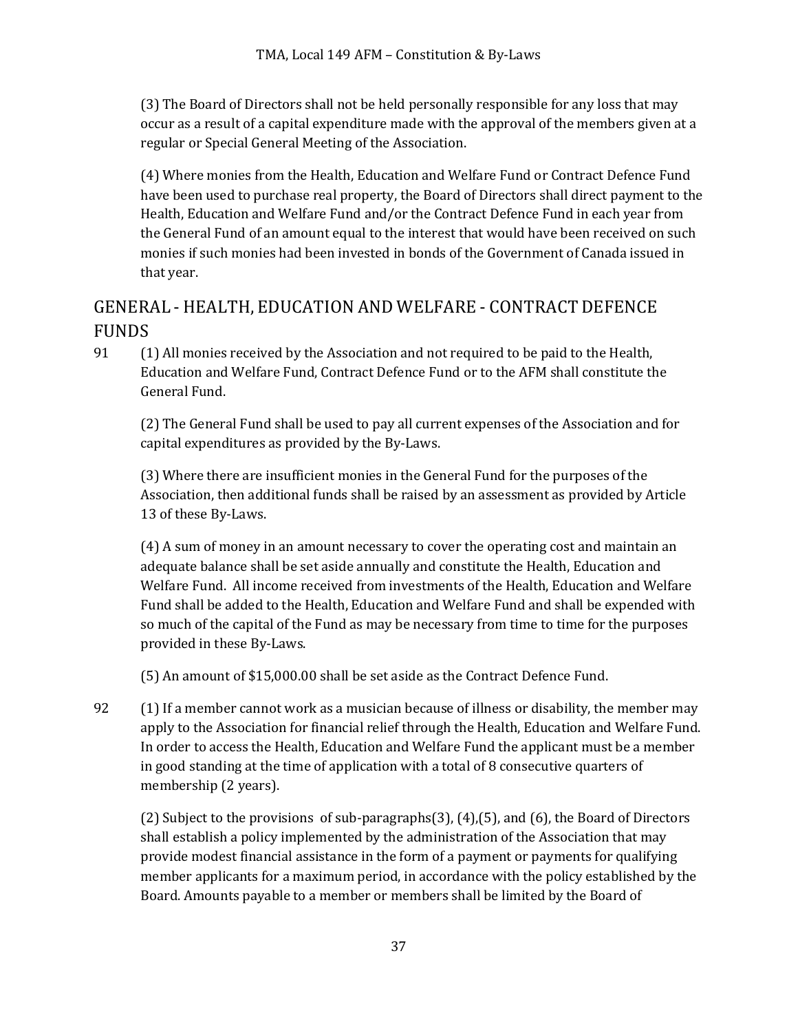(3) The Board of Directors shall not be held personally responsible for any loss that may occur as a result of a capital expenditure made with the approval of the members given at a regular or Special General Meeting of the Association.

(4) Where monies from the Health, Education and Welfare Fund or Contract Defence Fund have been used to purchase real property, the Board of Directors shall direct payment to the Health, Education and Welfare Fund and/or the Contract Defence Fund in each year from the General Fund of an amount equal to the interest that would have been received on such monies if such monies had been invested in bonds of the Government of Canada issued in that year.

## GENERAL - HEALTH, EDUCATION AND WELFARE - CONTRACT DEFENCE FUNDS

91 (1) All monies received by the Association and not required to be paid to the Health, Education and Welfare Fund, Contract Defence Fund or to the AFM shall constitute the General Fund.

(2) The General Fund shall be used to pay all current expenses of the Association and for capital expenditures as provided by the By-Laws.

(3) Where there are insufficient monies in the General Fund for the purposes of the Association, then additional funds shall be raised by an assessment as provided by Article 13 of these By-Laws.

(4) A sum of money in an amount necessary to cover the operating cost and maintain an adequate balance shall be set aside annually and constitute the Health, Education and Welfare Fund. All income received from investments of the Health, Education and Welfare Fund shall be added to the Health, Education and Welfare Fund and shall be expended with so much of the capital of the Fund as may be necessary from time to time for the purposes provided in these By-Laws.

(5) An amount of $15,000.00 shall be set aside as the Contract Defence Fund.

92 (1) If a member cannot work as a musician because of illness or disability, the member may apply to the Association for financial relief through the Health, Education and Welfare Fund. In order to access the Health, Education and Welfare Fund the applicant must be a member in good standing at the time of application with a total of 8 consecutive quarters of membership (2 years).

(2) Subject to the provisions of sub-paragraphs(3), (4),(5), and (6), the Board of Directors shall establish a policy implemented by the administration of the Association that may provide modest financial assistance in the form of a payment or payments for qualifying member applicants for a maximum period, in accordance with the policy established by the Board. Amounts payable to a member or members shall be limited by the Board of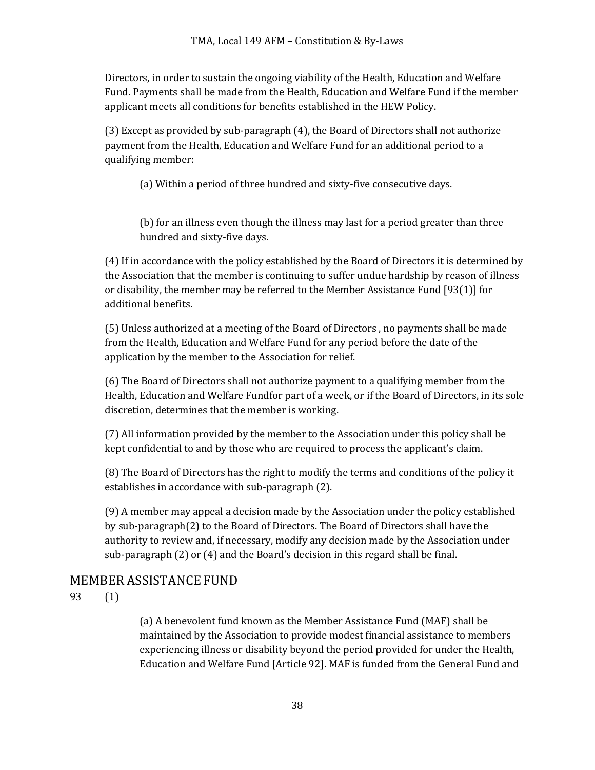Directors, in order to sustain the ongoing viability of the Health, Education and Welfare Fund. Payments shall be made from the Health, Education and Welfare Fund if the member applicant meets all conditions for benefits established in the HEW Policy.

(3) Except as provided by sub-paragraph (4), the Board of Directors shall not authorize payment from the Health, Education and Welfare Fund for an additional period to a qualifying member:

(a) Within a period of three hundred and sixty-five consecutive days.

(b) for an illness even though the illness may last for a period greater than three hundred and sixty-five days.

(4) If in accordance with the policy established by the Board of Directors it is determined by the Association that the member is continuing to suffer undue hardship by reason of illness or disability, the member may be referred to the Member Assistance Fund [93(1)] for additional benefits.

(5) Unless authorized at a meeting of the Board of Directors , no payments shall be made from the Health, Education and Welfare Fund for any period before the date of the application by the member to the Association for relief.

(6) The Board of Directors shall not authorize payment to a qualifying member from the Health, Education and Welfare Fundfor part of a week, or if the Board of Directors, in its sole discretion, determines that the member is working.

(7) All information provided by the member to the Association under this policy shall be kept confidential to and by those who are required to process the applicant's claim.

(8) The Board of Directors has the right to modify the terms and conditions of the policy it establishes in accordance with sub-paragraph (2).

(9) A member may appeal a decision made by the Association under the policy established by sub-paragraph(2) to the Board of Directors. The Board of Directors shall have the authority to review and, if necessary, modify any decision made by the Association under sub-paragraph (2) or (4) and the Board's decision in this regard shall be final.

## MEMBER ASSISTANCE FUND

93 (1)

(a) A benevolent fund known as the Member Assistance Fund (MAF) shall be maintained by the Association to provide modest financial assistance to members experiencing illness or disability beyond the period provided for under the Health, Education and Welfare Fund [Article 92]. MAF is funded from the General Fund and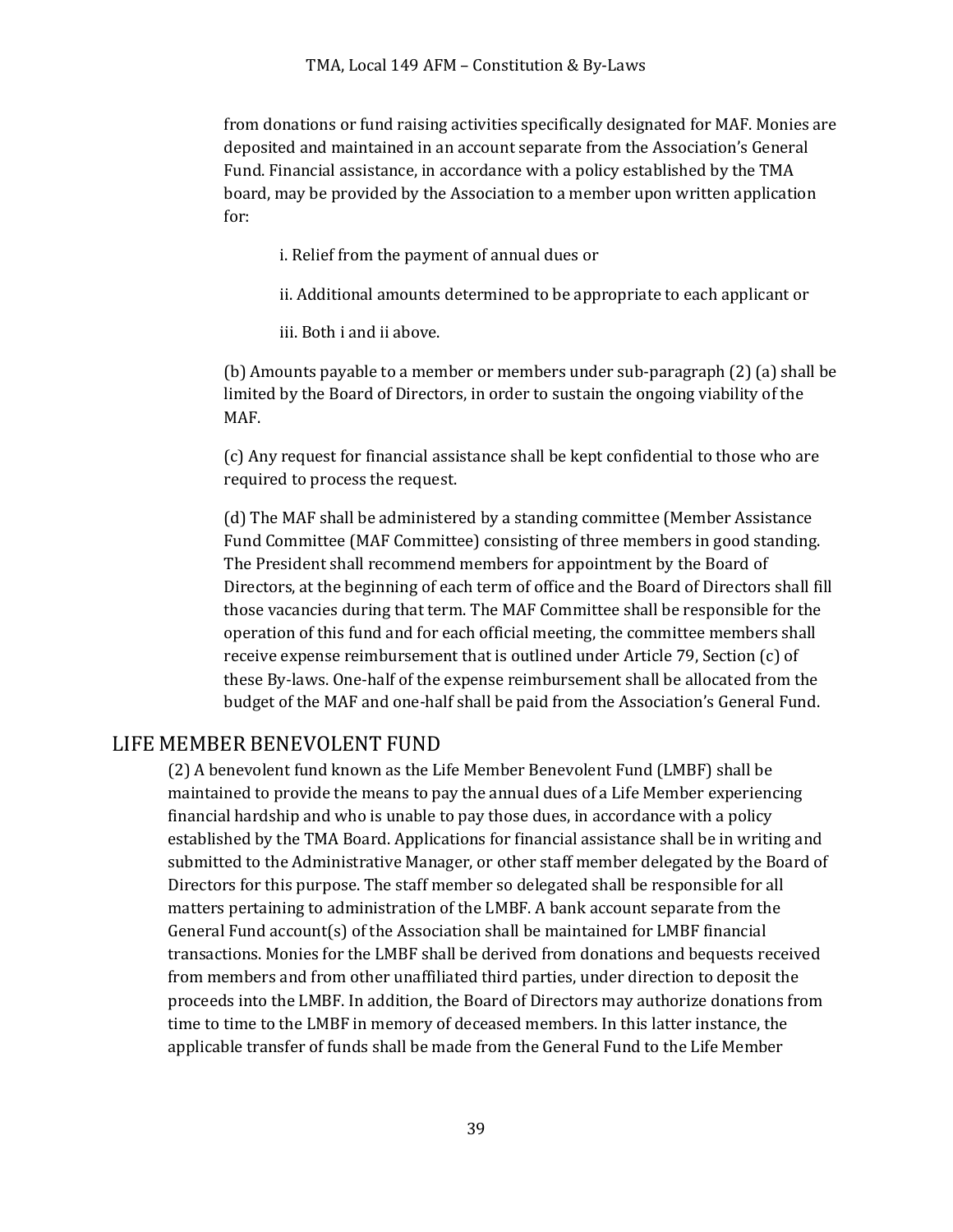from donations or fund raising activities specifically designated for MAF. Monies are deposited and maintained in an account separate from the Association's General Fund. Financial assistance, in accordance with a policy established by the TMA board, may be provided by the Association to a member upon written application for:

i. Relief from the payment of annual dues or

ii. Additional amounts determined to be appropriate to each applicant or

iii. Both i and ii above.

(b) Amounts payable to a member or members under sub-paragraph (2) (a) shall be limited by the Board of Directors, in order to sustain the ongoing viability of the MAF.

(c) Any request for financial assistance shall be kept confidential to those who are required to process the request.

(d) The MAF shall be administered by a standing committee (Member Assistance Fund Committee (MAF Committee) consisting of three members in good standing. The President shall recommend members for appointment by the Board of Directors, at the beginning of each term of office and the Board of Directors shall fill those vacancies during that term. The MAF Committee shall be responsible for the operation of this fund and for each official meeting, the committee members shall receive expense reimbursement that is outlined under Article 79, Section (c) of these By-laws. One-half of the expense reimbursement shall be allocated from the budget of the MAF and one-half shall be paid from the Association's General Fund.

## LIFE MEMBER BENEVOLENT FUND

(2) A benevolent fund known as the Life Member Benevolent Fund (LMBF) shall be maintained to provide the means to pay the annual dues of a Life Member experiencing financial hardship and who is unable to pay those dues, in accordance with a policy established by the TMA Board. Applications for financial assistance shall be in writing and submitted to the Administrative Manager, or other staff member delegated by the Board of Directors for this purpose. The staff member so delegated shall be responsible for all matters pertaining to administration of the LMBF. A bank account separate from the General Fund account(s) of the Association shall be maintained for LMBF financial transactions. Monies for the LMBF shall be derived from donations and bequests received from members and from other unaffiliated third parties, under direction to deposit the proceeds into the LMBF. In addition, the Board of Directors may authorize donations from time to time to the LMBF in memory of deceased members. In this latter instance, the applicable transfer of funds shall be made from the General Fund to the Life Member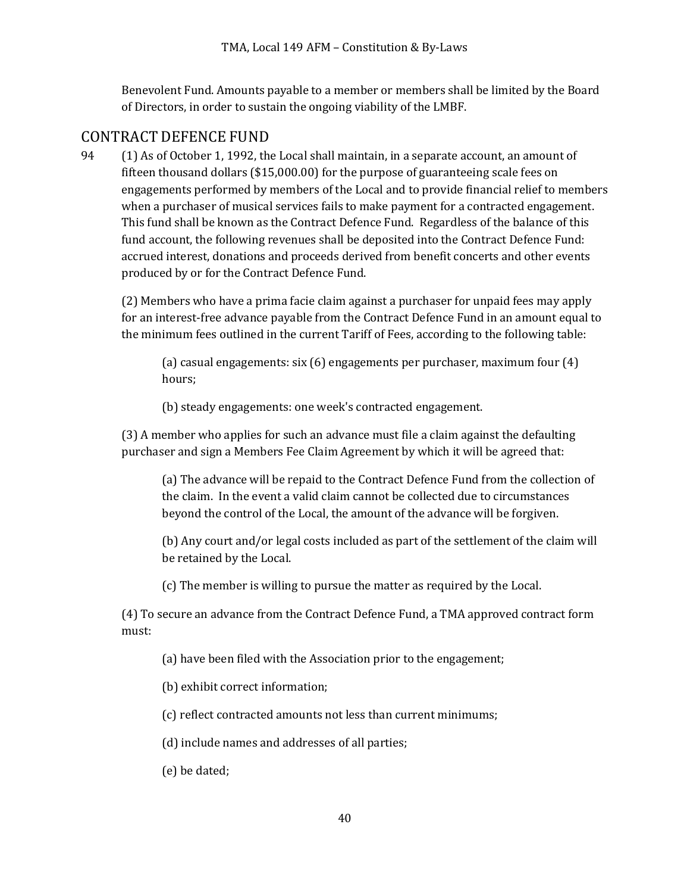Benevolent Fund. Amounts payable to a member or members shall be limited by the Board of Directors, in order to sustain the ongoing viability of the LMBF.

## CONTRACT DEFENCE FUND

94 (1) As of October 1, 1992, the Local shall maintain, in a separate account, an amount of fifteen thousand dollars ($15,000.00) for the purpose of guaranteeing scale fees on engagements performed by members of the Local and to provide financial relief to members when a purchaser of musical services fails to make payment for a contracted engagement. This fund shall be known as the Contract Defence Fund. Regardless of the balance of this fund account, the following revenues shall be deposited into the Contract Defence Fund: accrued interest, donations and proceeds derived from benefit concerts and other events produced by or for the Contract Defence Fund.

(2) Members who have a prima facie claim against a purchaser for unpaid fees may apply for an interest-free advance payable from the Contract Defence Fund in an amount equal to the minimum fees outlined in the current Tariff of Fees, according to the following table:

(a) casual engagements: six (6) engagements per purchaser, maximum four (4) hours;

(b) steady engagements: one week's contracted engagement.

(3) A member who applies for such an advance must file a claim against the defaulting purchaser and sign a Members Fee Claim Agreement by which it will be agreed that:

(a) The advance will be repaid to the Contract Defence Fund from the collection of the claim. In the event a valid claim cannot be collected due to circumstances beyond the control of the Local, the amount of the advance will be forgiven.

(b) Any court and/or legal costs included as part of the settlement of the claim will be retained by the Local.

(c) The member is willing to pursue the matter as required by the Local.

(4) To secure an advance from the Contract Defence Fund, a TMA approved contract form must:

(a) have been filed with the Association prior to the engagement;

(b) exhibit correct information;

(c) reflect contracted amounts not less than current minimums;

(d) include names and addresses of all parties;

(e) be dated;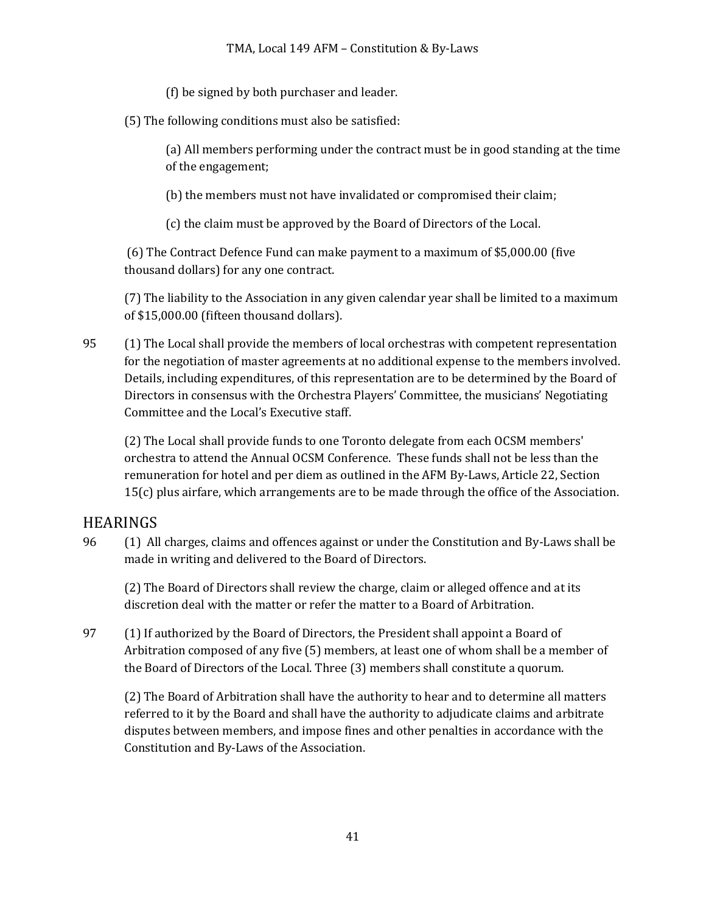(f) be signed by both purchaser and leader.

(5) The following conditions must also be satisfied:

(a) All members performing under the contract must be in good standing at the time of the engagement;

(b) the members must not have invalidated or compromised their claim;

(c) the claim must be approved by the Board of Directors of the Local.

(6) The Contract Defence Fund can make payment to a maximum of $5,000.00 (five thousand dollars) for any one contract.

(7) The liability to the Association in any given calendar year shall be limited to a maximum of $15,000.00 (fifteen thousand dollars).

95 (1) The Local shall provide the members of local orchestras with competent representation for the negotiation of master agreements at no additional expense to the members involved. Details, including expenditures, of this representation are to be determined by the Board of Directors in consensus with the Orchestra Players' Committee, the musicians' Negotiating Committee and the Local's Executive staff.

(2) The Local shall provide funds to one Toronto delegate from each OCSM members' orchestra to attend the Annual OCSM Conference. These funds shall not be less than the remuneration for hotel and per diem as outlined in the AFM By-Laws, Article 22, Section 15(c) plus airfare, which arrangements are to be made through the office of the Association.

## HEARINGS

96 (1) All charges, claims and offences against or under the Constitution and By-Laws shall be made in writing and delivered to the Board of Directors.

(2) The Board of Directors shall review the charge, claim or alleged offence and at its discretion deal with the matter or refer the matter to a Board of Arbitration.

97 (1) If authorized by the Board of Directors, the President shall appoint a Board of Arbitration composed of any five (5) members, at least one of whom shall be a member of the Board of Directors of the Local. Three (3) members shall constitute a quorum.

(2) The Board of Arbitration shall have the authority to hear and to determine all matters referred to it by the Board and shall have the authority to adjudicate claims and arbitrate disputes between members, and impose fines and other penalties in accordance with the Constitution and By-Laws of the Association.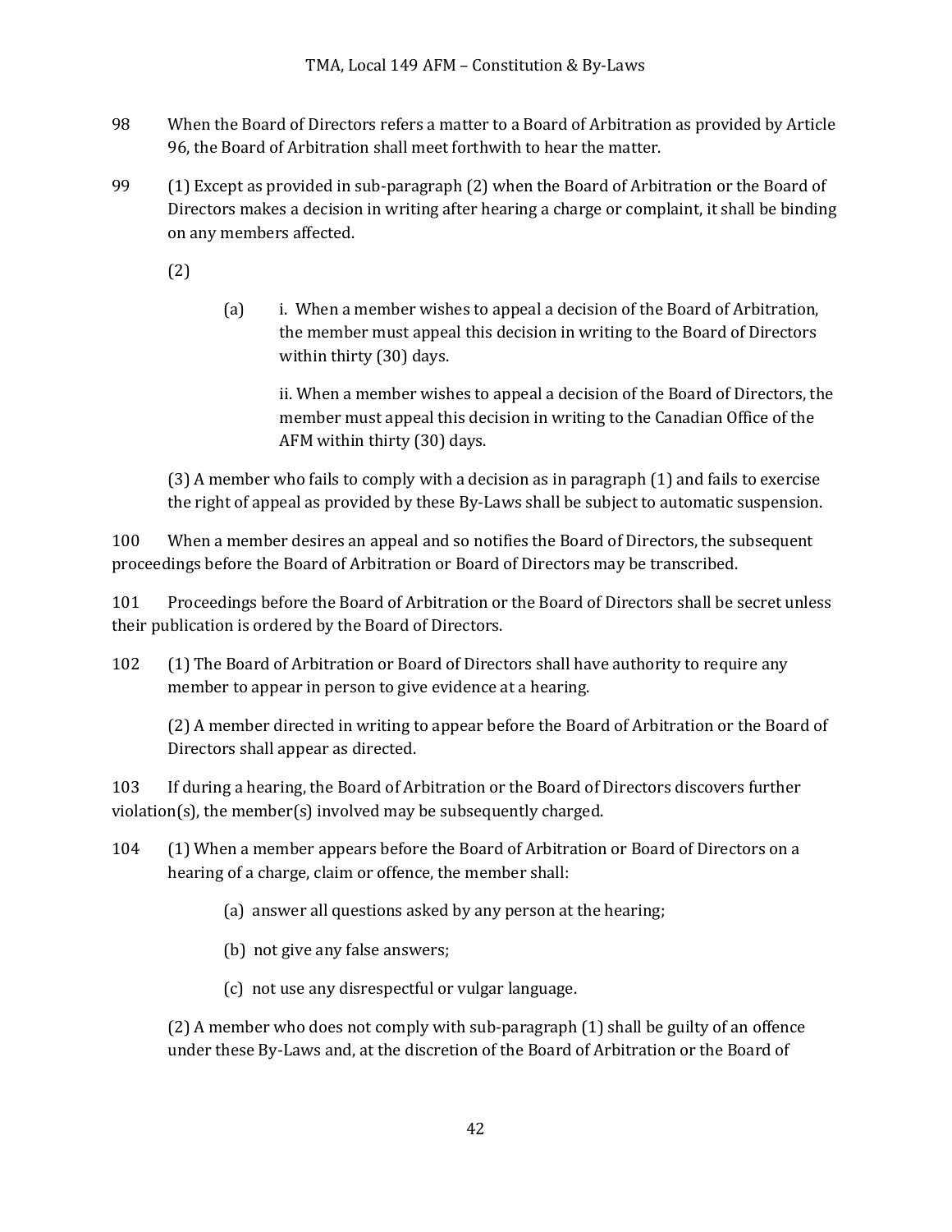98 When the Board of Directors refers a matter to a Board of Arbitration as provided by Article 96, the Board of Arbitration shall meet forthwith to hear the matter.

99 (1) Except as provided in sub-paragraph (2) when the Board of Arbitration or the Board of Directors makes a decision in writing after hearing a charge or complaint, it shall be binding on any members affected.

(2)

(a) i. When a member wishes to appeal a decision of the Board of Arbitration, the member must appeal this decision in writing to the Board of Directors within thirty (30) days.

ii. When a member wishes to appeal a decision of the Board of Directors, the member must appeal this decision in writing to the Canadian Office of the AFM within thirty (30) days.

(3) A member who fails to comply with a decision as in paragraph (1) and fails to exercise the right of appeal as provided by these By-Laws shall be subject to automatic suspension.

100 When a member desires an appeal and so notifies the Board of Directors, the subsequent proceedings before the Board of Arbitration or Board of Directors may be transcribed.

101 Proceedings before the Board of Arbitration or the Board of Directors shall be secret unless their publication is ordered by the Board of Directors.

102 (1) The Board of Arbitration or Board of Directors shall have authority to require any member to appear in person to give evidence at a hearing.

(2) A member directed in writing to appear before the Board of Arbitration or the Board of Directors shall appear as directed.

103 If during a hearing, the Board of Arbitration or the Board of Directors discovers further violation(s), the member(s) involved may be subsequently charged.

104 (1) When a member appears before the Board of Arbitration or Board of Directors on a hearing of a charge, claim or offence, the member shall:

(a) answer all questions asked by any person at the hearing;

(b) not give any false answers;

(c) not use any disrespectful or vulgar language.

(2) A member who does not comply with sub-paragraph (1) shall be guilty of an offence under these By-Laws and, at the discretion of the Board of Arbitration or the Board of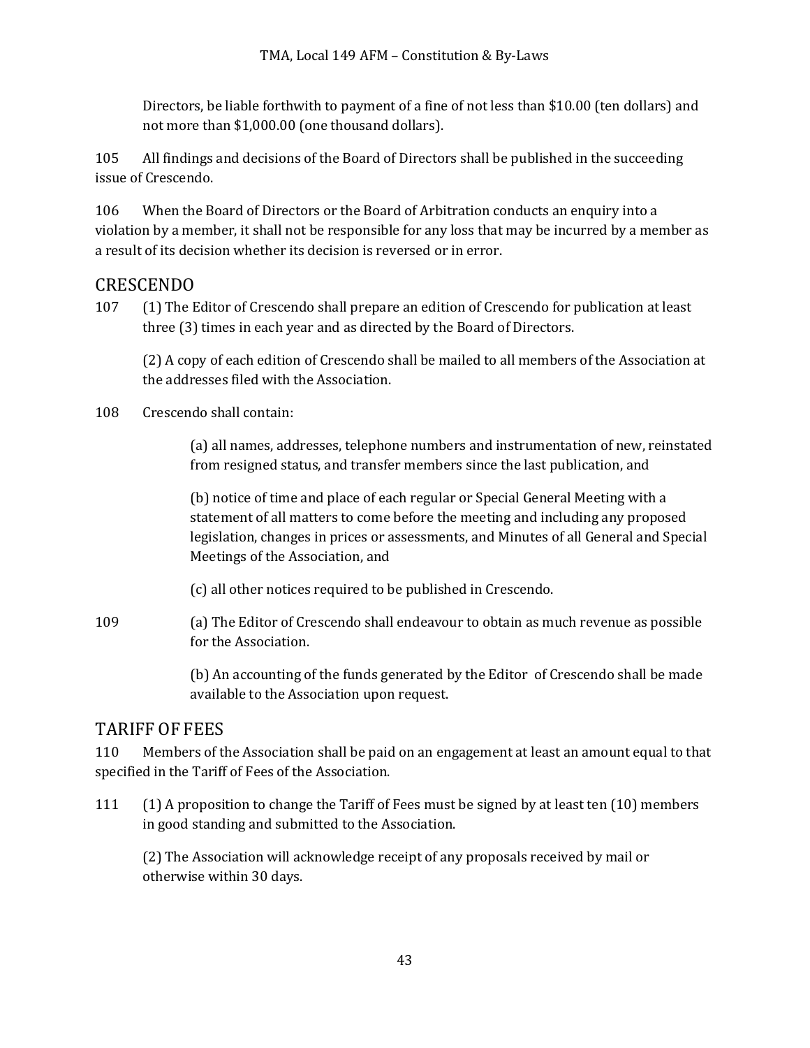Directors, be liable forthwith to payment of a fine of not less than $10.00 (ten dollars) and not more than $1,000.00 (one thousand dollars).

105 All findings and decisions of the Board of Directors shall be published in the succeeding issue of Crescendo.

106 When the Board of Directors or the Board of Arbitration conducts an enquiry into a violation by a member, it shall not be responsible for any loss that may be incurred by a member as a result of its decision whether its decision is reversed or in error.

## CRESCENDO

107 (1) The Editor of Crescendo shall prepare an edition of Crescendo for publication at least three (3) times in each year and as directed by the Board of Directors.

(2) A copy of each edition of Crescendo shall be mailed to all members of the Association at the addresses filed with the Association.

108 Crescendo shall contain:

(a) all names, addresses, telephone numbers and instrumentation of new, reinstated from resigned status, and transfer members since the last publication, and

(b) notice of time and place of each regular or Special General Meeting with a statement of all matters to come before the meeting and including any proposed legislation, changes in prices or assessments, and Minutes of all General and Special Meetings of the Association, and

(c) all other notices required to be published in Crescendo.

109 (a) The Editor of Crescendo shall endeavour to obtain as much revenue as possible for the Association.

(b) An accounting of the funds generated by the Editor of Crescendo shall be made available to the Association upon request.

## TARIFF OF FEES

110 Members of the Association shall be paid on an engagement at least an amount equal to that specified in the Tariff of Fees of the Association.

111 (1) A proposition to change the Tariff of Fees must be signed by at least ten (10) members in good standing and submitted to the Association.

(2) The Association will acknowledge receipt of any proposals received by mail or otherwise within 30 days.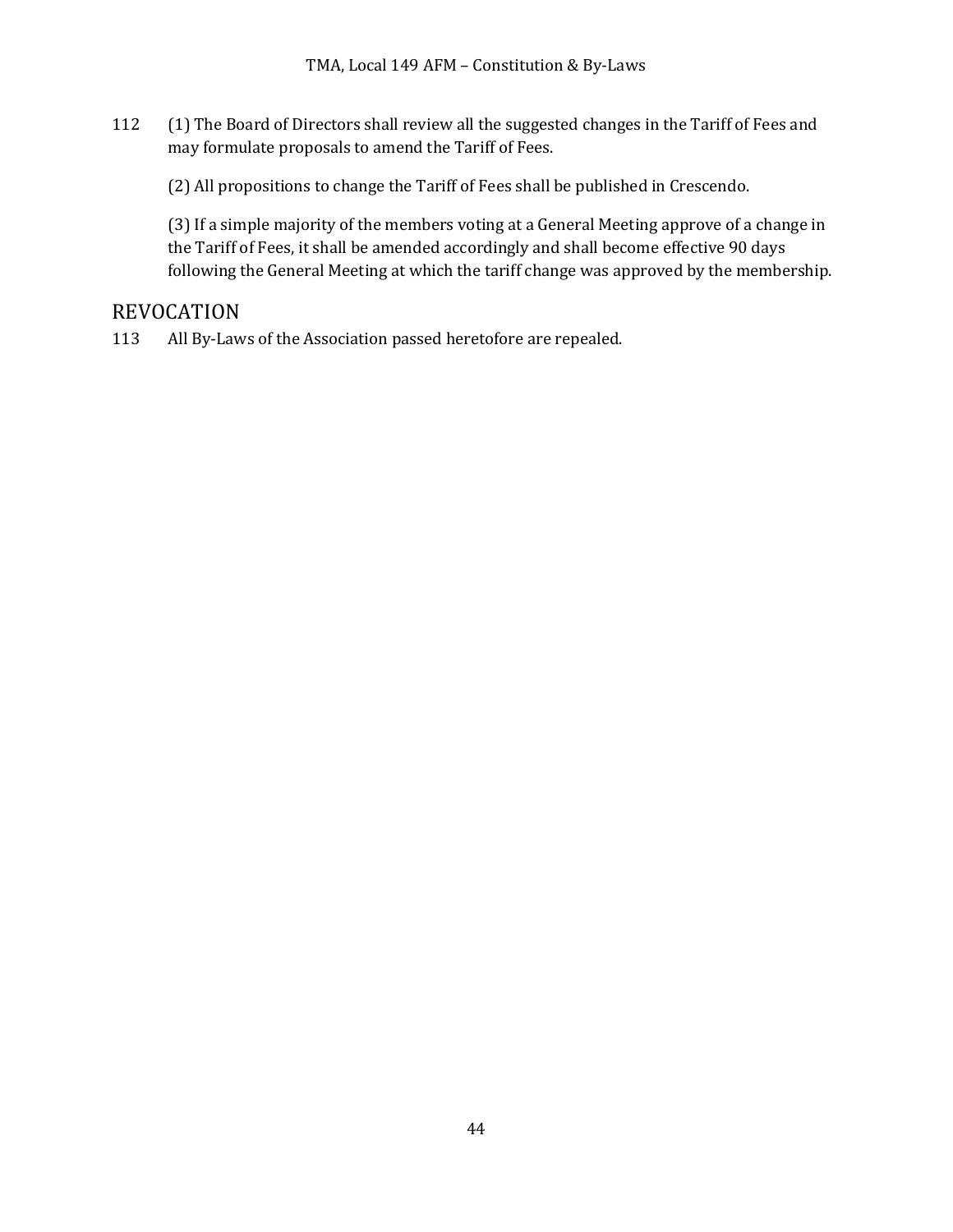112 (1) The Board of Directors shall review all the suggested changes in the Tariff of Fees and may formulate proposals to amend the Tariff of Fees.

(2) All propositions to change the Tariff of Fees shall be published in Crescendo.

(3) If a simple majority of the members voting at a General Meeting approve of a change in the Tariff of Fees, it shall be amended accordingly and shall become effective 90 days following the General Meeting at which the tariff change was approved by the membership.

## REVOCATION

113 All By-Laws of the Association passed heretofore are repealed.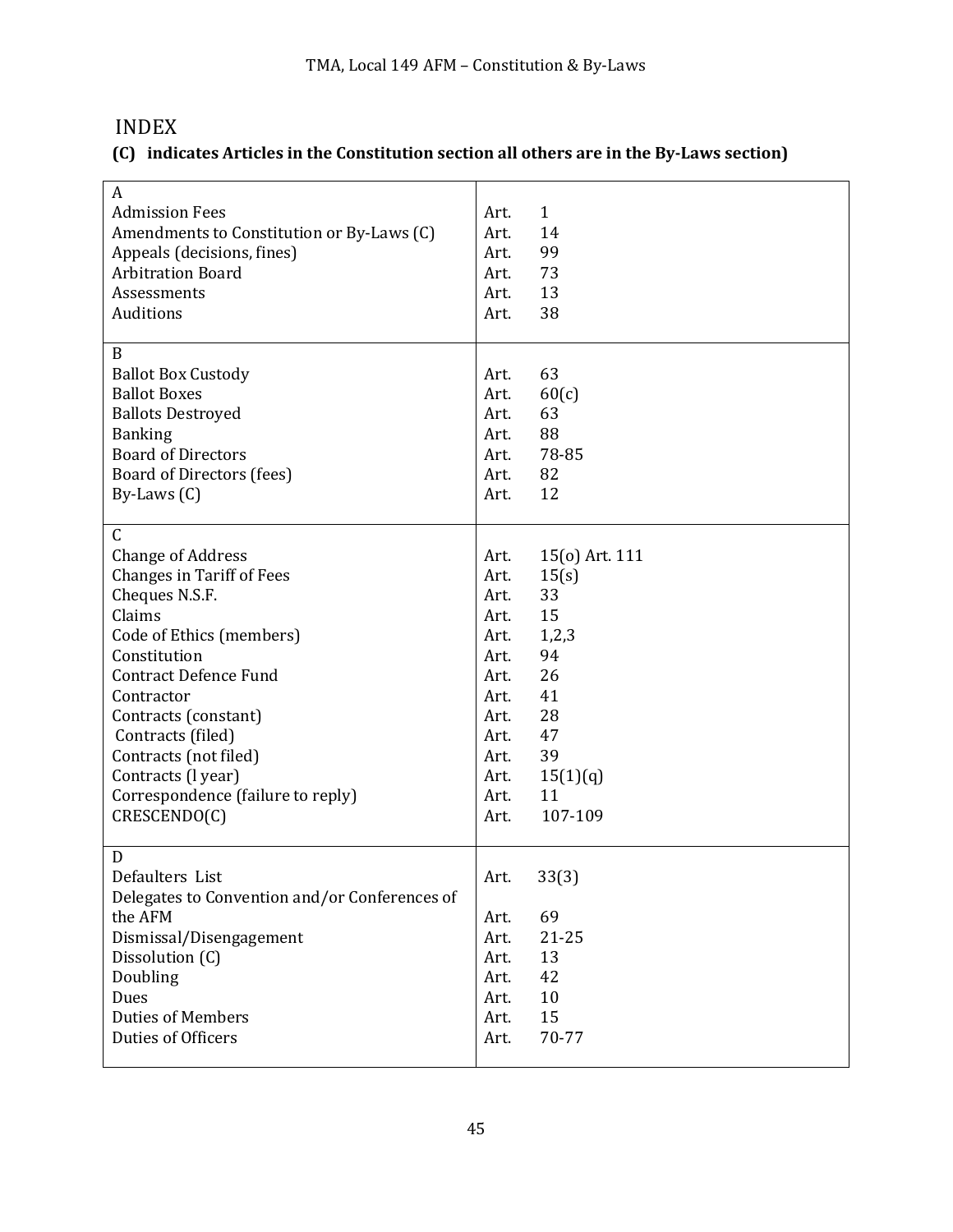# INDEX

**(C) indicates Articles in the Constitution section all others are in the By-Laws section)**

| | |
|---|---|
| A | |
| Admission Fees | Art. 1 |
| Amendments to Constitution or By-Laws (C) | Art. 14 |
| Appeals (decisions, fines) | Art. 99 |
| Arbitration Board | Art. 73 |
| Assessments | Art. 13 |
| Auditions | Art. 38 |
| B | |
| Ballot Box Custody | Art. 63 |
| Ballot Boxes | Art. 60(c) |
| Ballots Destroyed | Art. 63 |
| Banking | Art. 88 |
| Board of Directors | Art. 78-85 |
| Board of Directors (fees) | Art. 82 |
| By-Laws (C) | Art. 12 |
| C | |
| Change of Address | Art. 15(o) Art. 111 |
| Changes in Tariff of Fees | Art. 15(s) |
| Cheques N.S.F. | Art. 33 |
| Claims | Art. 15 |
| Code of Ethics (members) | Art. 1,2,3 |
| Constitution | Art. 94 |
| Contract Defence Fund | Art. 26 |
| Contractor | Art. 41 |
| Contracts (constant) | Art. 28 |
| Contracts (filed) | Art. 47 |
| Contracts (not filed) | Art. 39 |
| Contracts (l year) | Art. 15(1)(q) |
| Correspondence (failure to reply) | Art. 11 |
| CRESCENDO(C) | Art. 107-109 |
| D | |
| Defaulters List | Art. 33(3) |
| Delegates to Convention and/or Conferences of the AFM | Art. 69 |
| Dismissal/Disengagement | Art. 21-25 |
| Dissolution (C) | Art. 13 |
| Doubling | Art. 42 |
| Dues | Art. 10 |
| Duties of Members | Art. 15 |
| Duties of Officers | Art. 70-77 |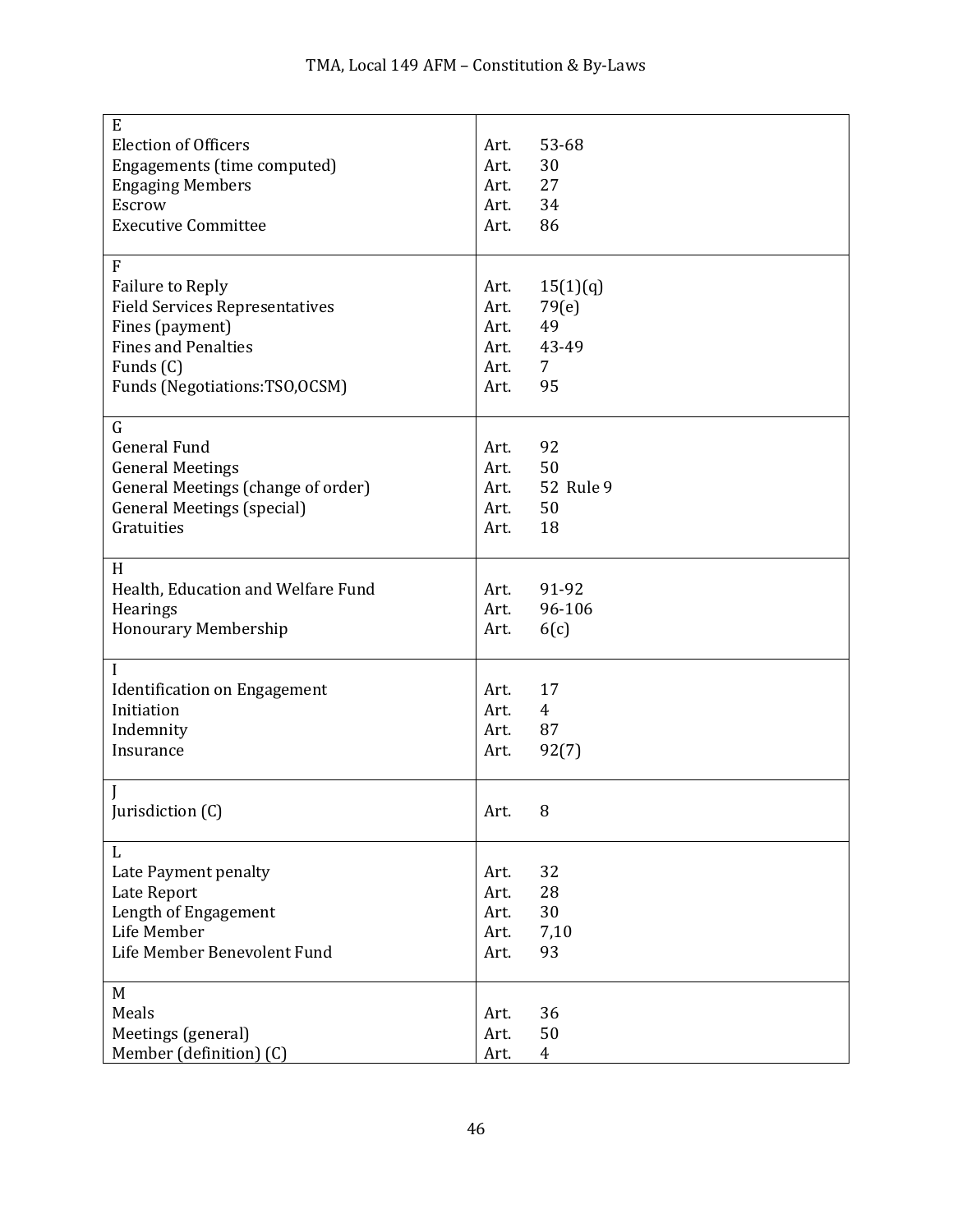| | |
|---|---|
| E | |
| Election of Officers | Art. 53-68 |
| Engagements (time computed) | Art. 30 |
| Engaging Members | Art. 27 |
| Escrow | Art. 34 |
| Executive Committee | Art. 86 |
| F | |
| Failure to Reply | Art. 15(1)(q) |
| Field Services Representatives | Art. 79(e) |
| Fines (payment) | Art. 49 |
| Fines and Penalties | Art. 43-49 |
| Funds (C) | Art. 7 |
| Funds (Negotiations:TSO,OCSM) | Art. 95 |
| G | |
| General Fund | Art. 92 |
| General Meetings | Art. 50 |
| General Meetings (change of order) | Art. 52 Rule 9 |
| General Meetings (special) | Art. 50 |
| Gratuities | Art. 18 |
| H | |
| Health, Education and Welfare Fund | Art. 91-92 |
| Hearings | Art. 96-106 |
| Honourary Membership | Art. 6(c) |
| I | |
| Identification on Engagement | Art. 17 |
| Initiation | Art. 4 |
| Indemnity | Art. 87 |
| Insurance | Art. 92(7) |
| J | |
| Jurisdiction (C) | Art. 8 |
| L | |
| Late Payment penalty | Art. 32 |
| Late Report | Art. 28 |
| Length of Engagement | Art. 30 |
| Life Member | Art. 7,10 |
| Life Member Benevolent Fund | Art. 93 |
| M | |
| Meals | Art. 36 |
| Meetings (general) | Art. 50 |
| Member (definition) (C) | Art. 4 |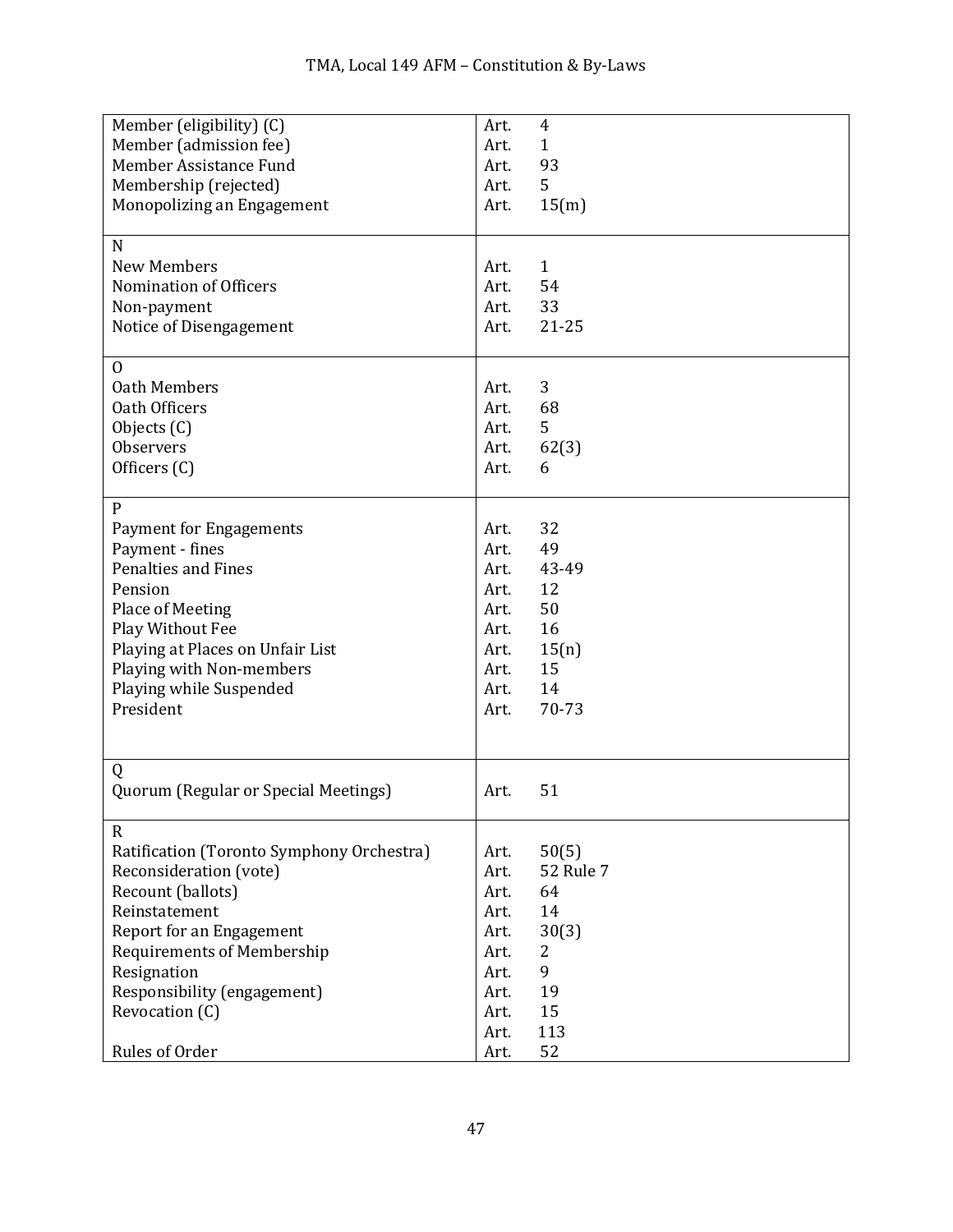| | |
|---|---|
| Member (eligibility) (C) | Art. 4 |
| Member (admission fee) | Art. 1 |
| Member Assistance Fund | Art. 93 |
| Membership (rejected) | Art. 5 |
| Monopolizing an Engagement | Art. 15(m) |
| **N** | |
| New Members | Art. 1 |
| Nomination of Officers | Art. 54 |
| Non-payment | Art. 33 |
| Notice of Disengagement | Art. 21-25 |
| **O** | |
| Oath Members | Art. 3 |
| Oath Officers | Art. 68 |
| Objects (C) | Art. 5 |
| Observers | Art. 62(3) |
| Officers (C) | Art. 6 |
| **P** | |
| Payment for Engagements | Art. 32 |
| Payment - fines | Art. 49 |
| Penalties and Fines | Art. 43-49 |
| Pension | Art. 12 |
| Place of Meeting | Art. 50 |
| Play Without Fee | Art. 16 |
| Playing at Places on Unfair List | Art. 15(n) |
| Playing with Non-members | Art. 15 |
| Playing while Suspended | Art. 14 |
| President | Art. 70-73 |
| **Q** | |
| Quorum (Regular or Special Meetings) | Art. 51 |
| **R** | |
| Ratification (Toronto Symphony Orchestra) | Art. 50(5) |
| Reconsideration (vote) | Art. 52 Rule 7 |
| Recount (ballots) | Art. 64 |
| Reinstatement | Art. 14 |
| Report for an Engagement | Art. 30(3) |
| Requirements of Membership | Art. 2 |
| Resignation | Art. 9 |
| Responsibility (engagement) | Art. 19 |
| Revocation (C) | Art. 15 |
| | Art. 113 |
| Rules of Order | Art. 52 |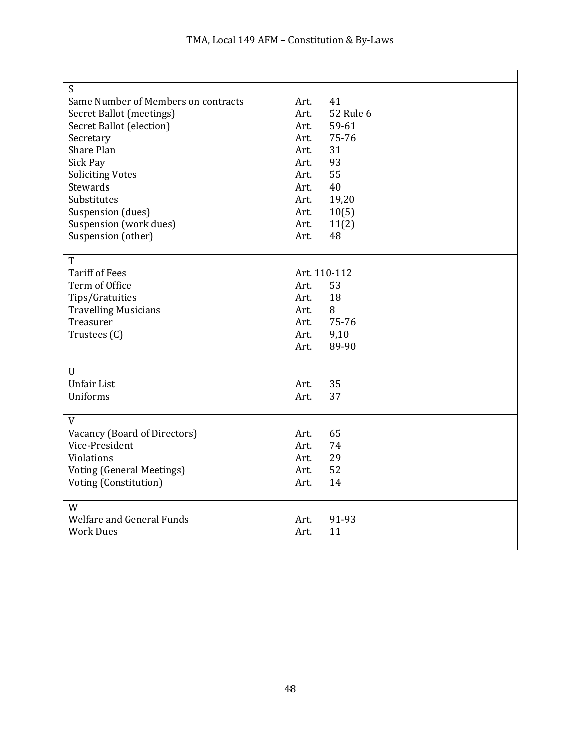| | |
|---|---|
| **S** | |
| Same Number of Members on contracts | Art. 41 |
| Secret Ballot (meetings) | Art. 52 Rule 6 |
| Secret Ballot (election) | Art. 59-61 |
| Secretary | Art. 75-76 |
| Share Plan | Art. 31 |
| Sick Pay | Art. 93 |
| Soliciting Votes | Art. 55 |
| Stewards | Art. 40 |
| Substitutes | Art. 19,20 |
| Suspension (dues) | Art. 10(5) |
| Suspension (work dues) | Art. 11(2) |
| Suspension (other) | Art. 48 |
| **T** | |
| Tariff of Fees | Art. 110-112 |
| Term of Office | Art. 53 |
| Tips/Gratuities | Art. 18 |
| Travelling Musicians | Art. 8 |
| Treasurer | Art. 75-76 |
| Trustees (C) | Art. 9,10<br>Art. 89-90 |
| **U** | |
| Unfair List | Art. 35 |
| Uniforms | Art. 37 |
| **V** | |
| Vacancy (Board of Directors) | Art. 65 |
| Vice-President | Art. 74 |
| Violations | Art. 29 |
| Voting (General Meetings) | Art. 52 |
| Voting (Constitution) | Art. 14 |
| **W** | |
| Welfare and General Funds | Art. 91-93 |
| Work Dues | Art. 11 |